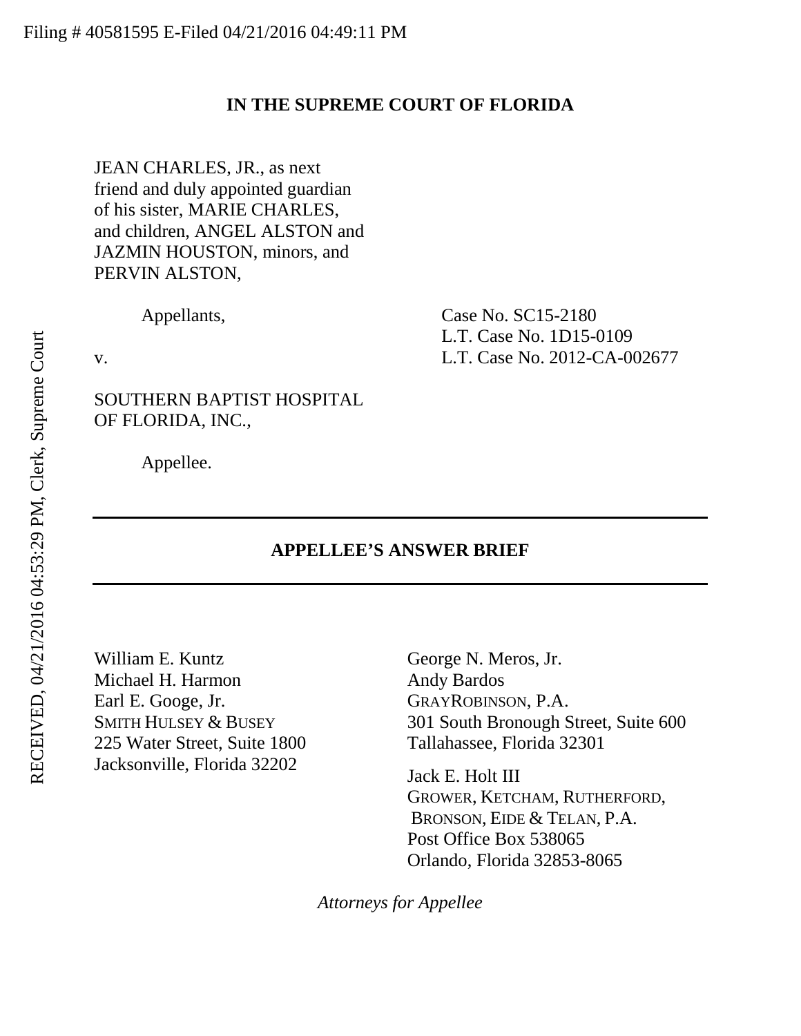Filing # 40581595 E-Filed 04/21/2016 04:49:11 PM

RECEIVED, 04/21/2016 04:53:29 PM, Clerk, Supreme Court

**IN THE SUPREME COURT OF FLORIDA**

JEAN CHARLES, JR., as next friend and duly appointed guardian of his sister, MARIE CHARLES, and children, ANGEL ALSTON and JAZMIN HOUSTON, minors, and PERVIN ALSTON,

Appellants,

v.

SOUTHERN BAPTIST HOSPITAL OF FLORIDA, INC.,

Appellee.

Case No. SC15-2180
L.T. Case No. 1D15-0109
L.T. Case No. 2012-CA-002677

---

**APPELLEE'S ANSWER BRIEF**

---

William E. Kuntz
Michael H. Harmon
Earl E. Googe, Jr.
SMITH HULSEY & BUSEY
225 Water Street, Suite 1800
Jacksonville, Florida 32202

George N. Meros, Jr.
Andy Bardos
GRAYROBINSON, P.A.
301 South Bronough Street, Suite 600
Tallahassee, Florida 32301

Jack E. Holt III
GROWER, KETCHAM, RUTHERFORD, BRONSON, EIDE & TELAN, P.A.
Post Office Box 538065
Orlando, Florida 32853-8065

*Attorneys for Appellee*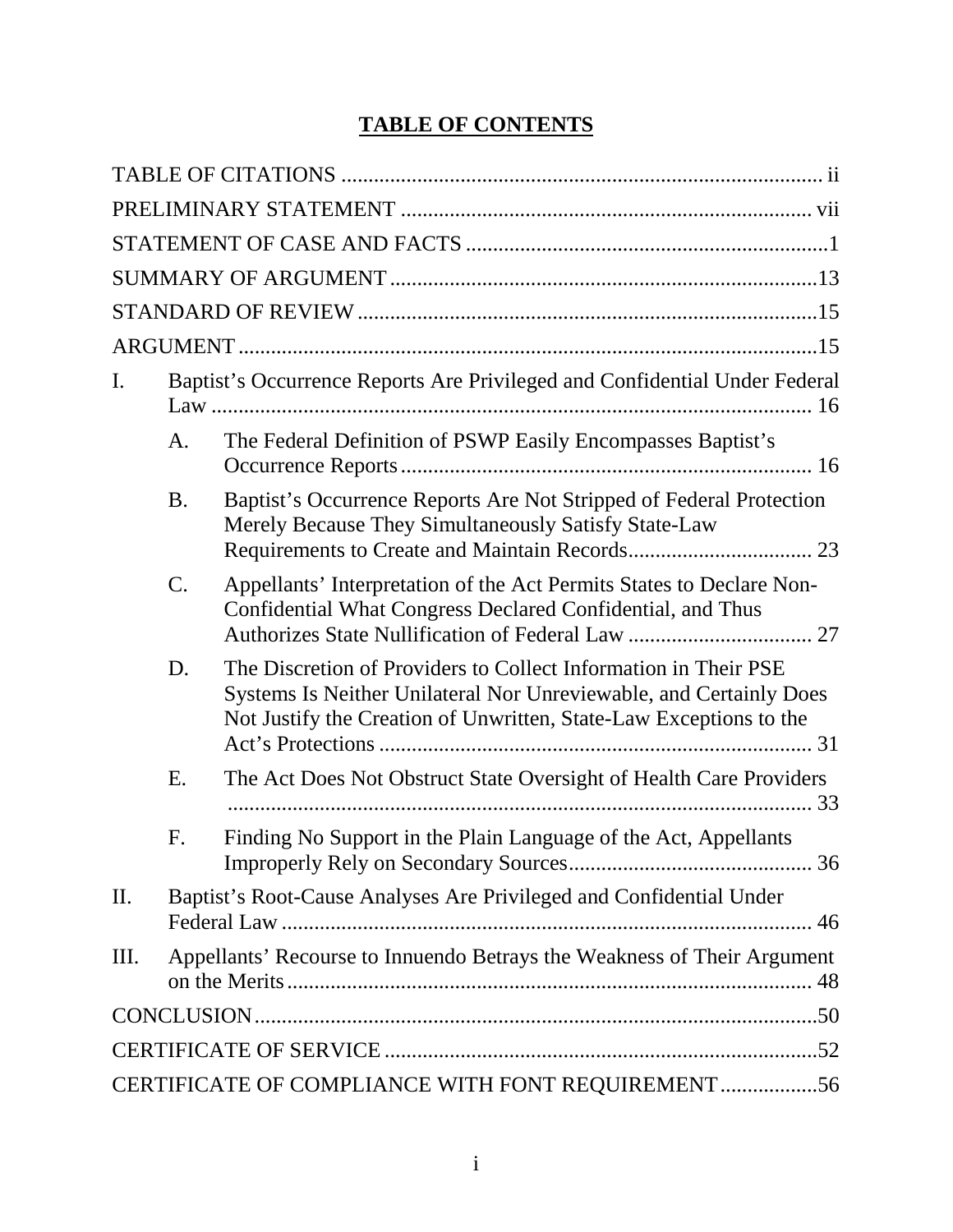# TABLE OF CONTENTS

TABLE OF CITATIONS ........................................................................................ ii

PRELIMINARY STATEMENT ........................................................................... vii

STATEMENT OF CASE AND FACTS ..................................................................1

SUMMARY OF ARGUMENT ..............................................................................13

STANDARD OF REVIEW ....................................................................................15

ARGUMENT ..........................................................................................................15

I. Baptist's Occurrence Reports Are Privileged and Confidential Under Federal Law ............................................................................................................... 16

  A. The Federal Definition of PSWP Easily Encompasses Baptist's Occurrence Reports ............................................................................ 16

  B. Baptist's Occurrence Reports Are Not Stripped of Federal Protection Merely Because They Simultaneously Satisfy State-Law Requirements to Create and Maintain Records.................................. 23

  C. Appellants' Interpretation of the Act Permits States to Declare Non-Confidential What Congress Declared Confidential, and Thus Authorizes State Nullification of Federal Law .................................. 27

  D. The Discretion of Providers to Collect Information in Their PSE Systems Is Neither Unilateral Nor Unreviewable, and Certainly Does Not Justify the Creation of Unwritten, State-Law Exceptions to the Act's Protections ................................................................................ 31

  E. The Act Does Not Obstruct State Oversight of Health Care Providers ........................................................................................................... 33

  F. Finding No Support in the Plain Language of the Act, Appellants Improperly Rely on Secondary Sources............................................. 36

II. Baptist's Root-Cause Analyses Are Privileged and Confidential Under Federal Law .................................................................................................. 46

III. Appellants' Recourse to Innuendo Betrays the Weakness of Their Argument on the Merits................................................................................................. 48

CONCLUSION.......................................................................................................50

CERTIFICATE OF SERVICE ...............................................................................52

CERTIFICATE OF COMPLIANCE WITH FONT REQUIREMENT..................56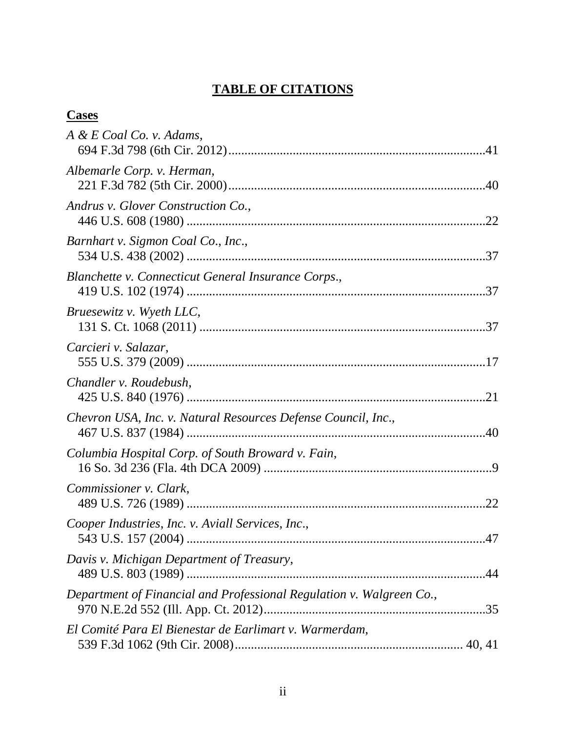# **TABLE OF CITATIONS**

## **Cases**

*A & E Coal Co. v. Adams*,
694 F.3d 798 (6th Cir. 2012)..............................................................................41

*Albemarle Corp. v. Herman*,
221 F.3d 782 (5th Cir. 2000)..............................................................................40

*Andrus v. Glover Construction Co.*,
446 U.S. 608 (1980) ...........................................................................................22

*Barnhart v. Sigmon Coal Co., Inc.*,
534 U.S. 438 (2002) ...........................................................................................37

*Blanchette v. Connecticut General Insurance Corps.*,
419 U.S. 102 (1974) ...........................................................................................37

*Bruesewitz v. Wyeth LLC*,
131 S. Ct. 1068 (2011) .......................................................................................37

*Carcieri v. Salazar*,
555 U.S. 379 (2009) ...........................................................................................17

*Chandler v. Roudebush*,
425 U.S. 840 (1976) ...........................................................................................21

*Chevron USA, Inc. v. Natural Resources Defense Council, Inc.*,
467 U.S. 837 (1984) ...........................................................................................40

*Columbia Hospital Corp. of South Broward v. Fain*,
16 So. 3d 236 (Fla. 4th DCA 2009) .....................................................................9

*Commissioner v. Clark*,
489 U.S. 726 (1989) ...........................................................................................22

*Cooper Industries, Inc. v. Aviall Services, Inc.*,
543 U.S. 157 (2004) ...........................................................................................47

*Davis v. Michigan Department of Treasury*,
489 U.S. 803 (1989) ...........................................................................................44

*Department of Financial and Professional Regulation v. Walgreen Co.*,
970 N.E.2d 552 (Ill. App. Ct. 2012)...................................................................35

*El Comité Para El Bienestar de Earlimart v. Warmerdam*,
539 F.3d 1062 (9th Cir. 2008)..................................................................... 40, 41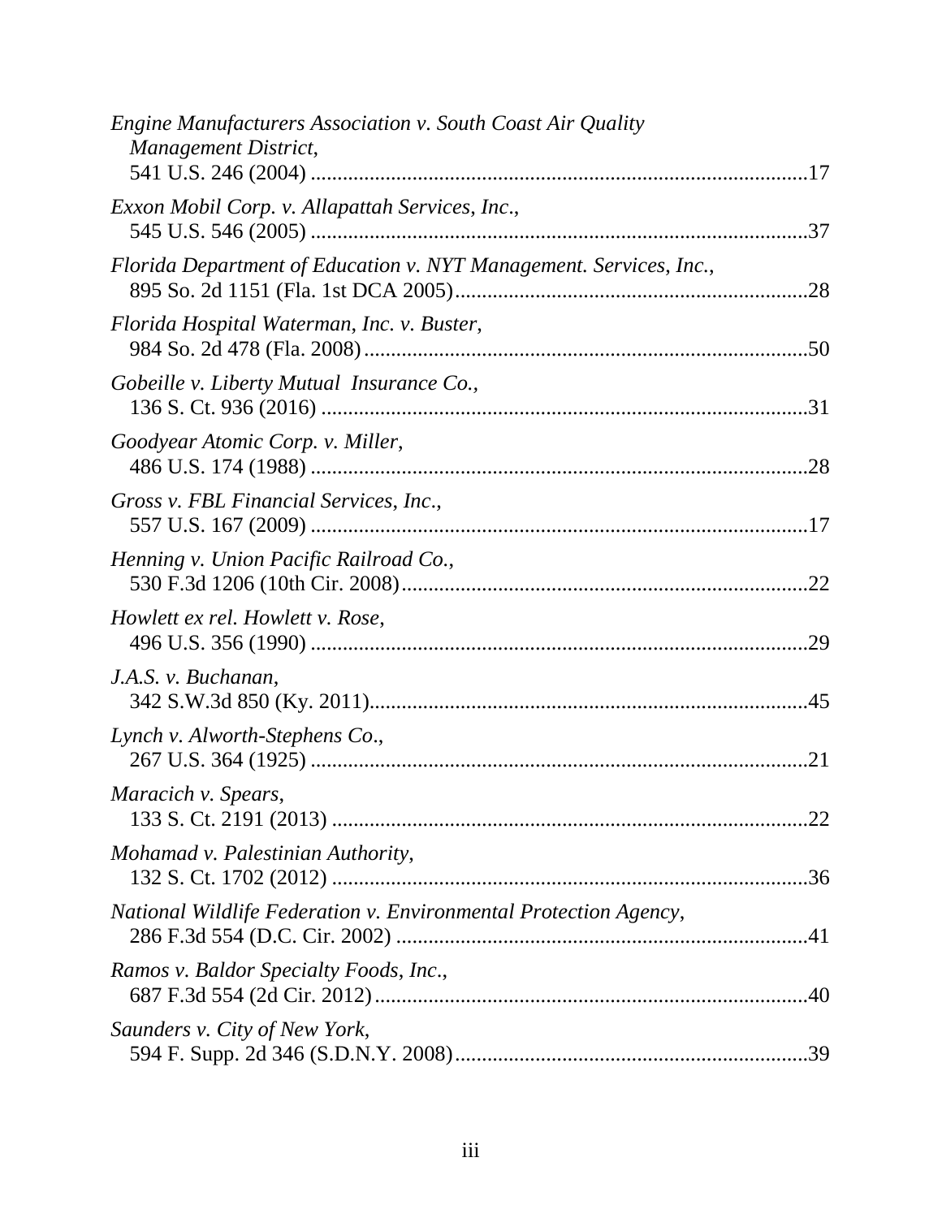*Engine Manufacturers Association v. South Coast Air Quality Management District*,
541 U.S. 246 (2004) ....................................................................................17

*Exxon Mobil Corp. v. Allapattah Services, Inc*.,
545 U.S. 546 (2005) ....................................................................................37

*Florida Department of Education v. NYT Management. Services, Inc.*,
895 So. 2d 1151 (Fla. 1st DCA 2005)..........................................................28

*Florida Hospital Waterman, Inc. v. Buster*,
984 So. 2d 478 (Fla. 2008)..........................................................................50

*Gobeille v. Liberty Mutual Insurance Co.*,
136 S. Ct. 936 (2016) ..................................................................................31

*Goodyear Atomic Corp. v. Miller*,
486 U.S. 174 (1988) ....................................................................................28

*Gross v. FBL Financial Services, Inc*.,
557 U.S. 167 (2009) ....................................................................................17

*Henning v. Union Pacific Railroad Co.*,
530 F.3d 1206 (10th Cir. 2008)....................................................................22

*Howlett ex rel. Howlett v. Rose*,
496 U.S. 356 (1990) ....................................................................................29

*J.A.S. v. Buchanan*,
342 S.W.3d 850 (Ky. 2011)..........................................................................45

*Lynch v. Alworth-Stephens Co*.,
267 U.S. 364 (1925) ....................................................................................21

*Maracich v. Spears*,
133 S. Ct. 2191 (2013) ................................................................................22

*Mohamad v. Palestinian Authority*,
132 S. Ct. 1702 (2012) ................................................................................36

*National Wildlife Federation v. Environmental Protection Agency*,
286 F.3d 554 (D.C. Cir. 2002) .....................................................................41

*Ramos v. Baldor Specialty Foods, Inc*.,
687 F.3d 554 (2d Cir. 2012).........................................................................40

*Saunders v. City of New York*,
594 F. Supp. 2d 346 (S.D.N.Y. 2008)..........................................................39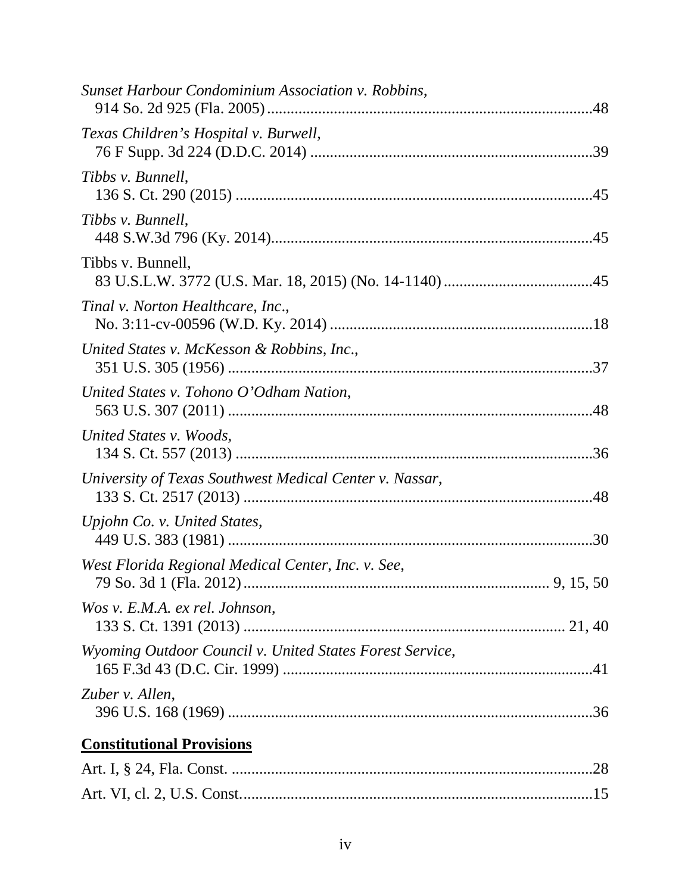*Sunset Harbour Condominium Association v. Robbins*,
914 So. 2d 925 (Fla. 2005) ..................................................................................48

*Texas Children's Hospital v. Burwell*,
76 F Supp. 3d 224 (D.D.C. 2014) .......................................................................39

*Tibbs v. Bunnell*,
136 S. Ct. 290 (2015) ..........................................................................................45

*Tibbs v. Bunnell*,
448 S.W.3d 796 (Ky. 2014).................................................................................45

Tibbs v. Bunnell,
83 U.S.L.W. 3772 (U.S. Mar. 18, 2015) (No. 14-1140) ......................................45

*Tinal v. Norton Healthcare, Inc*.,
No. 3:11-cv-00596 (W.D. Ky. 2014) ..................................................................18

*United States v. McKesson & Robbins, Inc*.,
351 U.S. 305 (1956) ............................................................................................37

*United States v. Tohono O'Odham Nation*,
563 U.S. 307 (2011) ............................................................................................48

*United States v. Woods*,
134 S. Ct. 557 (2013) ..........................................................................................36

*University of Texas Southwest Medical Center v. Nassar*,
133 S. Ct. 2517 (2013) ........................................................................................48

*Upjohn Co. v. United States*,
449 U.S. 383 (1981) ............................................................................................30

*West Florida Regional Medical Center, Inc. v. See*,
79 So. 3d 1 (Fla. 2012).......................................................................... 9, 15, 50

*Wos v. E.M.A. ex rel. Johnson*,
133 S. Ct. 1391 (2013) ................................................................................ 21, 40

*Wyoming Outdoor Council v. United States Forest Service*,
165 F.3d 43 (D.C. Cir. 1999) ..............................................................................41

*Zuber v. Allen*,
396 U.S. 168 (1969) ............................................................................................36

**Constitutional Provisions**

Art. I, § 24, Fla. Const. ...........................................................................................28

Art. VI, cl. 2, U.S. Const.........................................................................................15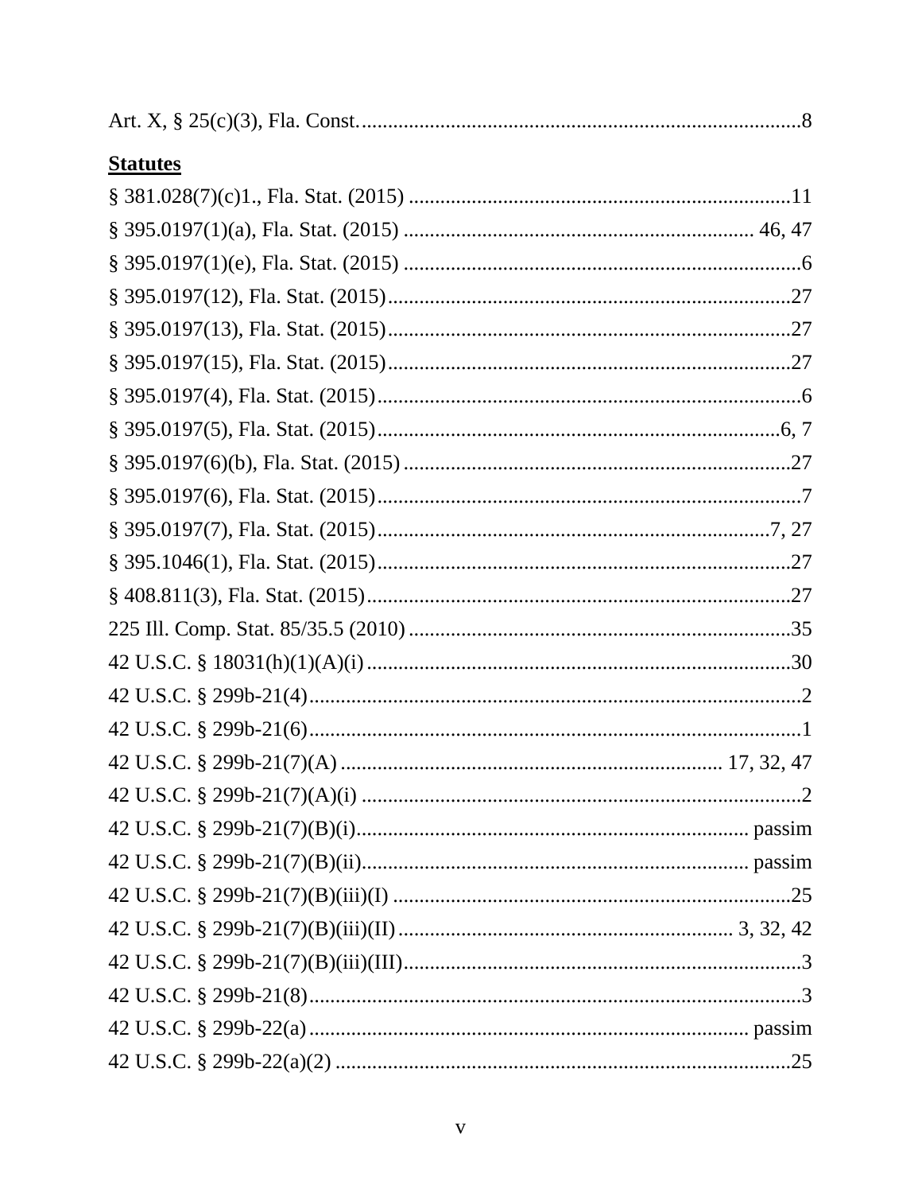Art. X, § 25(c)(3), Fla. Const. .................................................................................... 8

**Statutes**

§ 381.028(7)(c)1., Fla. Stat. (2015) ......................................................................... 11

§ 395.0197(1)(a), Fla. Stat. (2015) ................................................................. 46, 47

§ 395.0197(1)(e), Fla. Stat. (2015) ............................................................................ 6

§ 395.0197(12), Fla. Stat. (2015) ............................................................................. 27

§ 395.0197(13), Fla. Stat. (2015) ............................................................................. 27

§ 395.0197(15), Fla. Stat. (2015) ............................................................................. 27

§ 395.0197(4), Fla. Stat. (2015) ................................................................................. 6

§ 395.0197(5), Fla. Stat. (2015) .............................................................................. 6, 7

§ 395.0197(6)(b), Fla. Stat. (2015) .......................................................................... 27

§ 395.0197(6), Fla. Stat. (2015) ................................................................................. 7

§ 395.0197(7), Fla. Stat. (2015) ............................................................................ 7, 27

§ 395.1046(1), Fla. Stat. (2015) ............................................................................... 27

§ 408.811(3), Fla. Stat. (2015) ................................................................................. 27

225 Ill. Comp. Stat. 85/35.5 (2010) ......................................................................... 35

42 U.S.C. § 18031(h)(1)(A)(i) ................................................................................. 30

42 U.S.C. § 299b-21(4) .............................................................................................. 2

42 U.S.C. § 299b-21(6) .............................................................................................. 1

42 U.S.C. § 299b-21(7)(A) ....................................................................... 17, 32, 47

42 U.S.C. § 299b-21(7)(A)(i) .................................................................................... 2

42 U.S.C. § 299b-21(7)(B)(i) ......................................................................... passim

42 U.S.C. § 299b-21(7)(B)(ii) ........................................................................ passim

42 U.S.C. § 299b-21(7)(B)(iii)(I) ............................................................................ 25

42 U.S.C. § 299b-21(7)(B)(iii)(II) .............................................................. 3, 32, 42

42 U.S.C. § 299b-21(7)(B)(iii)(III) ............................................................................ 3

42 U.S.C. § 299b-21(8) .............................................................................................. 3

42 U.S.C. § 299b-22(a) ................................................................................... passim

42 U.S.C. § 299b-22(a)(2) ....................................................................................... 25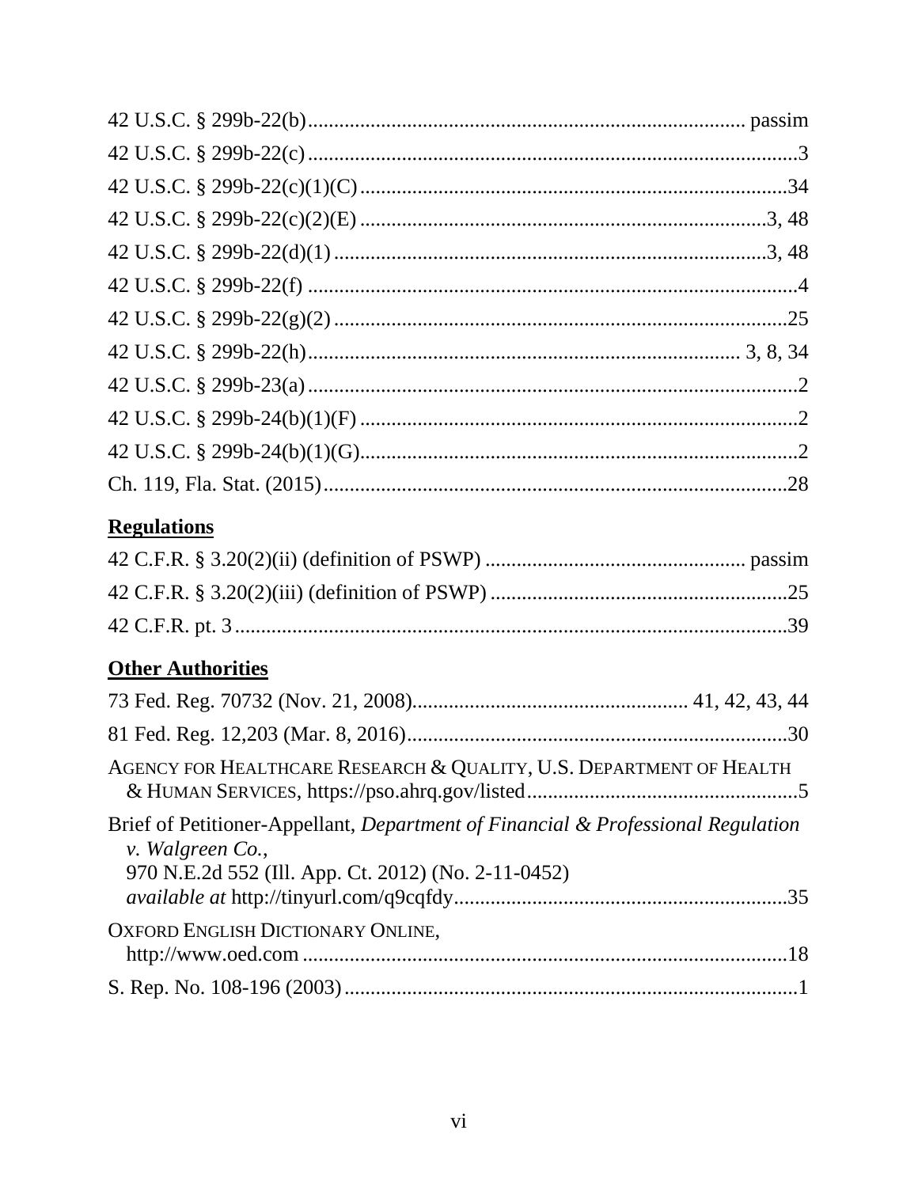42 U.S.C. § 299b-22(b) ........................................................................ passim

42 U.S.C. § 299b-22(c) ........................................................................ 3

42 U.S.C. § 299b-22(c)(1)(C) ........................................................................ 34

42 U.S.C. § 299b-22(c)(2)(E) ........................................................................ 3, 48

42 U.S.C. § 299b-22(d)(1) ........................................................................ 3, 48

42 U.S.C. § 299b-22(f) ........................................................................ 4

42 U.S.C. § 299b-22(g)(2) ........................................................................ 25

42 U.S.C. § 299b-22(h) ........................................................................ 3, 8, 34

42 U.S.C. § 299b-23(a) ........................................................................ 2

42 U.S.C. § 299b-24(b)(1)(F) ........................................................................ 2

42 U.S.C. § 299b-24(b)(1)(G) ........................................................................ 2

Ch. 119, Fla. Stat. (2015) ........................................................................ 28

## Regulations

42 C.F.R. § 3.20(2)(ii) (definition of PSWP) ........................................................................ passim

42 C.F.R. § 3.20(2)(iii) (definition of PSWP) ........................................................................ 25

42 C.F.R. pt. 3 ........................................................................ 39

## Other Authorities

73 Fed. Reg. 70732 (Nov. 21, 2008) ........................................................................ 41, 42, 43, 44

81 Fed. Reg. 12,203 (Mar. 8, 2016) ........................................................................ 30

AGENCY FOR HEALTHCARE RESEARCH & QUALITY, U.S. DEPARTMENT OF HEALTH & HUMAN SERVICES, https://pso.ahrq.gov/listed ........................................................................ 5

Brief of Petitioner-Appellant, *Department of Financial & Professional Regulation v. Walgreen Co.*, 970 N.E.2d 552 (Ill. App. Ct. 2012) (No. 2-11-0452) *available at* http://tinyurl.com/q9cqfdy ........................................................................ 35

OXFORD ENGLISH DICTIONARY ONLINE, http://www.oed.com ........................................................................ 18

S. Rep. No. 108-196 (2003) ........................................................................ 1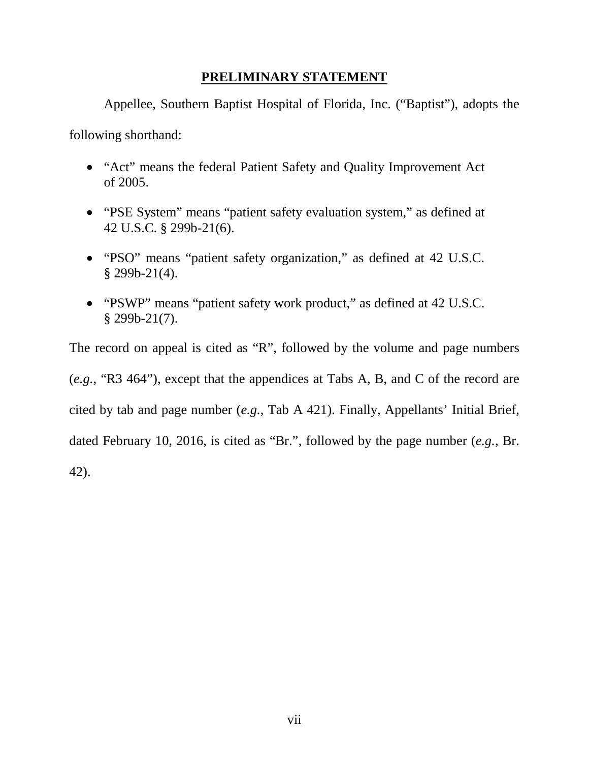## **PRELIMINARY STATEMENT**

Appellee, Southern Baptist Hospital of Florida, Inc. ("Baptist"), adopts the following shorthand:

- "Act" means the federal Patient Safety and Quality Improvement Act of 2005.
- "PSE System" means "patient safety evaluation system," as defined at 42 U.S.C. § 299b-21(6).
- "PSO" means "patient safety organization," as defined at 42 U.S.C. § 299b-21(4).
- "PSWP" means "patient safety work product," as defined at 42 U.S.C. § 299b-21(7).

The record on appeal is cited as "R", followed by the volume and page numbers (*e.g.*, "R3 464"), except that the appendices at Tabs A, B, and C of the record are cited by tab and page number (*e.g.*, Tab A 421). Finally, Appellants' Initial Brief, dated February 10, 2016, is cited as "Br.", followed by the page number (*e.g.*, Br. 42).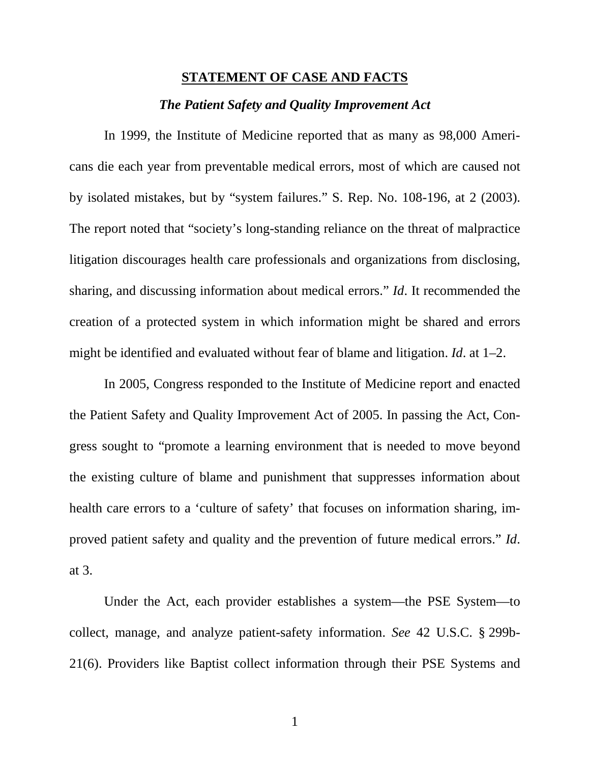## STATEMENT OF CASE AND FACTS

### *The Patient Safety and Quality Improvement Act*

In 1999, the Institute of Medicine reported that as many as 98,000 Americans die each year from preventable medical errors, most of which are caused not by isolated mistakes, but by "system failures." S. Rep. No. 108-196, at 2 (2003). The report noted that "society's long-standing reliance on the threat of malpractice litigation discourages health care professionals and organizations from disclosing, sharing, and discussing information about medical errors." *Id*. It recommended the creation of a protected system in which information might be shared and errors might be identified and evaluated without fear of blame and litigation. *Id*. at 1–2.

In 2005, Congress responded to the Institute of Medicine report and enacted the Patient Safety and Quality Improvement Act of 2005. In passing the Act, Congress sought to "promote a learning environment that is needed to move beyond the existing culture of blame and punishment that suppresses information about health care errors to a 'culture of safety' that focuses on information sharing, improved patient safety and quality and the prevention of future medical errors." *Id*. at 3.

Under the Act, each provider establishes a system—the PSE System—to collect, manage, and analyze patient-safety information. *See* 42 U.S.C. § 299b-21(6). Providers like Baptist collect information through their PSE Systems and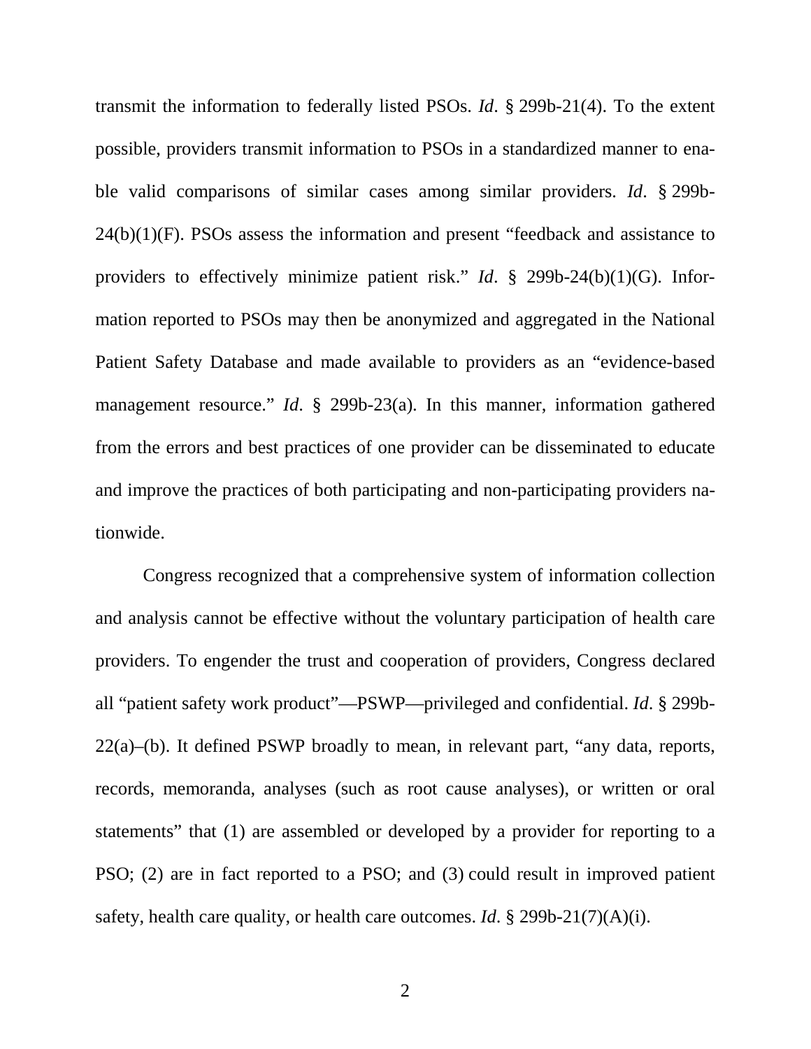transmit the information to federally listed PSOs. *Id*. § 299b-21(4). To the extent possible, providers transmit information to PSOs in a standardized manner to enable valid comparisons of similar cases among similar providers. *Id*. § 299b-24(b)(1)(F). PSOs assess the information and present "feedback and assistance to providers to effectively minimize patient risk." *Id*. § 299b-24(b)(1)(G). Information reported to PSOs may then be anonymized and aggregated in the National Patient Safety Database and made available to providers as an "evidence-based management resource." *Id*. § 299b-23(a). In this manner, information gathered from the errors and best practices of one provider can be disseminated to educate and improve the practices of both participating and non-participating providers nationwide.

Congress recognized that a comprehensive system of information collection and analysis cannot be effective without the voluntary participation of health care providers. To engender the trust and cooperation of providers, Congress declared all "patient safety work product"—PSWP—privileged and confidential. *Id*. § 299b-22(a)–(b). It defined PSWP broadly to mean, in relevant part, "any data, reports, records, memoranda, analyses (such as root cause analyses), or written or oral statements" that (1) are assembled or developed by a provider for reporting to a PSO; (2) are in fact reported to a PSO; and (3) could result in improved patient safety, health care quality, or health care outcomes. *Id*. § 299b-21(7)(A)(i).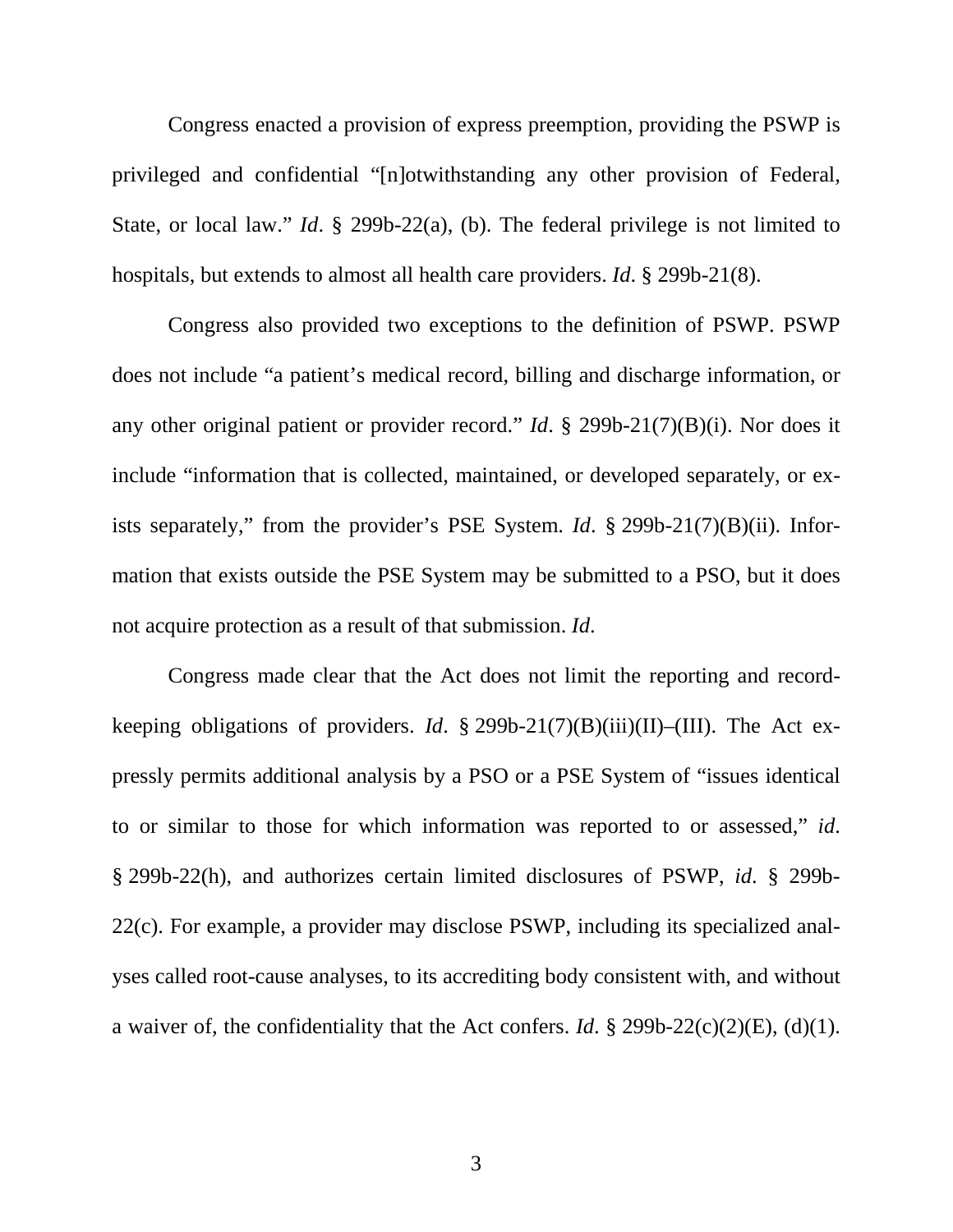Congress enacted a provision of express preemption, providing the PSWP is privileged and confidential "[n]otwithstanding any other provision of Federal, State, or local law." *Id*. § 299b-22(a), (b). The federal privilege is not limited to hospitals, but extends to almost all health care providers. *Id*. § 299b-21(8).

Congress also provided two exceptions to the definition of PSWP. PSWP does not include "a patient's medical record, billing and discharge information, or any other original patient or provider record." *Id*. § 299b-21(7)(B)(i). Nor does it include "information that is collected, maintained, or developed separately, or exists separately," from the provider's PSE System. *Id*. § 299b-21(7)(B)(ii). Information that exists outside the PSE System may be submitted to a PSO, but it does not acquire protection as a result of that submission. *Id*.

Congress made clear that the Act does not limit the reporting and record-keeping obligations of providers. *Id*. § 299b-21(7)(B)(iii)(II)–(III). The Act expressly permits additional analysis by a PSO or a PSE System of "issues identical to or similar to those for which information was reported to or assessed," *id*. § 299b-22(h), and authorizes certain limited disclosures of PSWP, *id*. § 299b-22(c). For example, a provider may disclose PSWP, including its specialized analyses called root-cause analyses, to its accrediting body consistent with, and without a waiver of, the confidentiality that the Act confers. *Id*. § 299b-22(c)(2)(E), (d)(1).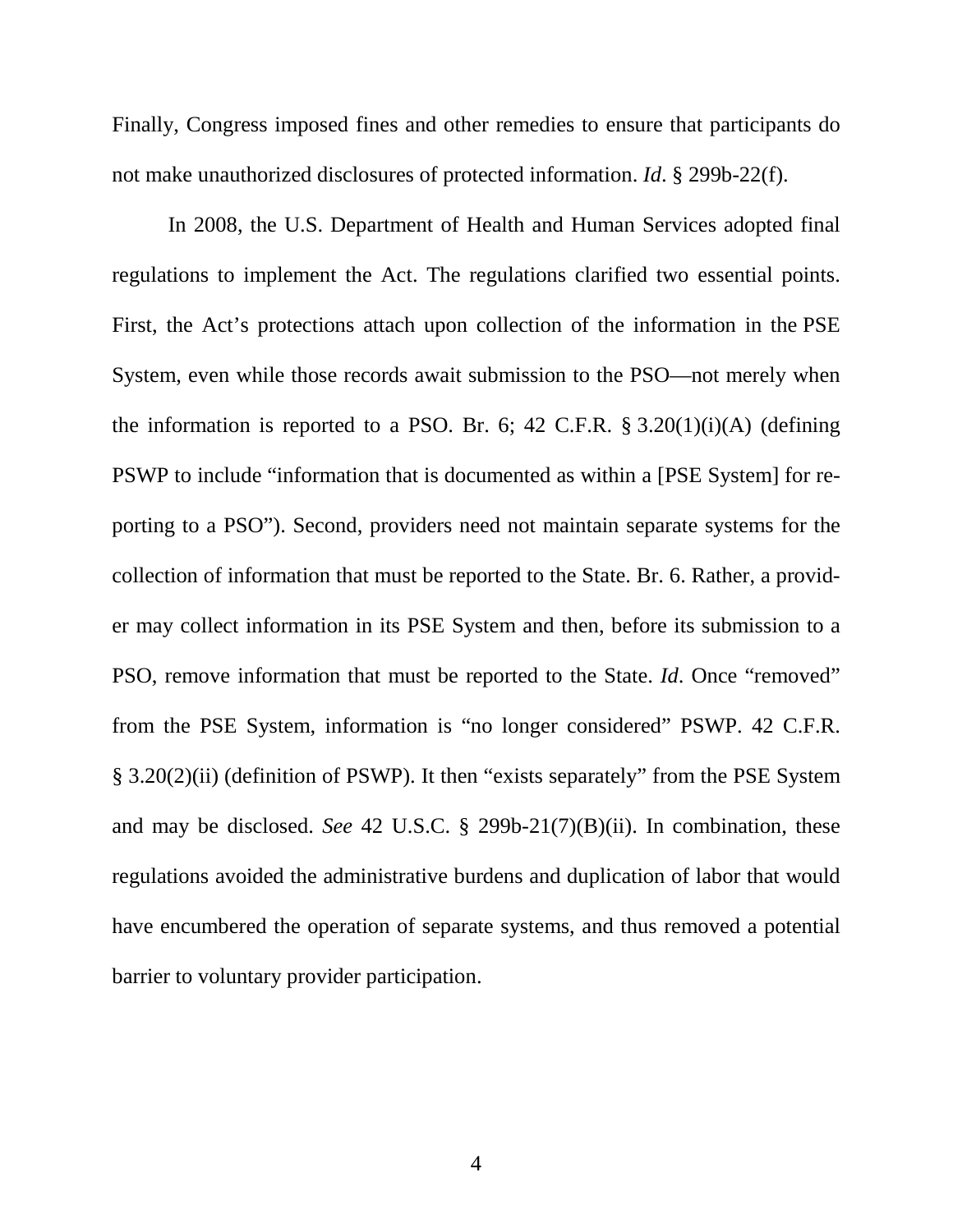Finally, Congress imposed fines and other remedies to ensure that participants do not make unauthorized disclosures of protected information. *Id*. § 299b-22(f).

In 2008, the U.S. Department of Health and Human Services adopted final regulations to implement the Act. The regulations clarified two essential points. First, the Act's protections attach upon collection of the information in the PSE System, even while those records await submission to the PSO—not merely when the information is reported to a PSO. Br. 6; 42 C.F.R. § 3.20(1)(i)(A) (defining PSWP to include "information that is documented as within a [PSE System] for reporting to a PSO"). Second, providers need not maintain separate systems for the collection of information that must be reported to the State. Br. 6. Rather, a provider may collect information in its PSE System and then, before its submission to a PSO, remove information that must be reported to the State. *Id*. Once "removed" from the PSE System, information is "no longer considered" PSWP. 42 C.F.R. § 3.20(2)(ii) (definition of PSWP). It then "exists separately" from the PSE System and may be disclosed. *See* 42 U.S.C. § 299b-21(7)(B)(ii). In combination, these regulations avoided the administrative burdens and duplication of labor that would have encumbered the operation of separate systems, and thus removed a potential barrier to voluntary provider participation.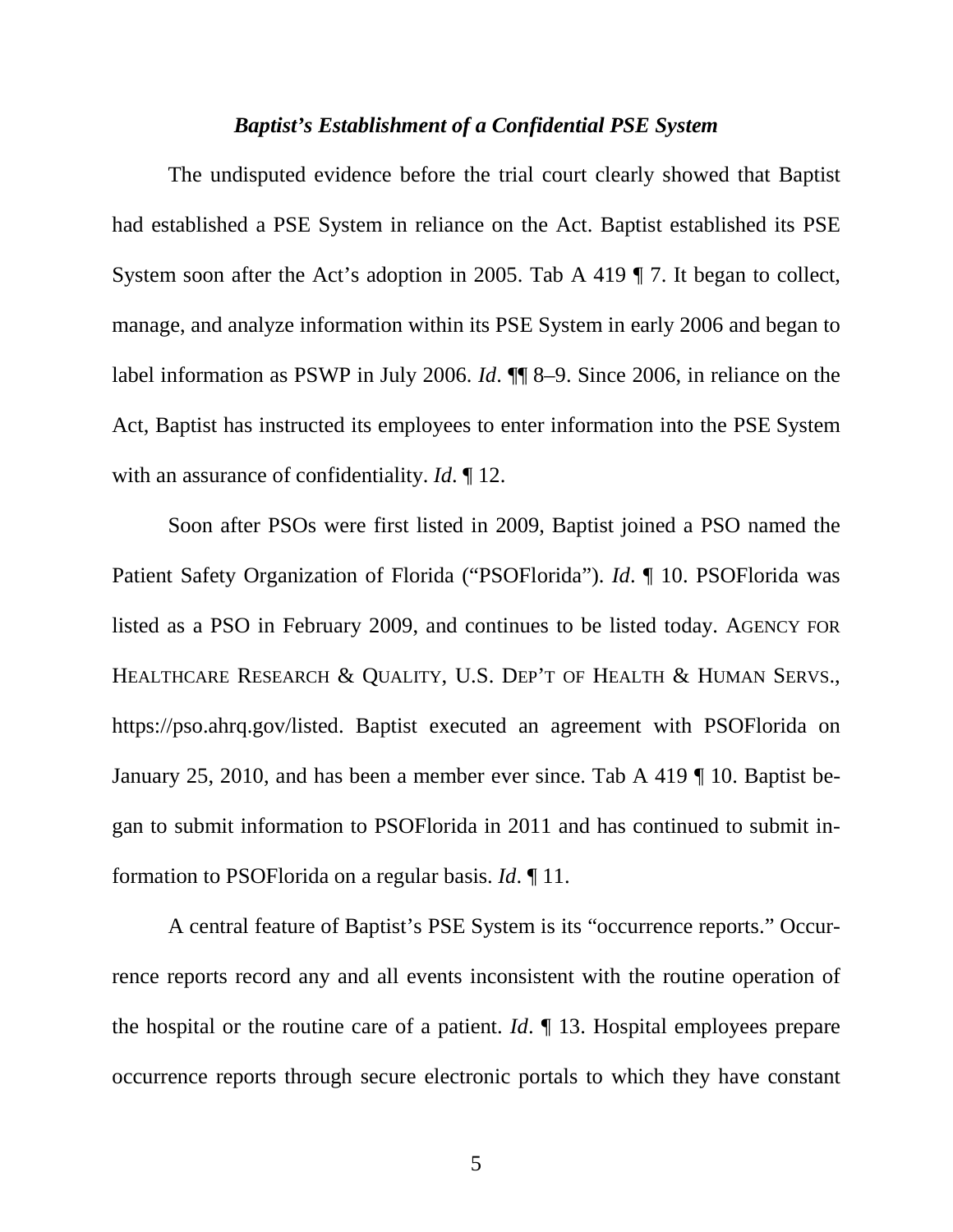### *Baptist's Establishment of a Confidential PSE System*

The undisputed evidence before the trial court clearly showed that Baptist had established a PSE System in reliance on the Act. Baptist established its PSE System soon after the Act's adoption in 2005. Tab A 419 ¶ 7. It began to collect, manage, and analyze information within its PSE System in early 2006 and began to label information as PSWP in July 2006. *Id*. ¶¶ 8–9. Since 2006, in reliance on the Act, Baptist has instructed its employees to enter information into the PSE System with an assurance of confidentiality. *Id*. ¶ 12.

Soon after PSOs were first listed in 2009, Baptist joined a PSO named the Patient Safety Organization of Florida ("PSOFlorida"). *Id*. ¶ 10. PSOFlorida was listed as a PSO in February 2009, and continues to be listed today. AGENCY FOR HEALTHCARE RESEARCH & QUALITY, U.S. DEP'T OF HEALTH & HUMAN SERVS., https://pso.ahrq.gov/listed. Baptist executed an agreement with PSOFlorida on January 25, 2010, and has been a member ever since. Tab A 419 ¶ 10. Baptist began to submit information to PSOFlorida in 2011 and has continued to submit information to PSOFlorida on a regular basis. *Id*. ¶ 11.

A central feature of Baptist's PSE System is its "occurrence reports." Occurrence reports record any and all events inconsistent with the routine operation of the hospital or the routine care of a patient. *Id*. ¶ 13. Hospital employees prepare occurrence reports through secure electronic portals to which they have constant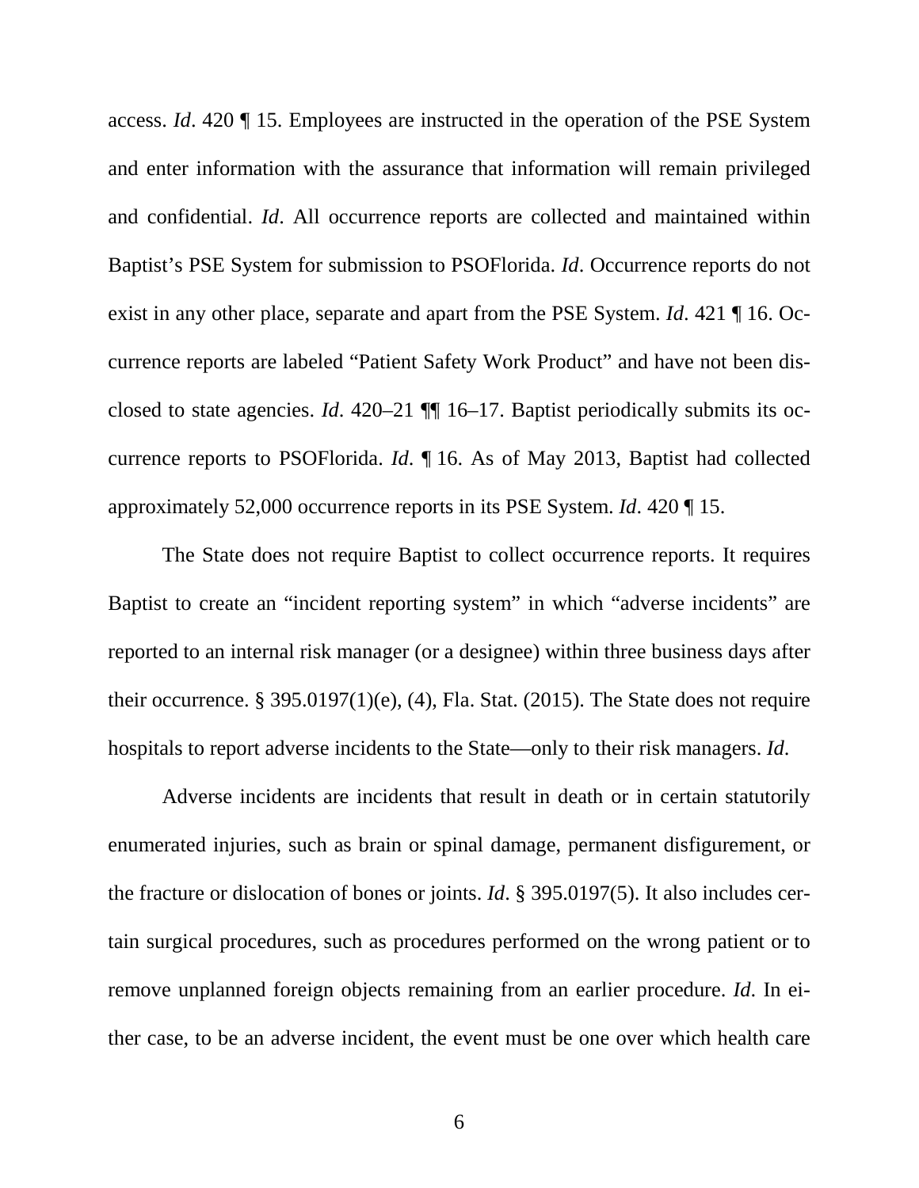access. *Id*. 420 ¶ 15. Employees are instructed in the operation of the PSE System and enter information with the assurance that information will remain privileged and confidential. *Id*. All occurrence reports are collected and maintained within Baptist's PSE System for submission to PSOFlorida. *Id*. Occurrence reports do not exist in any other place, separate and apart from the PSE System. *Id*. 421 ¶ 16. Occurrence reports are labeled "Patient Safety Work Product" and have not been disclosed to state agencies. *Id*. 420–21 ¶¶ 16–17. Baptist periodically submits its occurrence reports to PSOFlorida. *Id*. ¶ 16. As of May 2013, Baptist had collected approximately 52,000 occurrence reports in its PSE System. *Id*. 420 ¶ 15.

The State does not require Baptist to collect occurrence reports. It requires Baptist to create an "incident reporting system" in which "adverse incidents" are reported to an internal risk manager (or a designee) within three business days after their occurrence. § 395.0197(1)(e), (4), Fla. Stat. (2015). The State does not require hospitals to report adverse incidents to the State—only to their risk managers. *Id*.

Adverse incidents are incidents that result in death or in certain statutorily enumerated injuries, such as brain or spinal damage, permanent disfigurement, or the fracture or dislocation of bones or joints. *Id*. § 395.0197(5). It also includes certain surgical procedures, such as procedures performed on the wrong patient or to remove unplanned foreign objects remaining from an earlier procedure. *Id*. In either case, to be an adverse incident, the event must be one over which health care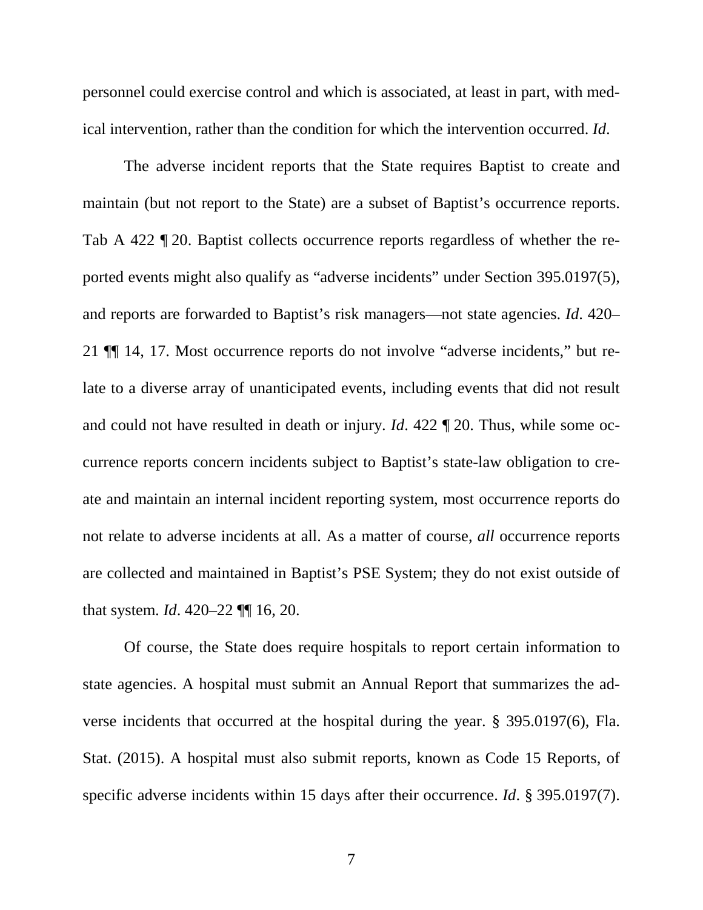personnel could exercise control and which is associated, at least in part, with medical intervention, rather than the condition for which the intervention occurred. *Id*.

The adverse incident reports that the State requires Baptist to create and maintain (but not report to the State) are a subset of Baptist's occurrence reports. Tab A 422 ¶ 20. Baptist collects occurrence reports regardless of whether the reported events might also qualify as "adverse incidents" under Section 395.0197(5), and reports are forwarded to Baptist's risk managers—not state agencies. *Id*. 420–21 ¶¶ 14, 17. Most occurrence reports do not involve "adverse incidents," but relate to a diverse array of unanticipated events, including events that did not result and could not have resulted in death or injury. *Id*. 422 ¶ 20. Thus, while some occurrence reports concern incidents subject to Baptist's state-law obligation to create and maintain an internal incident reporting system, most occurrence reports do not relate to adverse incidents at all. As a matter of course, *all* occurrence reports are collected and maintained in Baptist's PSE System; they do not exist outside of that system. *Id*. 420–22 ¶¶ 16, 20.

Of course, the State does require hospitals to report certain information to state agencies. A hospital must submit an Annual Report that summarizes the adverse incidents that occurred at the hospital during the year. § 395.0197(6), Fla. Stat. (2015). A hospital must also submit reports, known as Code 15 Reports, of specific adverse incidents within 15 days after their occurrence. *Id*. § 395.0197(7).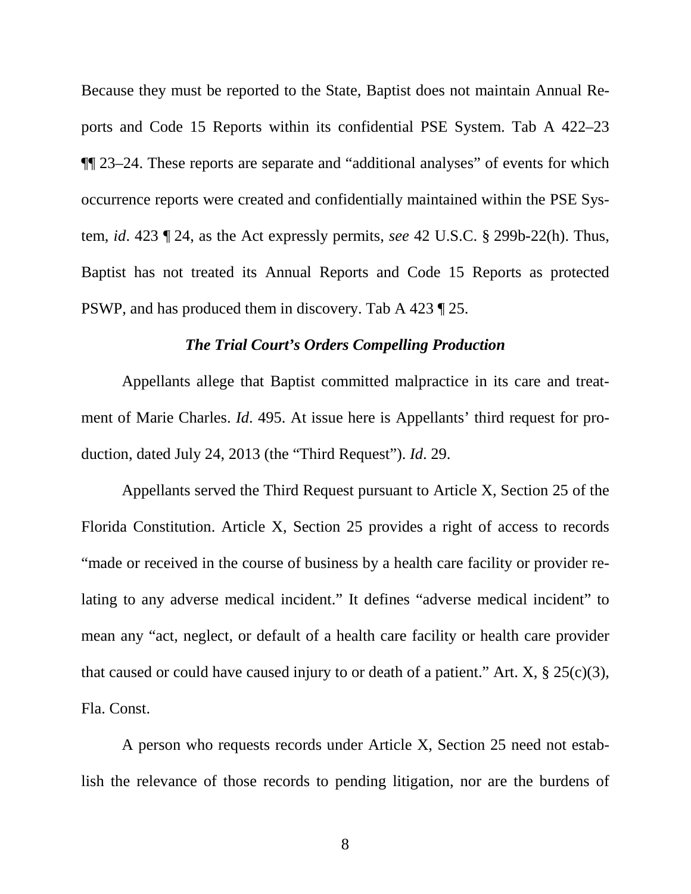Because they must be reported to the State, Baptist does not maintain Annual Reports and Code 15 Reports within its confidential PSE System. Tab A 422–23 ¶¶ 23–24. These reports are separate and "additional analyses" of events for which occurrence reports were created and confidentially maintained within the PSE System, *id*. 423 ¶ 24, as the Act expressly permits, *see* 42 U.S.C. § 299b-22(h). Thus, Baptist has not treated its Annual Reports and Code 15 Reports as protected PSWP, and has produced them in discovery. Tab A 423 ¶ 25.

***The Trial Court's Orders Compelling Production***

Appellants allege that Baptist committed malpractice in its care and treatment of Marie Charles. *Id*. 495. At issue here is Appellants' third request for production, dated July 24, 2013 (the "Third Request"). *Id*. 29.

Appellants served the Third Request pursuant to Article X, Section 25 of the Florida Constitution. Article X, Section 25 provides a right of access to records "made or received in the course of business by a health care facility or provider relating to any adverse medical incident." It defines "adverse medical incident" to mean any "act, neglect, or default of a health care facility or health care provider that caused or could have caused injury to or death of a patient." Art. X, § 25(c)(3), Fla. Const.

A person who requests records under Article X, Section 25 need not establish the relevance of those records to pending litigation, nor are the burdens of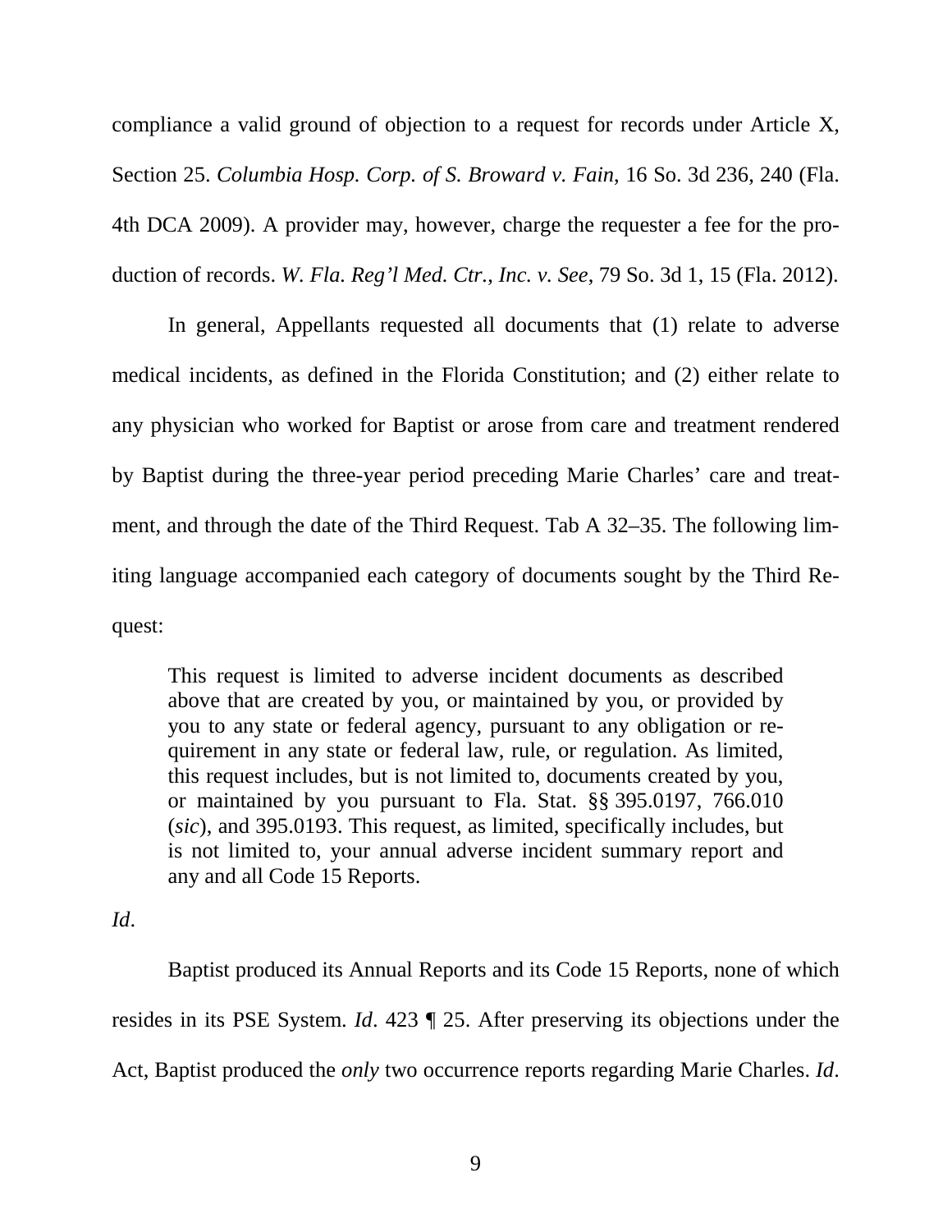compliance a valid ground of objection to a request for records under Article X, Section 25. *Columbia Hosp. Corp. of S. Broward v. Fain*, 16 So. 3d 236, 240 (Fla. 4th DCA 2009). A provider may, however, charge the requester a fee for the production of records. *W. Fla. Reg'l Med. Ctr., Inc. v. See*, 79 So. 3d 1, 15 (Fla. 2012).

In general, Appellants requested all documents that (1) relate to adverse medical incidents, as defined in the Florida Constitution; and (2) either relate to any physician who worked for Baptist or arose from care and treatment rendered by Baptist during the three-year period preceding Marie Charles' care and treatment, and through the date of the Third Request. Tab A 32–35. The following limiting language accompanied each category of documents sought by the Third Request:

> This request is limited to adverse incident documents as described above that are created by you, or maintained by you, or provided by you to any state or federal agency, pursuant to any obligation or requirement in any state or federal law, rule, or regulation. As limited, this request includes, but is not limited to, documents created by you, or maintained by you pursuant to Fla. Stat. §§ 395.0197, 766.010 (*sic*), and 395.0193. This request, as limited, specifically includes, but is not limited to, your annual adverse incident summary report and any and all Code 15 Reports.

*Id*.

Baptist produced its Annual Reports and its Code 15 Reports, none of which resides in its PSE System. *Id*. 423 ¶ 25. After preserving its objections under the Act, Baptist produced the *only* two occurrence reports regarding Marie Charles. *Id*.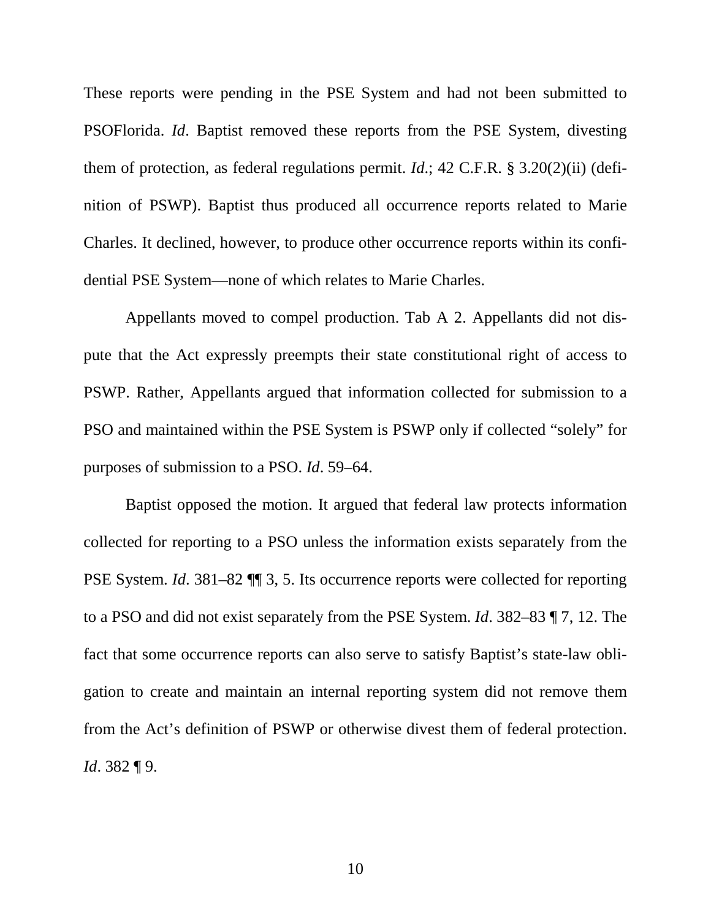These reports were pending in the PSE System and had not been submitted to PSOFlorida. *Id*. Baptist removed these reports from the PSE System, divesting them of protection, as federal regulations permit. *Id*.; 42 C.F.R. § 3.20(2)(ii) (definition of PSWP). Baptist thus produced all occurrence reports related to Marie Charles. It declined, however, to produce other occurrence reports within its confidential PSE System—none of which relates to Marie Charles.

Appellants moved to compel production. Tab A 2. Appellants did not dispute that the Act expressly preempts their state constitutional right of access to PSWP. Rather, Appellants argued that information collected for submission to a PSO and maintained within the PSE System is PSWP only if collected "solely" for purposes of submission to a PSO. *Id*. 59–64.

Baptist opposed the motion. It argued that federal law protects information collected for reporting to a PSO unless the information exists separately from the PSE System. *Id*. 381–82 ¶¶ 3, 5. Its occurrence reports were collected for reporting to a PSO and did not exist separately from the PSE System. *Id*. 382–83 ¶ 7, 12. The fact that some occurrence reports can also serve to satisfy Baptist's state-law obligation to create and maintain an internal reporting system did not remove them from the Act's definition of PSWP or otherwise divest them of federal protection. *Id*. 382 ¶ 9.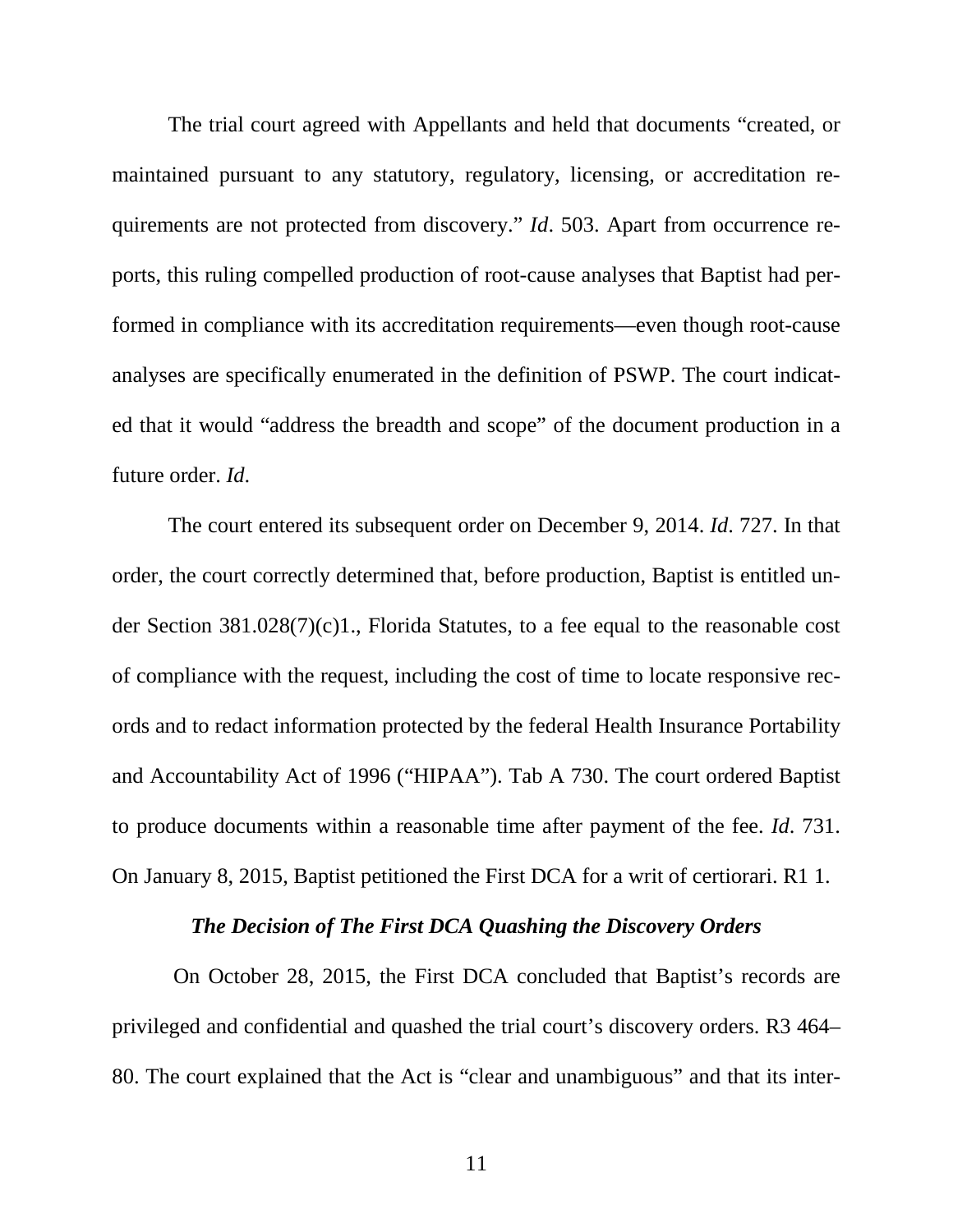The trial court agreed with Appellants and held that documents "created, or maintained pursuant to any statutory, regulatory, licensing, or accreditation requirements are not protected from discovery." *Id*. 503. Apart from occurrence reports, this ruling compelled production of root-cause analyses that Baptist had performed in compliance with its accreditation requirements—even though root-cause analyses are specifically enumerated in the definition of PSWP. The court indicated that it would "address the breadth and scope" of the document production in a future order. *Id*.

The court entered its subsequent order on December 9, 2014. *Id*. 727. In that order, the court correctly determined that, before production, Baptist is entitled under Section 381.028(7)(c)1., Florida Statutes, to a fee equal to the reasonable cost of compliance with the request, including the cost of time to locate responsive records and to redact information protected by the federal Health Insurance Portability and Accountability Act of 1996 ("HIPAA"). Tab A 730. The court ordered Baptist to produce documents within a reasonable time after payment of the fee. *Id*. 731. On January 8, 2015, Baptist petitioned the First DCA for a writ of certiorari. R1 1.

### *The Decision of The First DCA Quashing the Discovery Orders*

On October 28, 2015, the First DCA concluded that Baptist's records are privileged and confidential and quashed the trial court's discovery orders. R3 464–80. The court explained that the Act is "clear and unambiguous" and that its inter-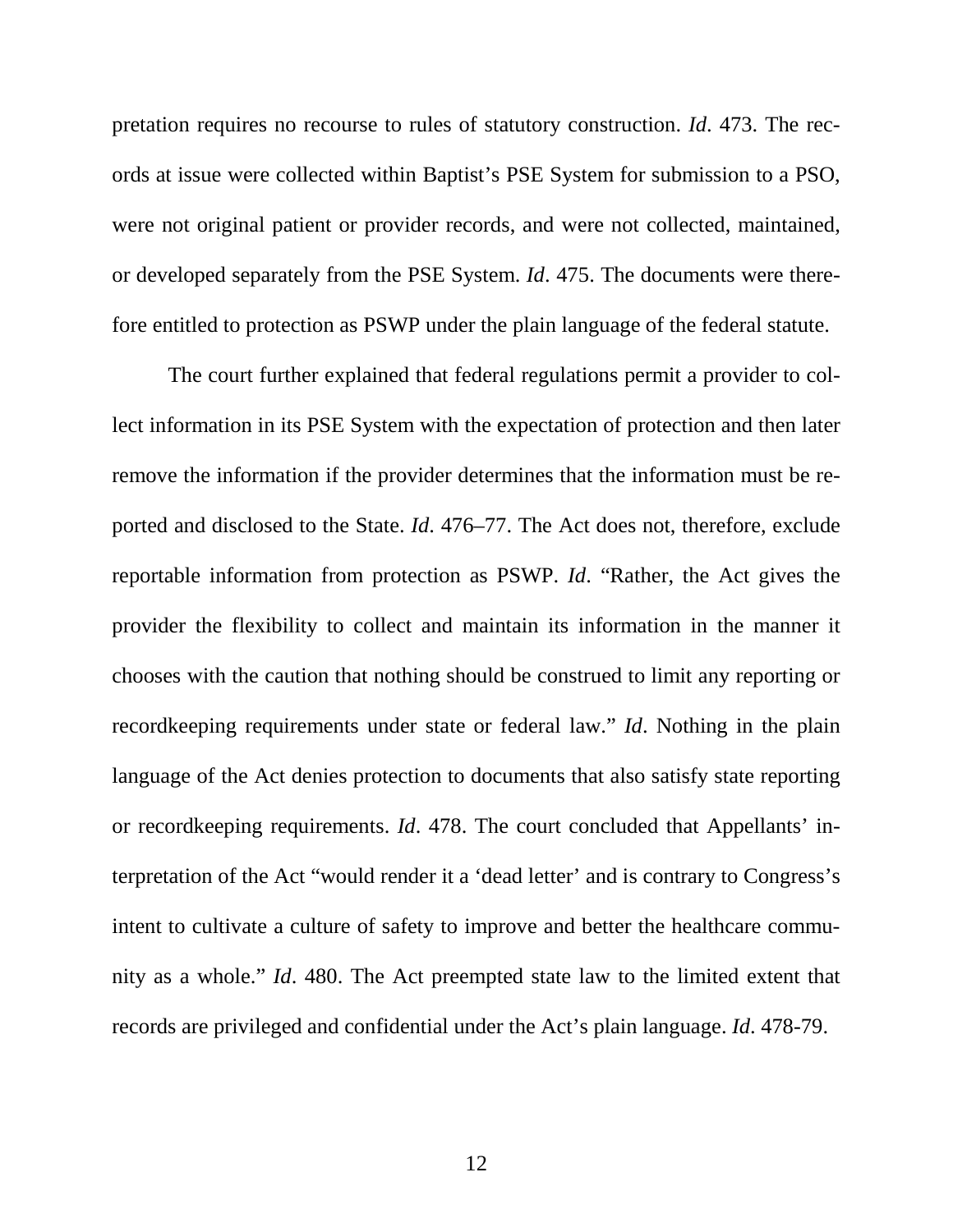pretation requires no recourse to rules of statutory construction. *Id*. 473. The records at issue were collected within Baptist's PSE System for submission to a PSO, were not original patient or provider records, and were not collected, maintained, or developed separately from the PSE System. *Id*. 475. The documents were therefore entitled to protection as PSWP under the plain language of the federal statute.

The court further explained that federal regulations permit a provider to collect information in its PSE System with the expectation of protection and then later remove the information if the provider determines that the information must be reported and disclosed to the State. *Id*. 476–77. The Act does not, therefore, exclude reportable information from protection as PSWP. *Id*. "Rather, the Act gives the provider the flexibility to collect and maintain its information in the manner it chooses with the caution that nothing should be construed to limit any reporting or recordkeeping requirements under state or federal law." *Id*. Nothing in the plain language of the Act denies protection to documents that also satisfy state reporting or recordkeeping requirements. *Id*. 478. The court concluded that Appellants' interpretation of the Act "would render it a 'dead letter' and is contrary to Congress's intent to cultivate a culture of safety to improve and better the healthcare community as a whole." *Id*. 480. The Act preempted state law to the limited extent that records are privileged and confidential under the Act's plain language. *Id*. 478-79.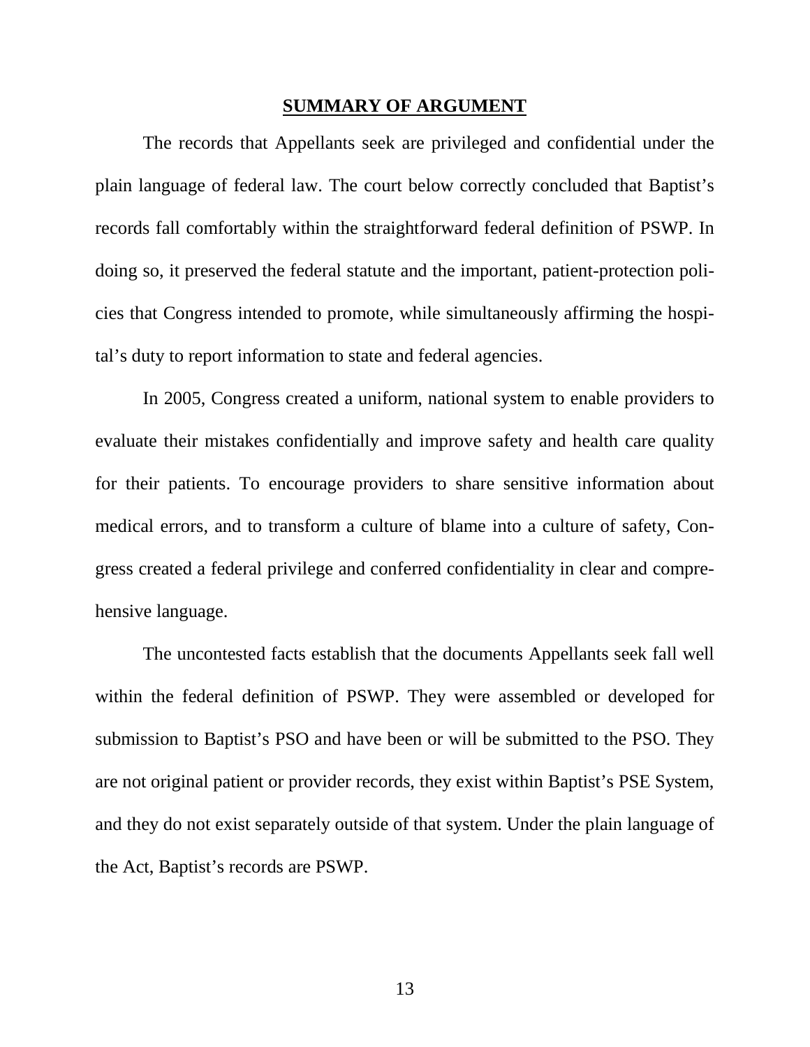## SUMMARY OF ARGUMENT

The records that Appellants seek are privileged and confidential under the plain language of federal law. The court below correctly concluded that Baptist's records fall comfortably within the straightforward federal definition of PSWP. In doing so, it preserved the federal statute and the important, patient-protection policies that Congress intended to promote, while simultaneously affirming the hospital's duty to report information to state and federal agencies.

In 2005, Congress created a uniform, national system to enable providers to evaluate their mistakes confidentially and improve safety and health care quality for their patients. To encourage providers to share sensitive information about medical errors, and to transform a culture of blame into a culture of safety, Congress created a federal privilege and conferred confidentiality in clear and comprehensive language.

The uncontested facts establish that the documents Appellants seek fall well within the federal definition of PSWP. They were assembled or developed for submission to Baptist's PSO and have been or will be submitted to the PSO. They are not original patient or provider records, they exist within Baptist's PSE System, and they do not exist separately outside of that system. Under the plain language of the Act, Baptist's records are PSWP.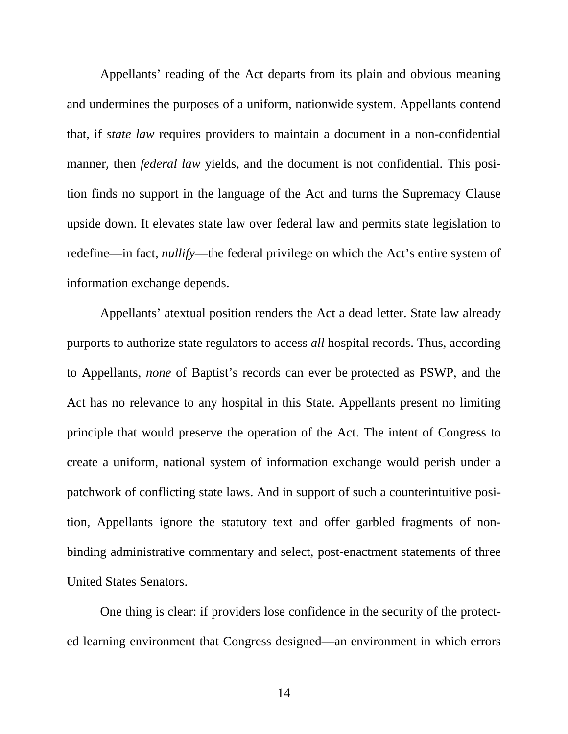Appellants' reading of the Act departs from its plain and obvious meaning and undermines the purposes of a uniform, nationwide system. Appellants contend that, if *state law* requires providers to maintain a document in a non-confidential manner, then *federal law* yields, and the document is not confidential. This position finds no support in the language of the Act and turns the Supremacy Clause upside down. It elevates state law over federal law and permits state legislation to redefine—in fact, *nullify*—the federal privilege on which the Act's entire system of information exchange depends.

Appellants' atextual position renders the Act a dead letter. State law already purports to authorize state regulators to access *all* hospital records. Thus, according to Appellants, *none* of Baptist's records can ever be protected as PSWP, and the Act has no relevance to any hospital in this State. Appellants present no limiting principle that would preserve the operation of the Act. The intent of Congress to create a uniform, national system of information exchange would perish under a patchwork of conflicting state laws. And in support of such a counterintuitive position, Appellants ignore the statutory text and offer garbled fragments of non-binding administrative commentary and select, post-enactment statements of three United States Senators.

One thing is clear: if providers lose confidence in the security of the protected learning environment that Congress designed—an environment in which errors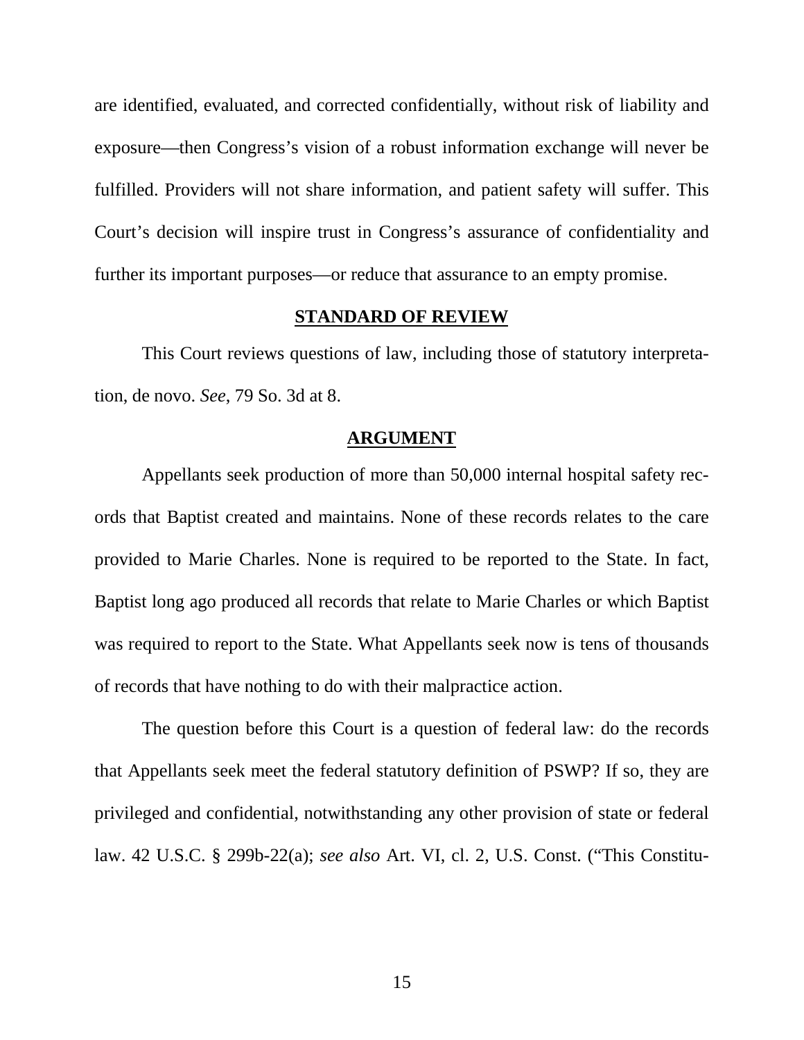are identified, evaluated, and corrected confidentially, without risk of liability and exposure—then Congress's vision of a robust information exchange will never be fulfilled. Providers will not share information, and patient safety will suffer. This Court's decision will inspire trust in Congress's assurance of confidentiality and further its important purposes—or reduce that assurance to an empty promise.

## STANDARD OF REVIEW

This Court reviews questions of law, including those of statutory interpretation, de novo. *See*, 79 So. 3d at 8.

## ARGUMENT

Appellants seek production of more than 50,000 internal hospital safety records that Baptist created and maintains. None of these records relates to the care provided to Marie Charles. None is required to be reported to the State. In fact, Baptist long ago produced all records that relate to Marie Charles or which Baptist was required to report to the State. What Appellants seek now is tens of thousands of records that have nothing to do with their malpractice action.

The question before this Court is a question of federal law: do the records that Appellants seek meet the federal statutory definition of PSWP? If so, they are privileged and confidential, notwithstanding any other provision of state or federal law. 42 U.S.C. § 299b-22(a); *see also* Art. VI, cl. 2, U.S. Const. ("This Constitu-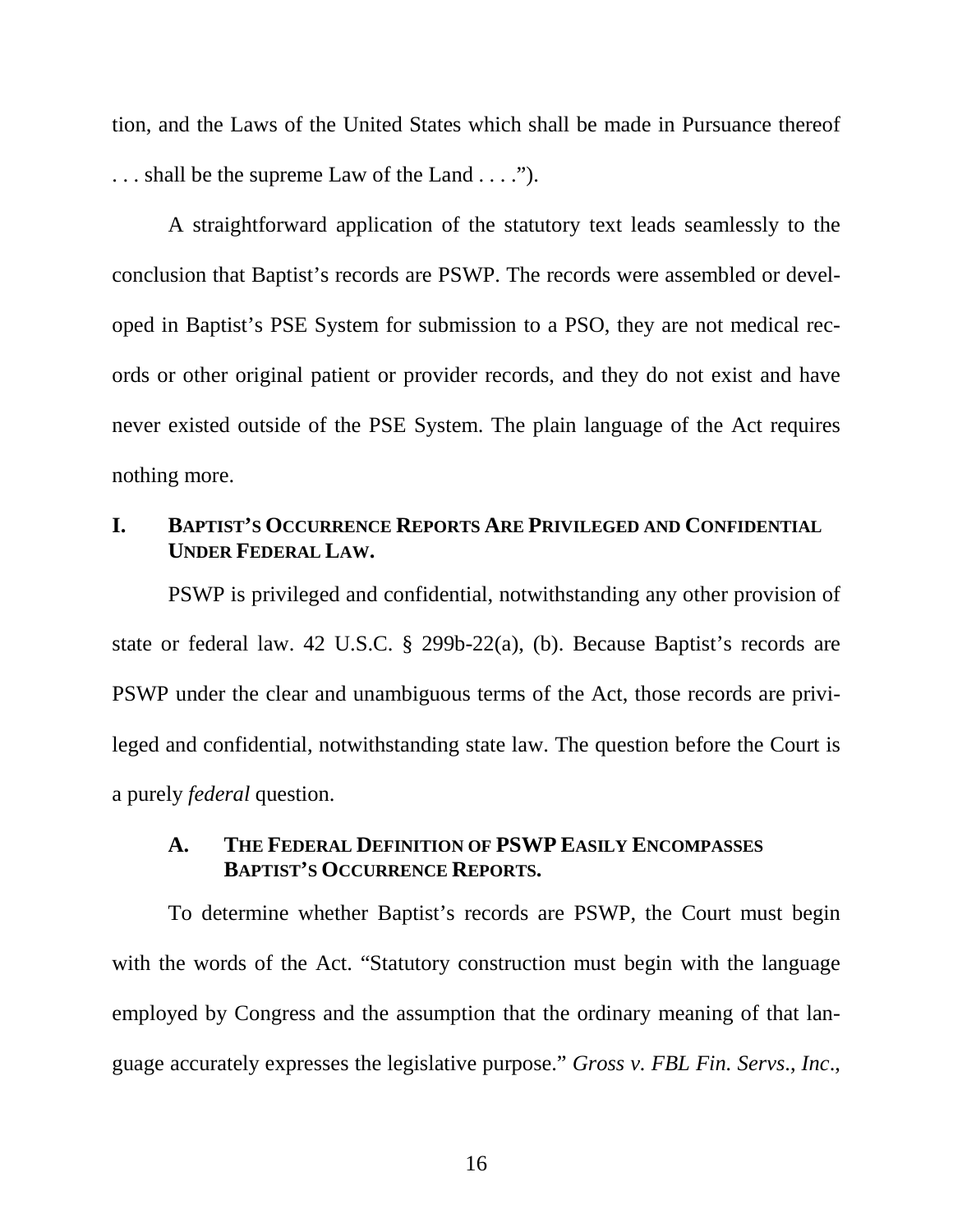tion, and the Laws of the United States which shall be made in Pursuance thereof . . . shall be the supreme Law of the Land . . . .").

A straightforward application of the statutory text leads seamlessly to the conclusion that Baptist's records are PSWP. The records were assembled or developed in Baptist's PSE System for submission to a PSO, they are not medical records or other original patient or provider records, and they do not exist and have never existed outside of the PSE System. The plain language of the Act requires nothing more.

## I. Baptist's Occurrence Reports Are Privileged and Confidential Under Federal Law.

PSWP is privileged and confidential, notwithstanding any other provision of state or federal law. 42 U.S.C. § 299b-22(a), (b). Because Baptist's records are PSWP under the clear and unambiguous terms of the Act, those records are privileged and confidential, notwithstanding state law. The question before the Court is a purely *federal* question.

### A. The Federal Definition of PSWP Easily Encompasses Baptist's Occurrence Reports.

To determine whether Baptist's records are PSWP, the Court must begin with the words of the Act. "Statutory construction must begin with the language employed by Congress and the assumption that the ordinary meaning of that language accurately expresses the legislative purpose." *Gross v. FBL Fin. Servs., Inc.*,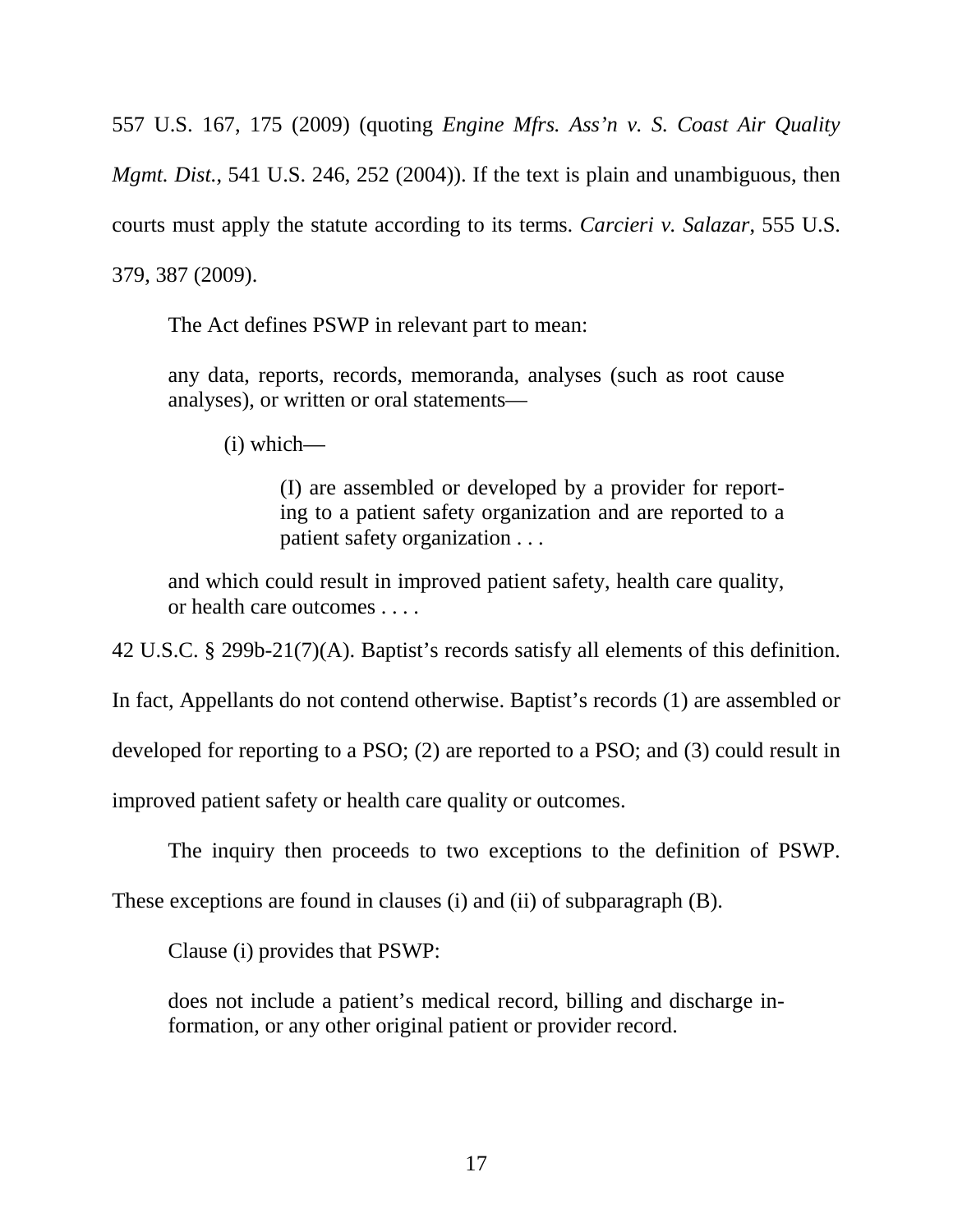557 U.S. 167, 175 (2009) (quoting *Engine Mfrs. Ass'n v. S. Coast Air Quality Mgmt. Dist.*, 541 U.S. 246, 252 (2004)). If the text is plain and unambiguous, then courts must apply the statute according to its terms. *Carcieri v. Salazar*, 555 U.S. 379, 387 (2009).

The Act defines PSWP in relevant part to mean:

> any data, reports, records, memoranda, analyses (such as root cause analyses), or written or oral statements—
>
> (i) which—
>
> (I) are assembled or developed by a provider for reporting to a patient safety organization and are reported to a patient safety organization . . .
>
> and which could result in improved patient safety, health care quality, or health care outcomes . . . .

42 U.S.C. § 299b-21(7)(A). Baptist's records satisfy all elements of this definition. In fact, Appellants do not contend otherwise. Baptist's records (1) are assembled or developed for reporting to a PSO; (2) are reported to a PSO; and (3) could result in improved patient safety or health care quality or outcomes.

The inquiry then proceeds to two exceptions to the definition of PSWP. These exceptions are found in clauses (i) and (ii) of subparagraph (B).

Clause (i) provides that PSWP:

> does not include a patient's medical record, billing and discharge information, or any other original patient or provider record.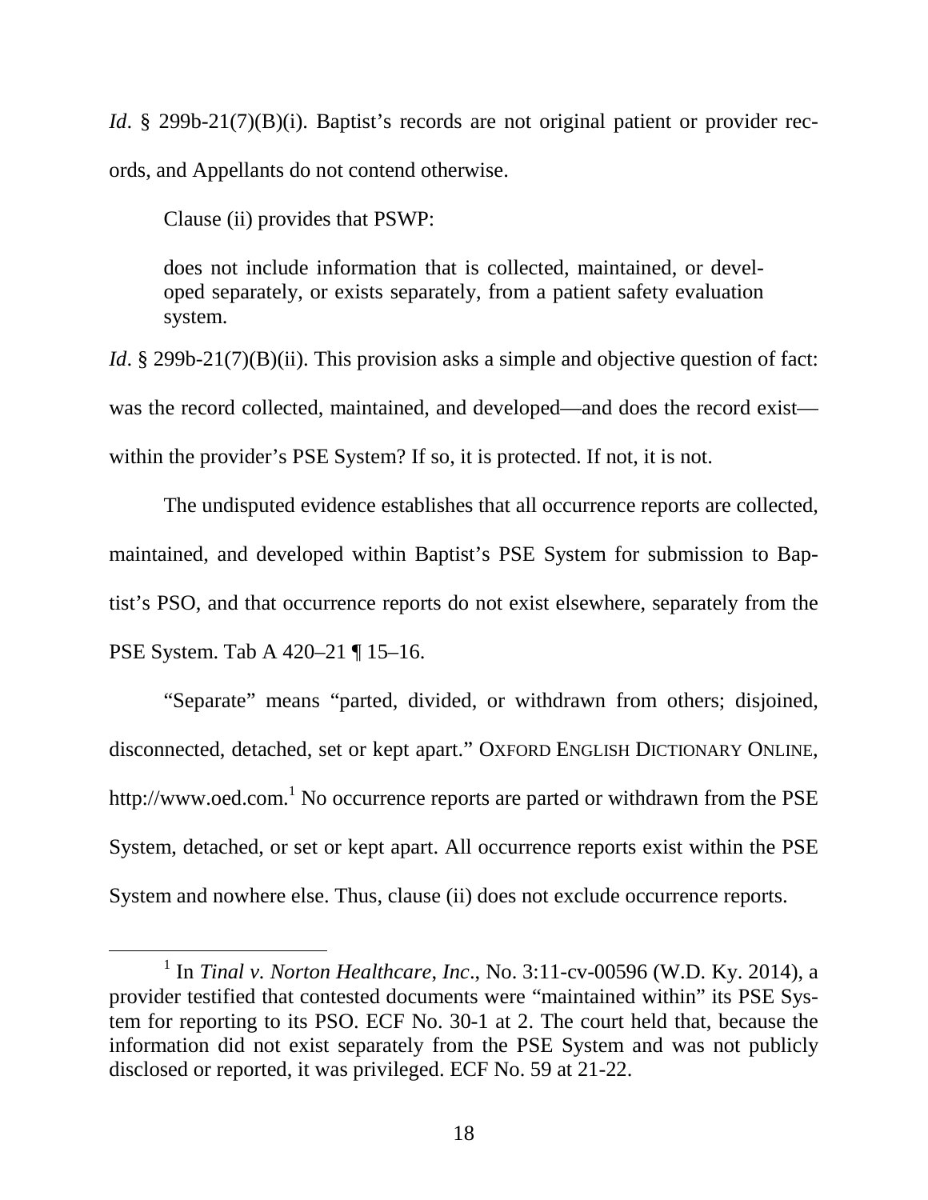*Id*. § 299b-21(7)(B)(i). Baptist's records are not original patient or provider records, and Appellants do not contend otherwise.

Clause (ii) provides that PSWP:

> does not include information that is collected, maintained, or developed separately, or exists separately, from a patient safety evaluation system.

*Id*. § 299b-21(7)(B)(ii). This provision asks a simple and objective question of fact: was the record collected, maintained, and developed—and does the record exist—within the provider's PSE System? If so, it is protected. If not, it is not.

The undisputed evidence establishes that all occurrence reports are collected, maintained, and developed within Baptist's PSE System for submission to Baptist's PSO, and that occurrence reports do not exist elsewhere, separately from the PSE System. Tab A 420–21 ¶ 15–16.

"Separate" means "parted, divided, or withdrawn from others; disjoined, disconnected, detached, set or kept apart." OXFORD ENGLISH DICTIONARY ONLINE, http://www.oed.com.[1] No occurrence reports are parted or withdrawn from the PSE System, detached, or set or kept apart. All occurrence reports exist within the PSE System and nowhere else. Thus, clause (ii) does not exclude occurrence reports.

---

[1] In *Tinal v. Norton Healthcare, Inc*., No. 3:11-cv-00596 (W.D. Ky. 2014), a provider testified that contested documents were "maintained within" its PSE System for reporting to its PSO. ECF No. 30-1 at 2. The court held that, because the information did not exist separately from the PSE System and was not publicly disclosed or reported, it was privileged. ECF No. 59 at 21-22.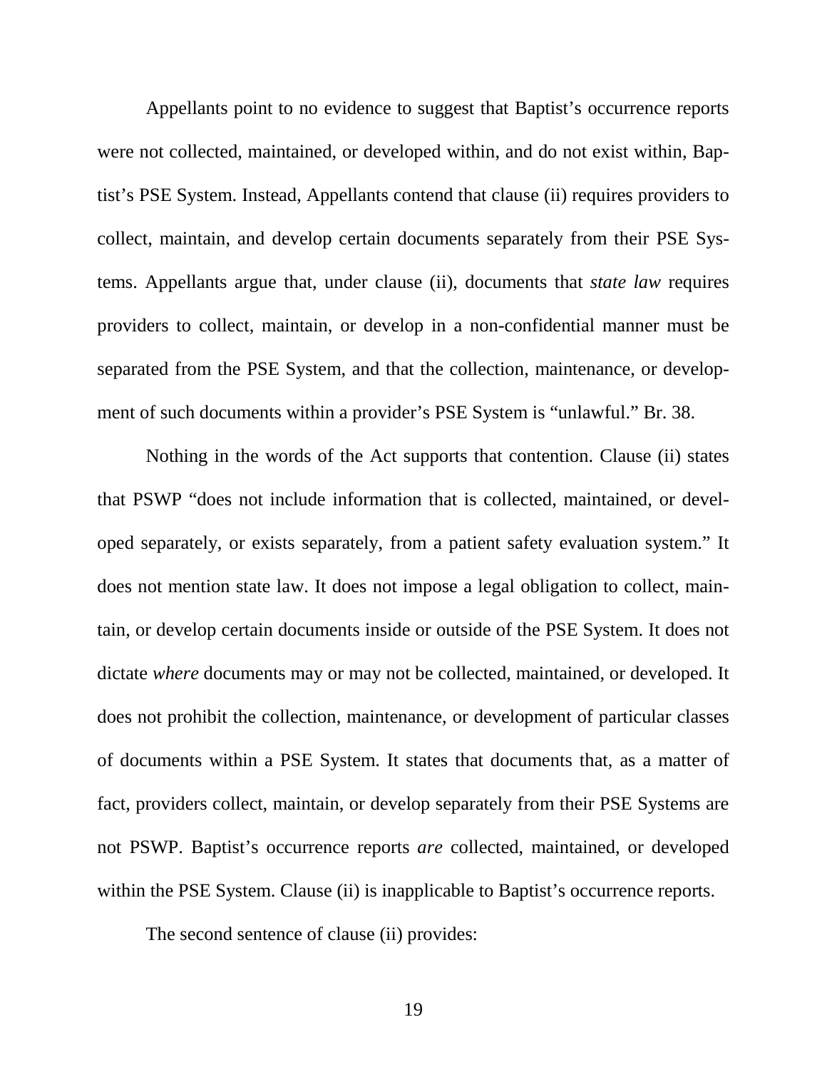Appellants point to no evidence to suggest that Baptist's occurrence reports were not collected, maintained, or developed within, and do not exist within, Baptist's PSE System. Instead, Appellants contend that clause (ii) requires providers to collect, maintain, and develop certain documents separately from their PSE Systems. Appellants argue that, under clause (ii), documents that *state law* requires providers to collect, maintain, or develop in a non-confidential manner must be separated from the PSE System, and that the collection, maintenance, or development of such documents within a provider's PSE System is "unlawful." Br. 38.

Nothing in the words of the Act supports that contention. Clause (ii) states that PSWP "does not include information that is collected, maintained, or developed separately, or exists separately, from a patient safety evaluation system." It does not mention state law. It does not impose a legal obligation to collect, maintain, or develop certain documents inside or outside of the PSE System. It does not dictate *where* documents may or may not be collected, maintained, or developed. It does not prohibit the collection, maintenance, or development of particular classes of documents within a PSE System. It states that documents that, as a matter of fact, providers collect, maintain, or develop separately from their PSE Systems are not PSWP. Baptist's occurrence reports *are* collected, maintained, or developed within the PSE System. Clause (ii) is inapplicable to Baptist's occurrence reports.

The second sentence of clause (ii) provides: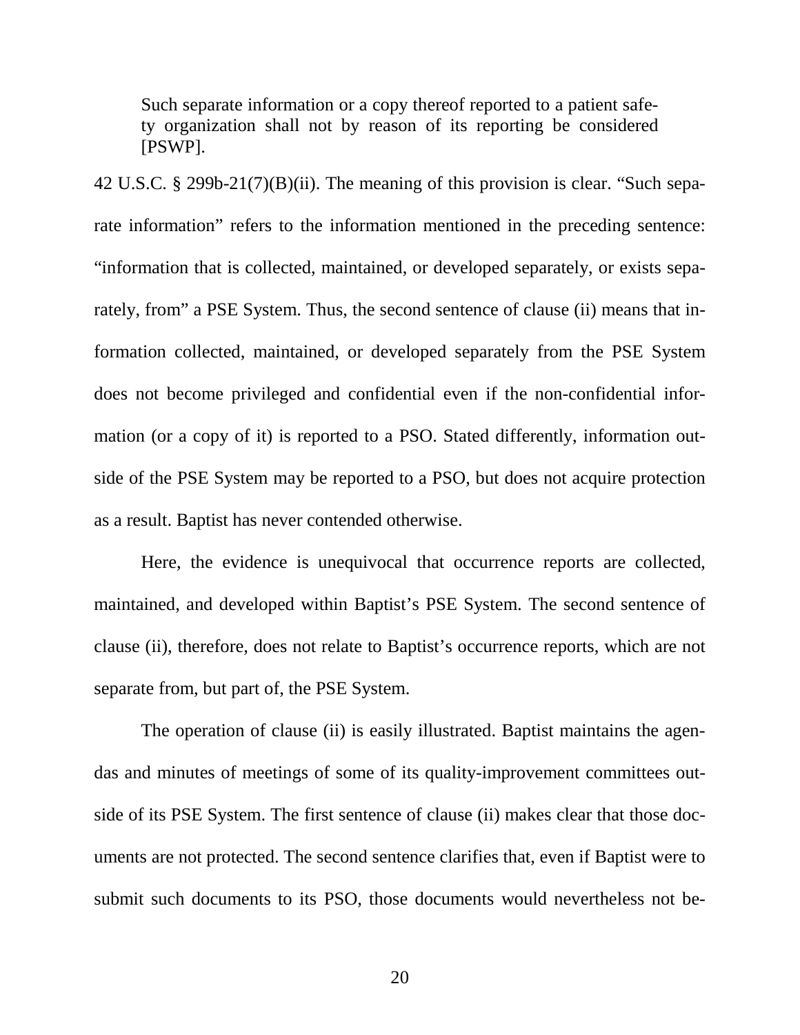> Such separate information or a copy thereof reported to a patient safety organization shall not by reason of its reporting be considered [PSWP].

42 U.S.C. § 299b-21(7)(B)(ii). The meaning of this provision is clear. "Such separate information" refers to the information mentioned in the preceding sentence: "information that is collected, maintained, or developed separately, or exists separately, from" a PSE System. Thus, the second sentence of clause (ii) means that information collected, maintained, or developed separately from the PSE System does not become privileged and confidential even if the non-confidential information (or a copy of it) is reported to a PSO. Stated differently, information outside of the PSE System may be reported to a PSO, but does not acquire protection as a result. Baptist has never contended otherwise.

Here, the evidence is unequivocal that occurrence reports are collected, maintained, and developed within Baptist's PSE System. The second sentence of clause (ii), therefore, does not relate to Baptist's occurrence reports, which are not separate from, but part of, the PSE System.

The operation of clause (ii) is easily illustrated. Baptist maintains the agendas and minutes of meetings of some of its quality-improvement committees outside of its PSE System. The first sentence of clause (ii) makes clear that those documents are not protected. The second sentence clarifies that, even if Baptist were to submit such documents to its PSO, those documents would nevertheless not be-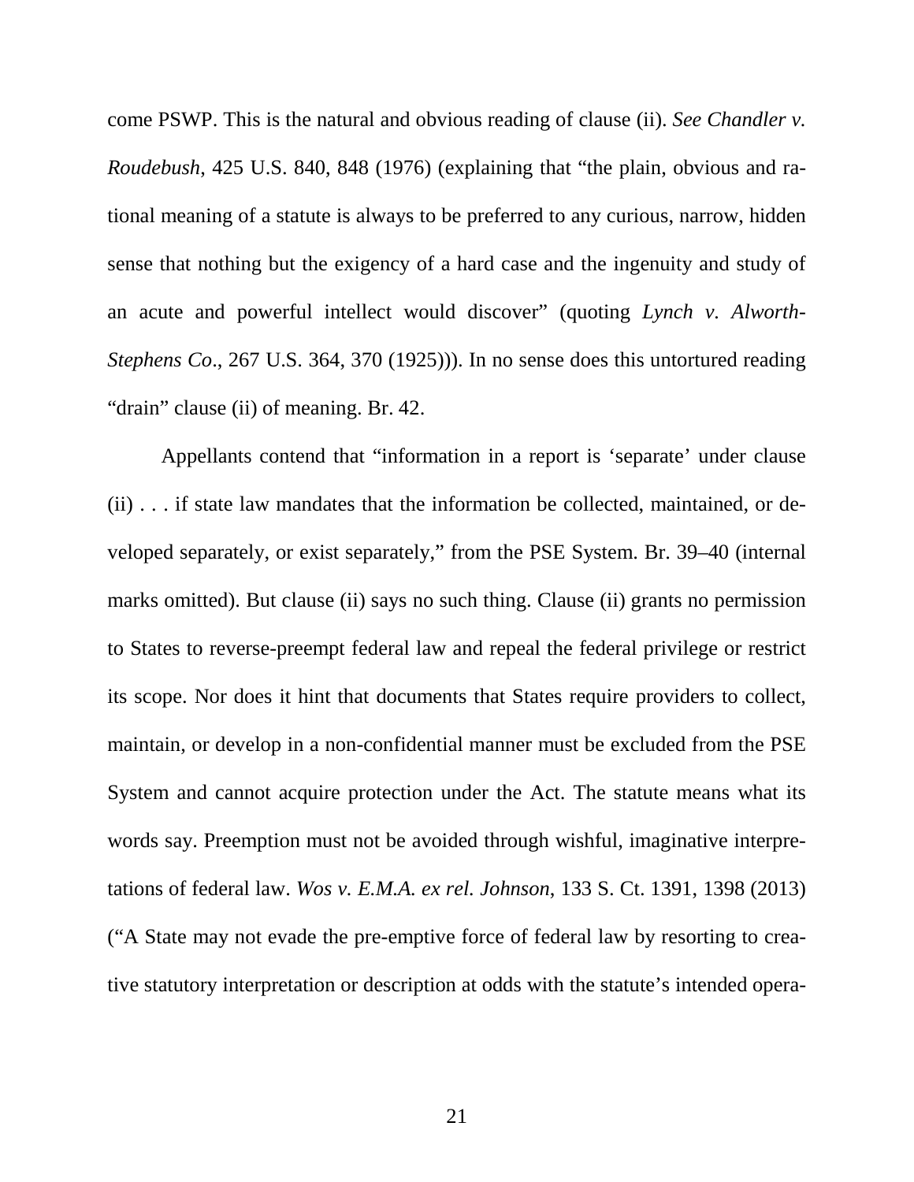come PSWP. This is the natural and obvious reading of clause (ii). *See Chandler v. Roudebush*, 425 U.S. 840, 848 (1976) (explaining that "the plain, obvious and rational meaning of a statute is always to be preferred to any curious, narrow, hidden sense that nothing but the exigency of a hard case and the ingenuity and study of an acute and powerful intellect would discover" (quoting *Lynch v. Alworth-Stephens Co*., 267 U.S. 364, 370 (1925))). In no sense does this untortured reading "drain" clause (ii) of meaning. Br. 42.

Appellants contend that "information in a report is 'separate' under clause (ii) . . . if state law mandates that the information be collected, maintained, or developed separately, or exist separately," from the PSE System. Br. 39–40 (internal marks omitted). But clause (ii) says no such thing. Clause (ii) grants no permission to States to reverse-preempt federal law and repeal the federal privilege or restrict its scope. Nor does it hint that documents that States require providers to collect, maintain, or develop in a non-confidential manner must be excluded from the PSE System and cannot acquire protection under the Act. The statute means what its words say. Preemption must not be avoided through wishful, imaginative interpretations of federal law. *Wos v. E.M.A. ex rel. Johnson*, 133 S. Ct. 1391, 1398 (2013) ("A State may not evade the pre-emptive force of federal law by resorting to creative statutory interpretation or description at odds with the statute's intended opera-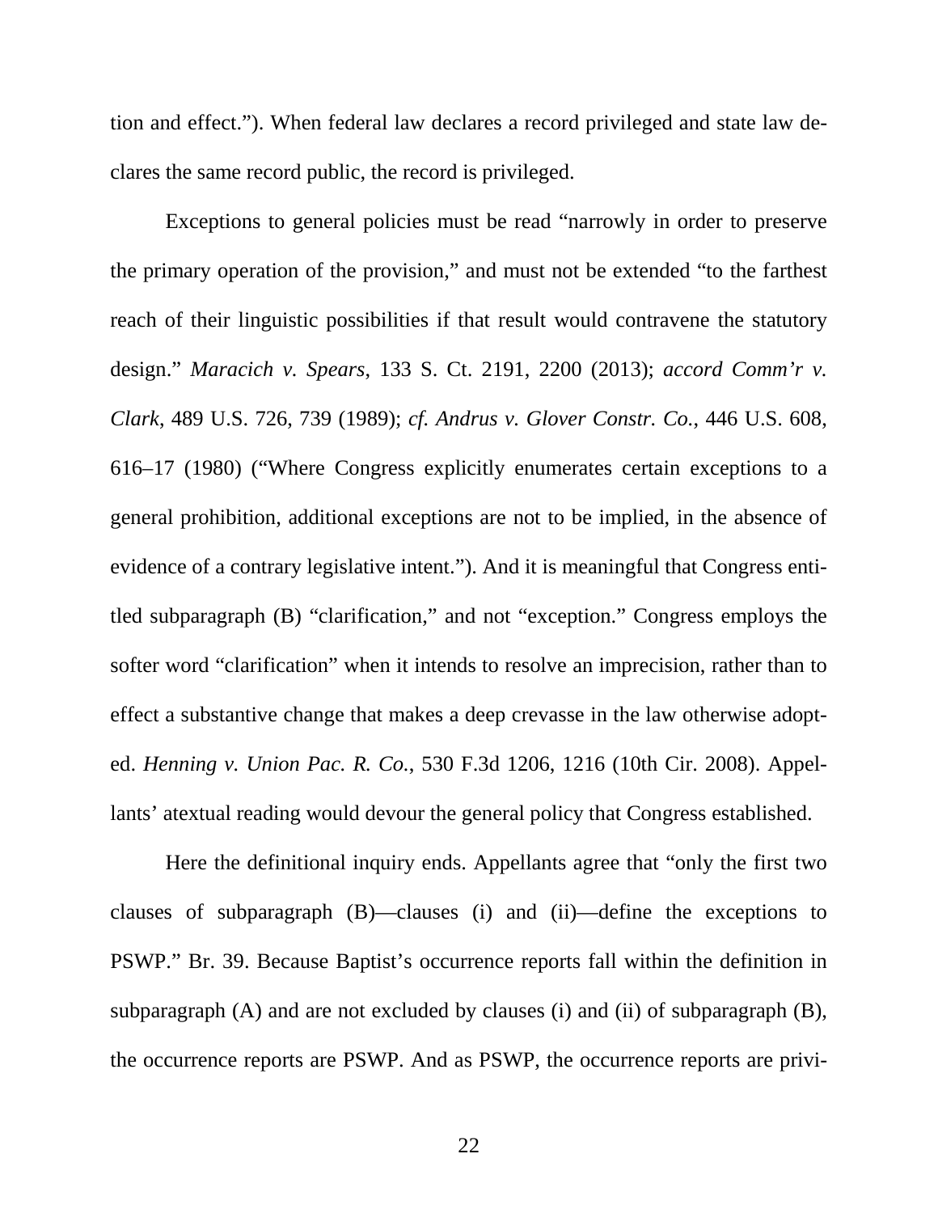tion and effect."). When federal law declares a record privileged and state law declares the same record public, the record is privileged.

Exceptions to general policies must be read "narrowly in order to preserve the primary operation of the provision," and must not be extended "to the farthest reach of their linguistic possibilities if that result would contravene the statutory design." *Maracich v. Spears*, 133 S. Ct. 2191, 2200 (2013); *accord Comm'r v. Clark*, 489 U.S. 726, 739 (1989); *cf. Andrus v. Glover Constr. Co.*, 446 U.S. 608, 616–17 (1980) ("Where Congress explicitly enumerates certain exceptions to a general prohibition, additional exceptions are not to be implied, in the absence of evidence of a contrary legislative intent."). And it is meaningful that Congress entitled subparagraph (B) "clarification," and not "exception." Congress employs the softer word "clarification" when it intends to resolve an imprecision, rather than to effect a substantive change that makes a deep crevasse in the law otherwise adopted. *Henning v. Union Pac. R. Co.*, 530 F.3d 1206, 1216 (10th Cir. 2008). Appellants' atextual reading would devour the general policy that Congress established.

Here the definitional inquiry ends. Appellants agree that "only the first two clauses of subparagraph (B)—clauses (i) and (ii)—define the exceptions to PSWP." Br. 39. Because Baptist's occurrence reports fall within the definition in subparagraph (A) and are not excluded by clauses (i) and (ii) of subparagraph (B), the occurrence reports are PSWP. And as PSWP, the occurrence reports are privi-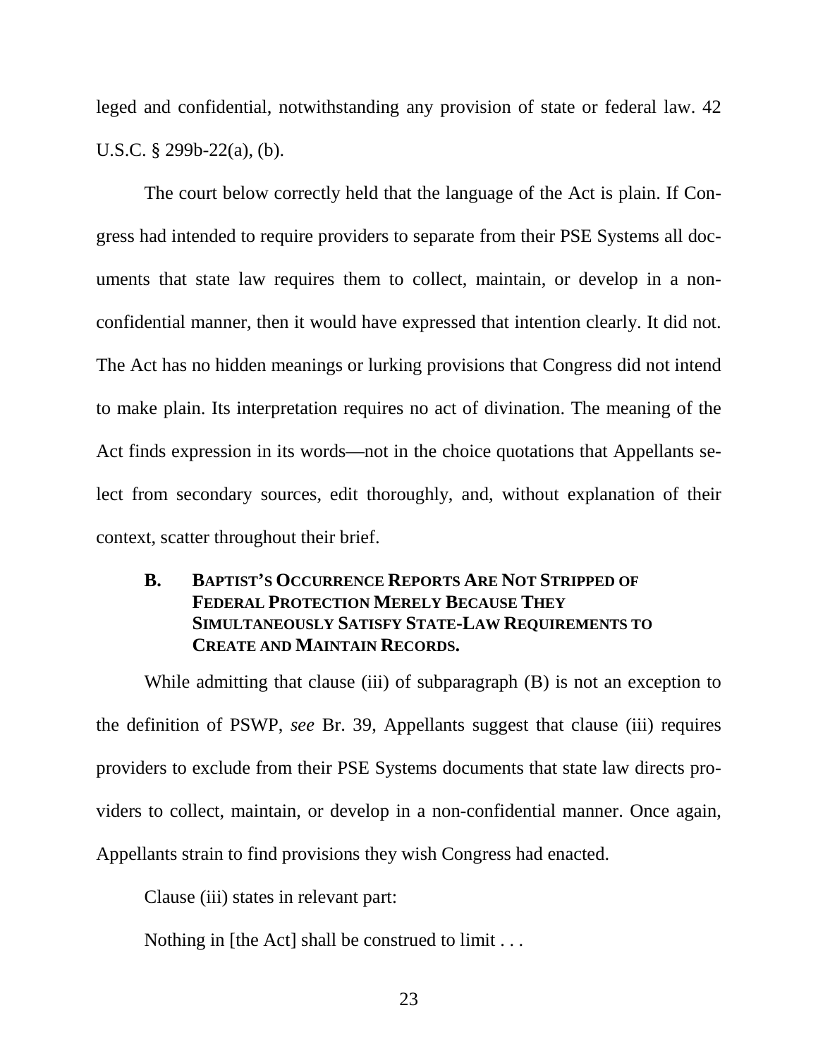leged and confidential, notwithstanding any provision of state or federal law. 42 U.S.C. § 299b-22(a), (b).

The court below correctly held that the language of the Act is plain. If Congress had intended to require providers to separate from their PSE Systems all documents that state law requires them to collect, maintain, or develop in a non-confidential manner, then it would have expressed that intention clearly. It did not. The Act has no hidden meanings or lurking provisions that Congress did not intend to make plain. Its interpretation requires no act of divination. The meaning of the Act finds expression in its words—not in the choice quotations that Appellants select from secondary sources, edit thoroughly, and, without explanation of their context, scatter throughout their brief.

### B. BAPTIST'S OCCURRENCE REPORTS ARE NOT STRIPPED OF FEDERAL PROTECTION MERELY BECAUSE THEY SIMULTANEOUSLY SATISFY STATE-LAW REQUIREMENTS TO CREATE AND MAINTAIN RECORDS.

While admitting that clause (iii) of subparagraph (B) is not an exception to the definition of PSWP, *see* Br. 39, Appellants suggest that clause (iii) requires providers to exclude from their PSE Systems documents that state law directs providers to collect, maintain, or develop in a non-confidential manner. Once again, Appellants strain to find provisions they wish Congress had enacted.

Clause (iii) states in relevant part:

Nothing in [the Act] shall be construed to limit . . .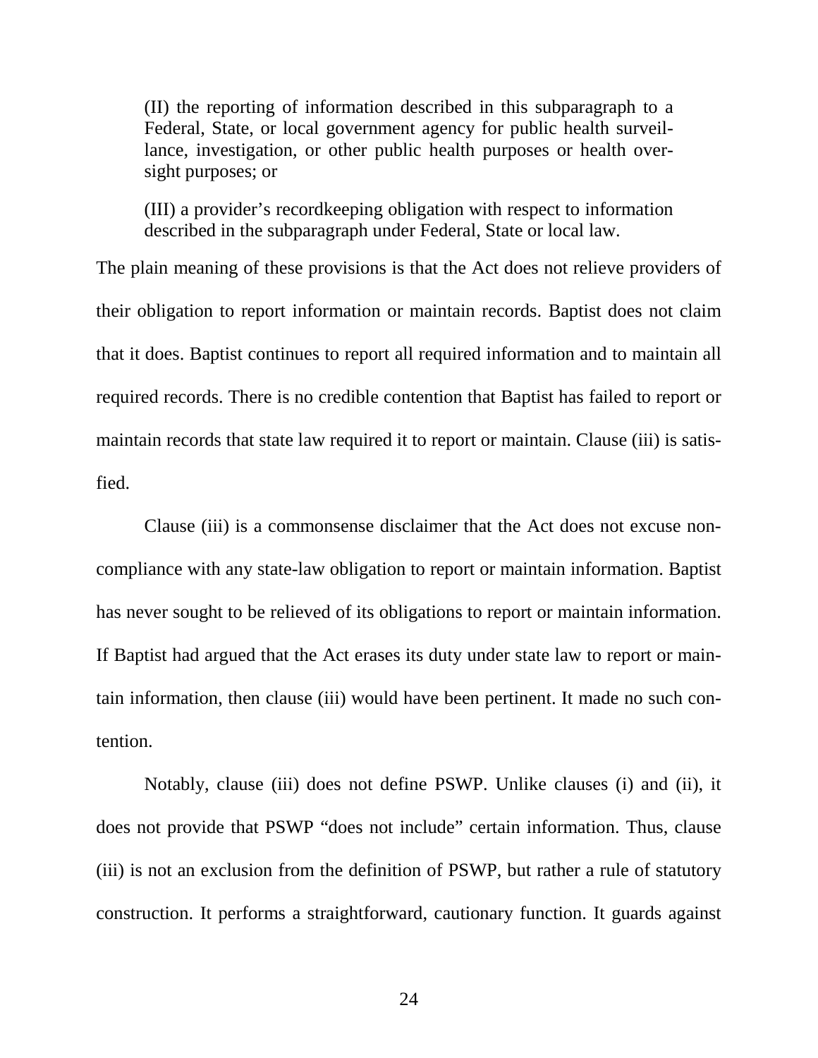> (II) the reporting of information described in this subparagraph to a Federal, State, or local government agency for public health surveillance, investigation, or other public health purposes or health oversight purposes; or
>
> (III) a provider's recordkeeping obligation with respect to information described in the subparagraph under Federal, State or local law.

The plain meaning of these provisions is that the Act does not relieve providers of their obligation to report information or maintain records. Baptist does not claim that it does. Baptist continues to report all required information and to maintain all required records. There is no credible contention that Baptist has failed to report or maintain records that state law required it to report or maintain. Clause (iii) is satisfied.

Clause (iii) is a commonsense disclaimer that the Act does not excuse noncompliance with any state-law obligation to report or maintain information. Baptist has never sought to be relieved of its obligations to report or maintain information. If Baptist had argued that the Act erases its duty under state law to report or maintain information, then clause (iii) would have been pertinent. It made no such contention.

Notably, clause (iii) does not define PSWP. Unlike clauses (i) and (ii), it does not provide that PSWP "does not include" certain information. Thus, clause (iii) is not an exclusion from the definition of PSWP, but rather a rule of statutory construction. It performs a straightforward, cautionary function. It guards against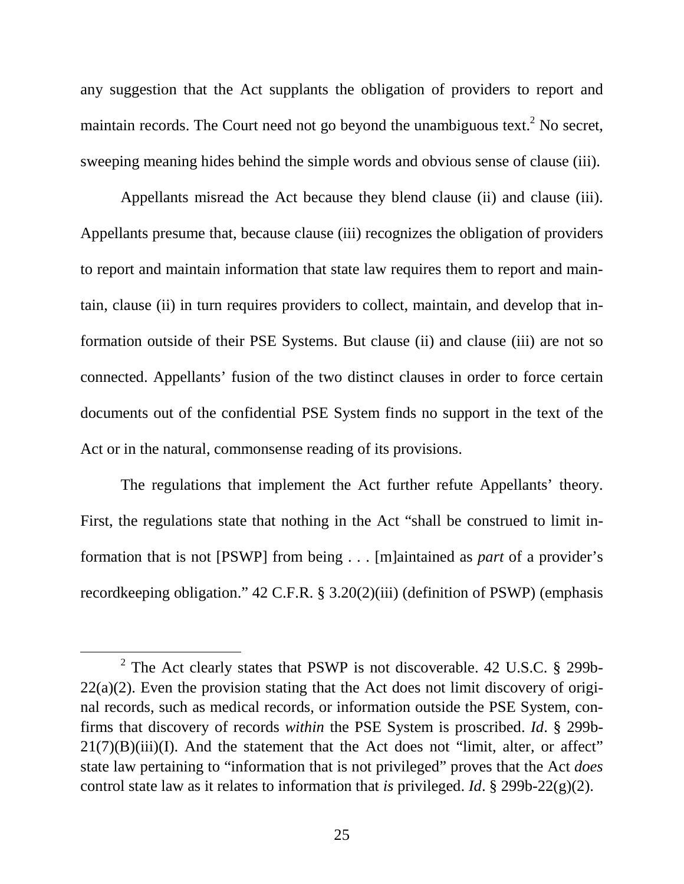any suggestion that the Act supplants the obligation of providers to report and maintain records. The Court need not go beyond the unambiguous text.[2] No secret, sweeping meaning hides behind the simple words and obvious sense of clause (iii).

Appellants misread the Act because they blend clause (ii) and clause (iii). Appellants presume that, because clause (iii) recognizes the obligation of providers to report and maintain information that state law requires them to report and maintain, clause (ii) in turn requires providers to collect, maintain, and develop that information outside of their PSE Systems. But clause (ii) and clause (iii) are not so connected. Appellants' fusion of the two distinct clauses in order to force certain documents out of the confidential PSE System finds no support in the text of the Act or in the natural, commonsense reading of its provisions.

The regulations that implement the Act further refute Appellants' theory. First, the regulations state that nothing in the Act "shall be construed to limit information that is not [PSWP] from being . . . [m]aintained as *part* of a provider's recordkeeping obligation." 42 C.F.R. § 3.20(2)(iii) (definition of PSWP) (emphasis

---

[2] The Act clearly states that PSWP is not discoverable. 42 U.S.C. § 299b-22(a)(2). Even the provision stating that the Act does not limit discovery of original records, such as medical records, or information outside the PSE System, confirms that discovery of records *within* the PSE System is proscribed. *Id*. § 299b-21(7)(B)(iii)(I). And the statement that the Act does not "limit, alter, or affect" state law pertaining to "information that is not privileged" proves that the Act *does* control state law as it relates to information that *is* privileged. *Id*. § 299b-22(g)(2).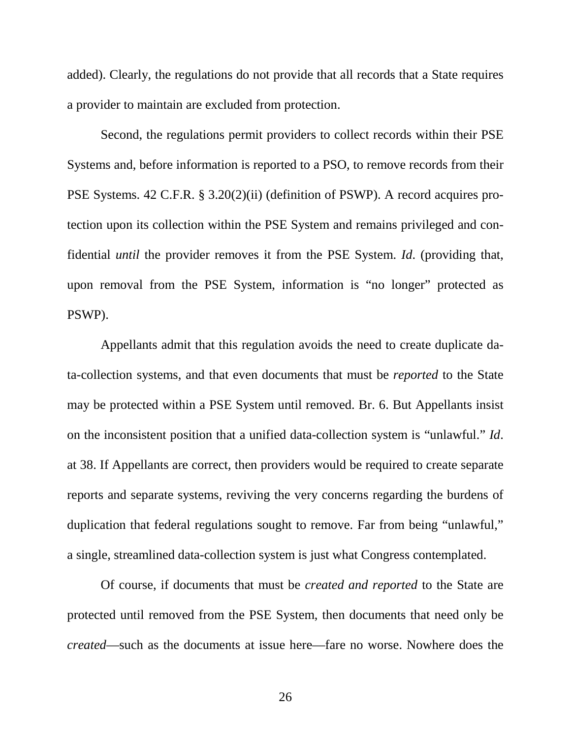added). Clearly, the regulations do not provide that all records that a State requires a provider to maintain are excluded from protection.

Second, the regulations permit providers to collect records within their PSE Systems and, before information is reported to a PSO, to remove records from their PSE Systems. 42 C.F.R. § 3.20(2)(ii) (definition of PSWP). A record acquires protection upon its collection within the PSE System and remains privileged and confidential *until* the provider removes it from the PSE System. *Id*. (providing that, upon removal from the PSE System, information is "no longer" protected as PSWP).

Appellants admit that this regulation avoids the need to create duplicate data-collection systems, and that even documents that must be *reported* to the State may be protected within a PSE System until removed. Br. 6. But Appellants insist on the inconsistent position that a unified data-collection system is "unlawful." *Id*. at 38. If Appellants are correct, then providers would be required to create separate reports and separate systems, reviving the very concerns regarding the burdens of duplication that federal regulations sought to remove. Far from being "unlawful," a single, streamlined data-collection system is just what Congress contemplated.

Of course, if documents that must be *created and reported* to the State are protected until removed from the PSE System, then documents that need only be *created*—such as the documents at issue here—fare no worse. Nowhere does the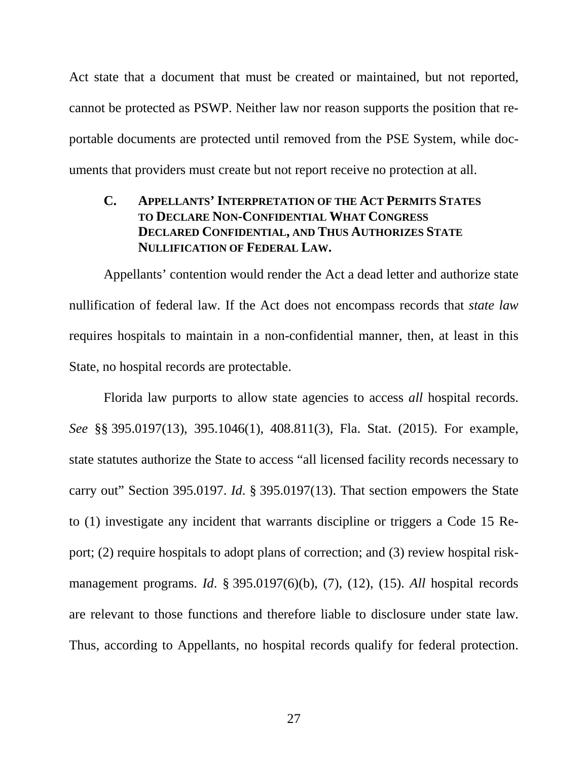Act state that a document that must be created or maintained, but not reported, cannot be protected as PSWP. Neither law nor reason supports the position that reportable documents are protected until removed from the PSE System, while documents that providers must create but not report receive no protection at all.

### C. APPELLANTS' INTERPRETATION OF THE ACT PERMITS STATES TO DECLARE NON-CONFIDENTIAL WHAT CONGRESS DECLARED CONFIDENTIAL, AND THUS AUTHORIZES STATE NULLIFICATION OF FEDERAL LAW.

Appellants' contention would render the Act a dead letter and authorize state nullification of federal law. If the Act does not encompass records that *state law* requires hospitals to maintain in a non-confidential manner, then, at least in this State, no hospital records are protectable.

Florida law purports to allow state agencies to access *all* hospital records. *See* §§ 395.0197(13), 395.1046(1), 408.811(3), Fla. Stat. (2015). For example, state statutes authorize the State to access "all licensed facility records necessary to carry out" Section 395.0197. *Id*. § 395.0197(13). That section empowers the State to (1) investigate any incident that warrants discipline or triggers a Code 15 Report; (2) require hospitals to adopt plans of correction; and (3) review hospital risk-management programs. *Id*. § 395.0197(6)(b), (7), (12), (15). *All* hospital records are relevant to those functions and therefore liable to disclosure under state law. Thus, according to Appellants, no hospital records qualify for federal protection.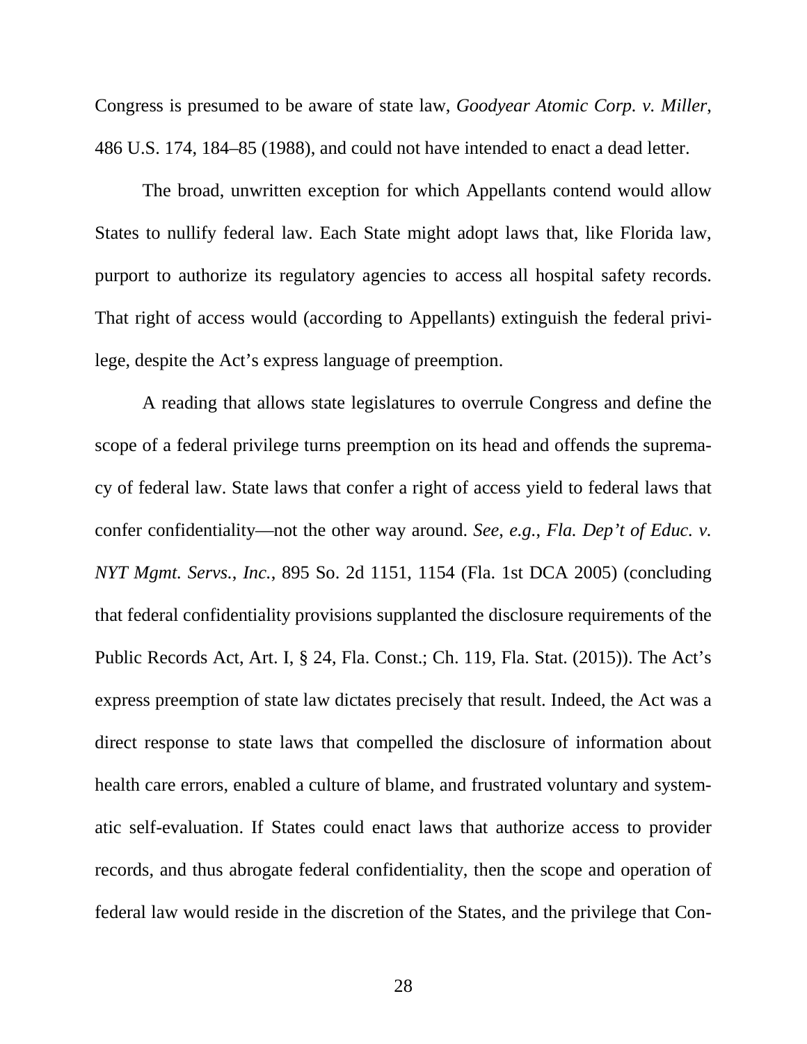Congress is presumed to be aware of state law, *Goodyear Atomic Corp. v. Miller*, 486 U.S. 174, 184–85 (1988), and could not have intended to enact a dead letter.

The broad, unwritten exception for which Appellants contend would allow States to nullify federal law. Each State might adopt laws that, like Florida law, purport to authorize its regulatory agencies to access all hospital safety records. That right of access would (according to Appellants) extinguish the federal privilege, despite the Act's express language of preemption.

A reading that allows state legislatures to overrule Congress and define the scope of a federal privilege turns preemption on its head and offends the supremacy of federal law. State laws that confer a right of access yield to federal laws that confer confidentiality—not the other way around. *See, e.g.*, *Fla. Dep't of Educ. v. NYT Mgmt. Servs., Inc.*, 895 So. 2d 1151, 1154 (Fla. 1st DCA 2005) (concluding that federal confidentiality provisions supplanted the disclosure requirements of the Public Records Act, Art. I, § 24, Fla. Const.; Ch. 119, Fla. Stat. (2015)). The Act's express preemption of state law dictates precisely that result. Indeed, the Act was a direct response to state laws that compelled the disclosure of information about health care errors, enabled a culture of blame, and frustrated voluntary and systematic self-evaluation. If States could enact laws that authorize access to provider records, and thus abrogate federal confidentiality, then the scope and operation of federal law would reside in the discretion of the States, and the privilege that Con-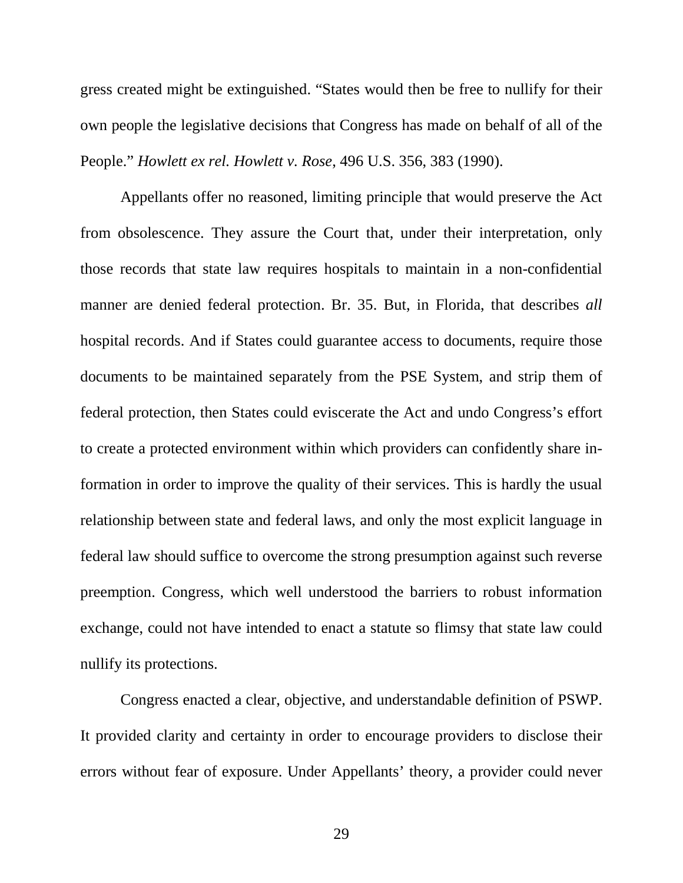gress created might be extinguished. "States would then be free to nullify for their own people the legislative decisions that Congress has made on behalf of all of the People." *Howlett ex rel. Howlett v. Rose*, 496 U.S. 356, 383 (1990).

Appellants offer no reasoned, limiting principle that would preserve the Act from obsolescence. They assure the Court that, under their interpretation, only those records that state law requires hospitals to maintain in a non-confidential manner are denied federal protection. Br. 35. But, in Florida, that describes *all* hospital records. And if States could guarantee access to documents, require those documents to be maintained separately from the PSE System, and strip them of federal protection, then States could eviscerate the Act and undo Congress's effort to create a protected environment within which providers can confidently share information in order to improve the quality of their services. This is hardly the usual relationship between state and federal laws, and only the most explicit language in federal law should suffice to overcome the strong presumption against such reverse preemption. Congress, which well understood the barriers to robust information exchange, could not have intended to enact a statute so flimsy that state law could nullify its protections.

Congress enacted a clear, objective, and understandable definition of PSWP. It provided clarity and certainty in order to encourage providers to disclose their errors without fear of exposure. Under Appellants' theory, a provider could never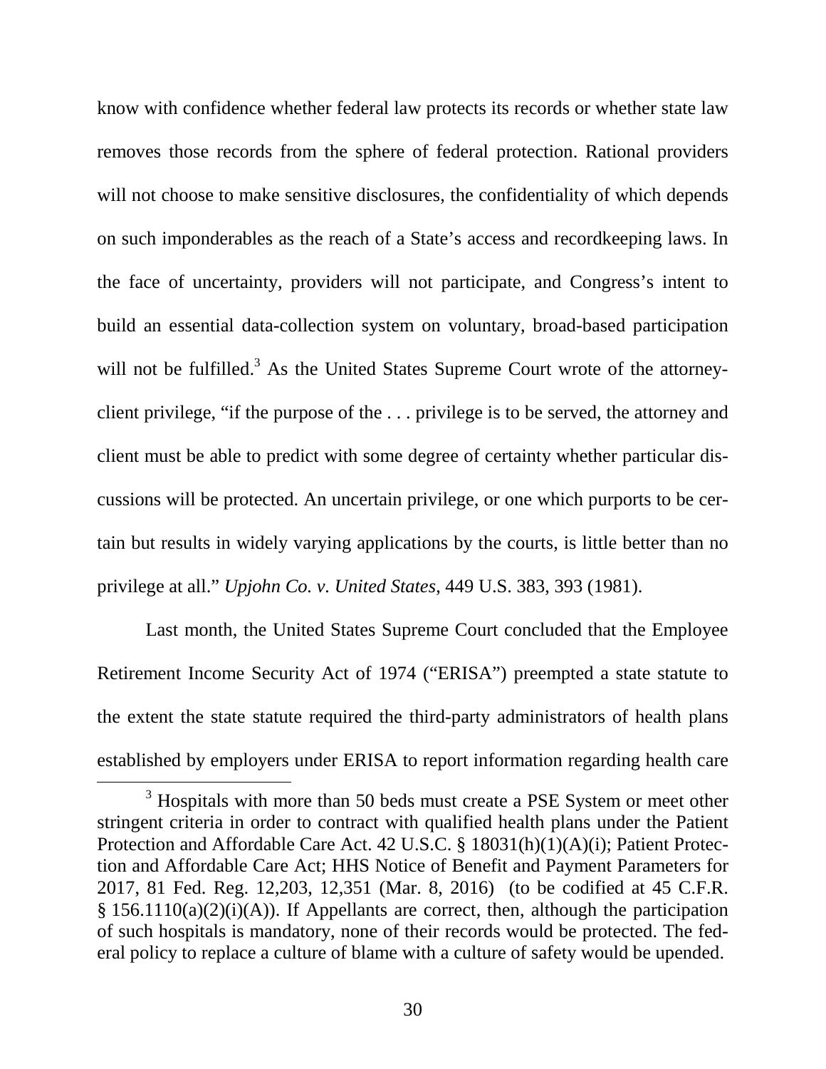know with confidence whether federal law protects its records or whether state law removes those records from the sphere of federal protection. Rational providers will not choose to make sensitive disclosures, the confidentiality of which depends on such imponderables as the reach of a State's access and recordkeeping laws. In the face of uncertainty, providers will not participate, and Congress's intent to build an essential data-collection system on voluntary, broad-based participation will not be fulfilled.[3] As the United States Supreme Court wrote of the attorney-client privilege, "if the purpose of the . . . privilege is to be served, the attorney and client must be able to predict with some degree of certainty whether particular discussions will be protected. An uncertain privilege, or one which purports to be certain but results in widely varying applications by the courts, is little better than no privilege at all." *Upjohn Co. v. United States*, 449 U.S. 383, 393 (1981).

Last month, the United States Supreme Court concluded that the Employee Retirement Income Security Act of 1974 ("ERISA") preempted a state statute to the extent the state statute required the third-party administrators of health plans established by employers under ERISA to report information regarding health care

[3] Hospitals with more than 50 beds must create a PSE System or meet other stringent criteria in order to contract with qualified health plans under the Patient Protection and Affordable Care Act. 42 U.S.C. § 18031(h)(1)(A)(i); Patient Protection and Affordable Care Act; HHS Notice of Benefit and Payment Parameters for 2017, 81 Fed. Reg. 12,203, 12,351 (Mar. 8, 2016) (to be codified at 45 C.F.R. § 156.1110(a)(2)(i)(A)). If Appellants are correct, then, although the participation of such hospitals is mandatory, none of their records would be protected. The federal policy to replace a culture of blame with a culture of safety would be upended.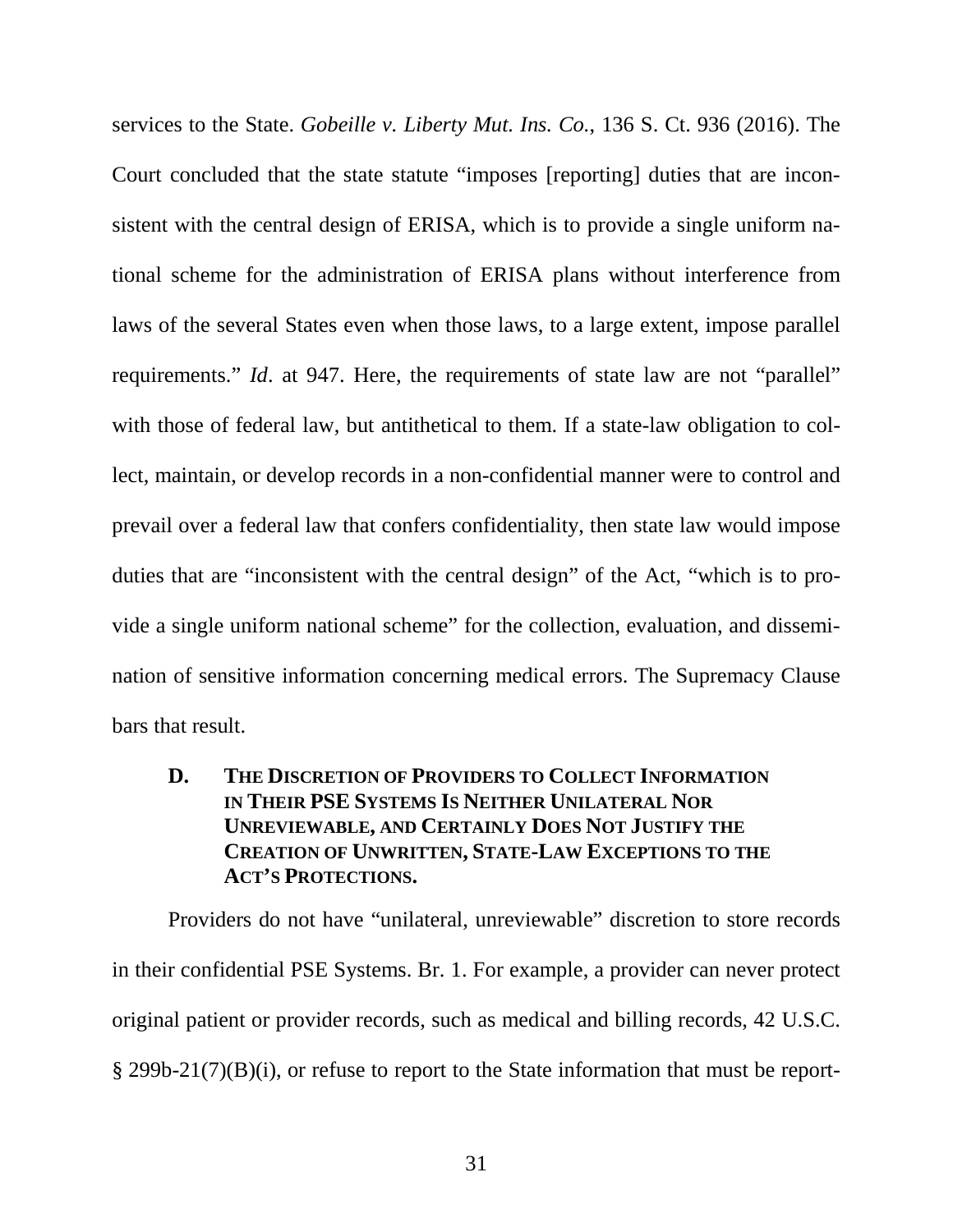services to the State. *Gobeille v. Liberty Mut. Ins. Co.*, 136 S. Ct. 936 (2016). The Court concluded that the state statute "imposes [reporting] duties that are inconsistent with the central design of ERISA, which is to provide a single uniform national scheme for the administration of ERISA plans without interference from laws of the several States even when those laws, to a large extent, impose parallel requirements." *Id*. at 947. Here, the requirements of state law are not "parallel" with those of federal law, but antithetical to them. If a state-law obligation to collect, maintain, or develop records in a non-confidential manner were to control and prevail over a federal law that confers confidentiality, then state law would impose duties that are "inconsistent with the central design" of the Act, "which is to provide a single uniform national scheme" for the collection, evaluation, and dissemination of sensitive information concerning medical errors. The Supremacy Clause bars that result.

### D. THE DISCRETION OF PROVIDERS TO COLLECT INFORMATION IN THEIR PSE SYSTEMS IS NEITHER UNILATERAL NOR UNREVIEWABLE, AND CERTAINLY DOES NOT JUSTIFY THE CREATION OF UNWRITTEN, STATE-LAW EXCEPTIONS TO THE ACT'S PROTECTIONS.

Providers do not have "unilateral, unreviewable" discretion to store records in their confidential PSE Systems. Br. 1. For example, a provider can never protect original patient or provider records, such as medical and billing records, 42 U.S.C. § 299b-21(7)(B)(i), or refuse to report to the State information that must be report-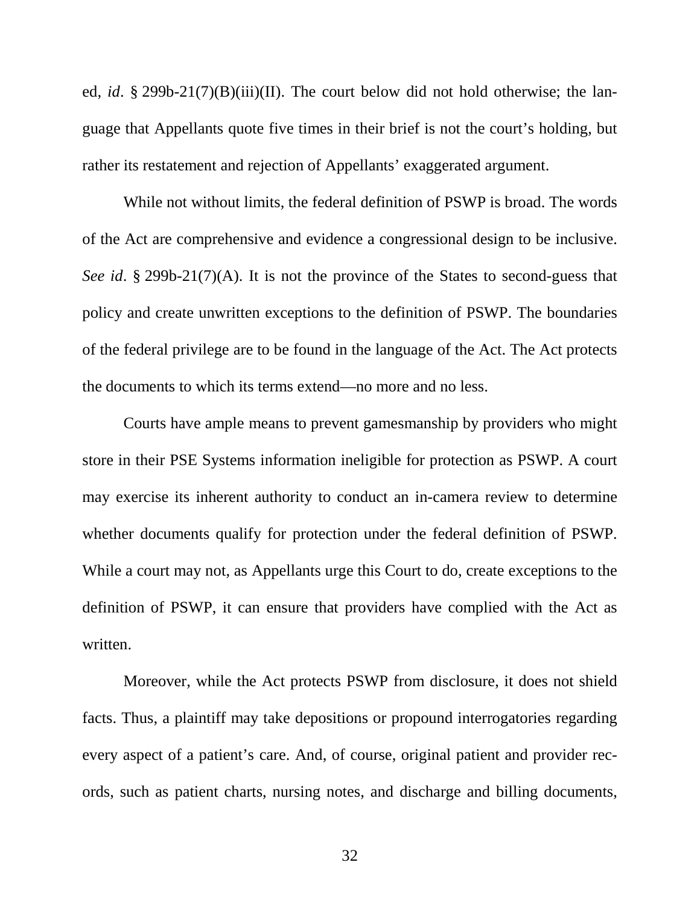ed, *id*. § 299b-21(7)(B)(iii)(II). The court below did not hold otherwise; the language that Appellants quote five times in their brief is not the court's holding, but rather its restatement and rejection of Appellants' exaggerated argument.

While not without limits, the federal definition of PSWP is broad. The words of the Act are comprehensive and evidence a congressional design to be inclusive. *See id*. § 299b-21(7)(A). It is not the province of the States to second-guess that policy and create unwritten exceptions to the definition of PSWP. The boundaries of the federal privilege are to be found in the language of the Act. The Act protects the documents to which its terms extend—no more and no less.

Courts have ample means to prevent gamesmanship by providers who might store in their PSE Systems information ineligible for protection as PSWP. A court may exercise its inherent authority to conduct an in-camera review to determine whether documents qualify for protection under the federal definition of PSWP. While a court may not, as Appellants urge this Court to do, create exceptions to the definition of PSWP, it can ensure that providers have complied with the Act as written.

Moreover, while the Act protects PSWP from disclosure, it does not shield facts. Thus, a plaintiff may take depositions or propound interrogatories regarding every aspect of a patient's care. And, of course, original patient and provider records, such as patient charts, nursing notes, and discharge and billing documents,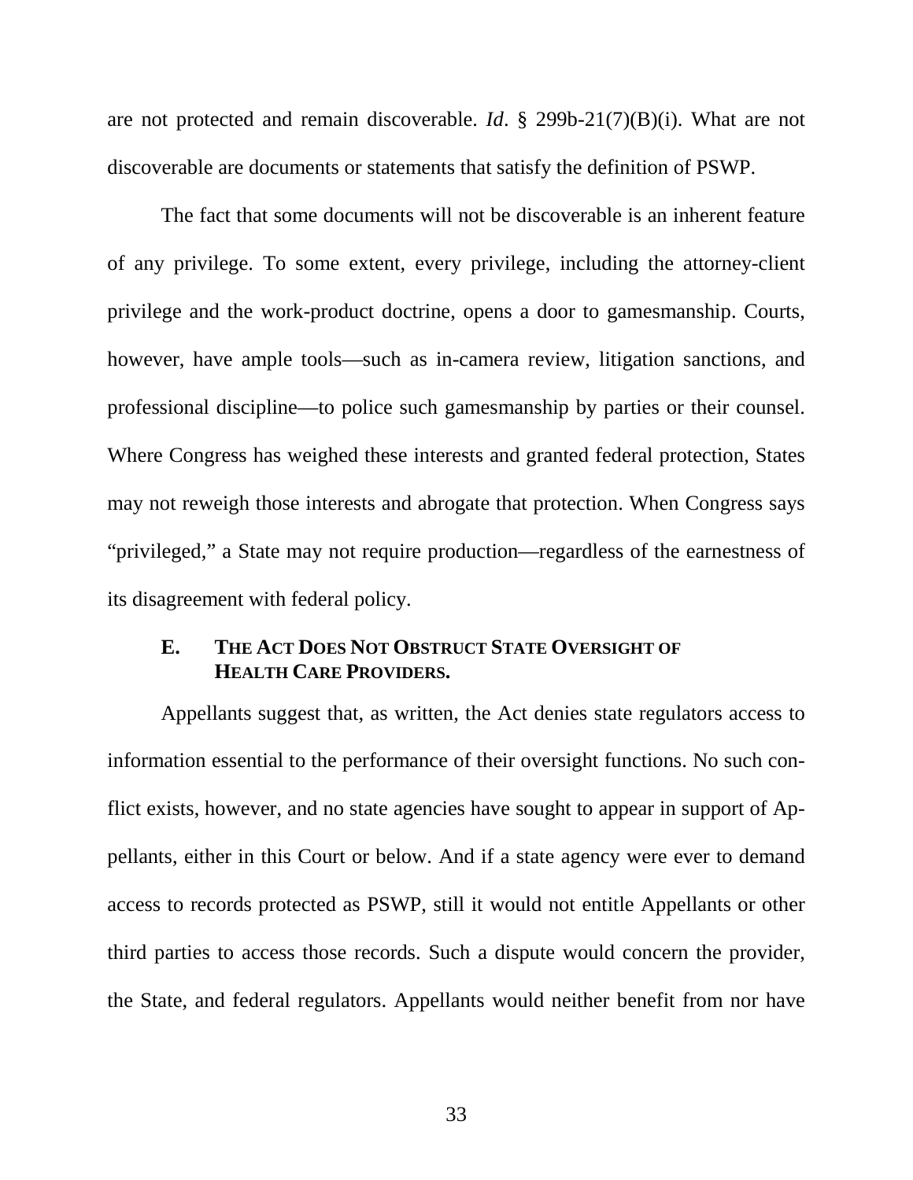are not protected and remain discoverable. *Id*. § 299b-21(7)(B)(i). What are not discoverable are documents or statements that satisfy the definition of PSWP.

The fact that some documents will not be discoverable is an inherent feature of any privilege. To some extent, every privilege, including the attorney-client privilege and the work-product doctrine, opens a door to gamesmanship. Courts, however, have ample tools—such as in-camera review, litigation sanctions, and professional discipline—to police such gamesmanship by parties or their counsel. Where Congress has weighed these interests and granted federal protection, States may not reweigh those interests and abrogate that protection. When Congress says "privileged," a State may not require production—regardless of the earnestness of its disagreement with federal policy.

### E. THE ACT DOES NOT OBSTRUCT STATE OVERSIGHT OF HEALTH CARE PROVIDERS.

Appellants suggest that, as written, the Act denies state regulators access to information essential to the performance of their oversight functions. No such conflict exists, however, and no state agencies have sought to appear in support of Appellants, either in this Court or below. And if a state agency were ever to demand access to records protected as PSWP, still it would not entitle Appellants or other third parties to access those records. Such a dispute would concern the provider, the State, and federal regulators. Appellants would neither benefit from nor have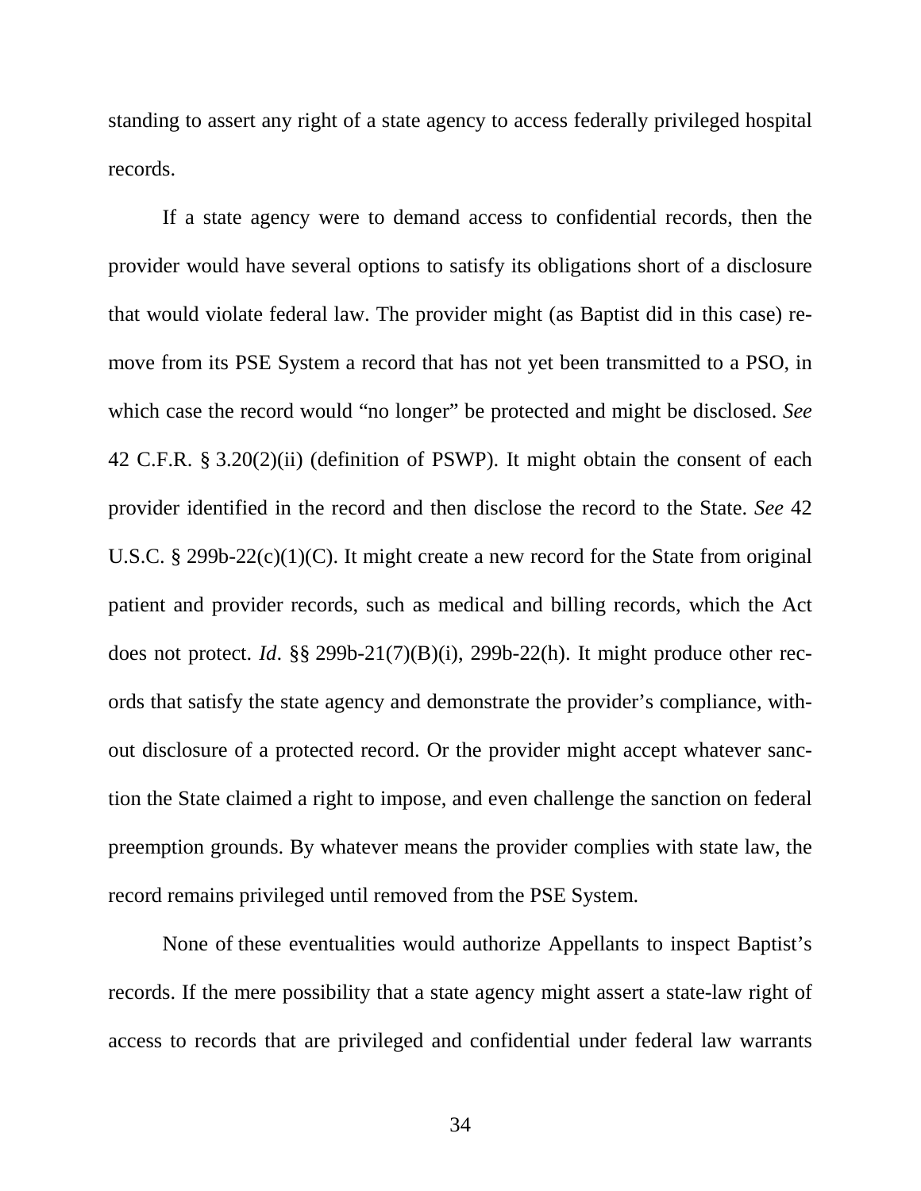standing to assert any right of a state agency to access federally privileged hospital records.

If a state agency were to demand access to confidential records, then the provider would have several options to satisfy its obligations short of a disclosure that would violate federal law. The provider might (as Baptist did in this case) remove from its PSE System a record that has not yet been transmitted to a PSO, in which case the record would "no longer" be protected and might be disclosed. *See* 42 C.F.R. § 3.20(2)(ii) (definition of PSWP). It might obtain the consent of each provider identified in the record and then disclose the record to the State. *See* 42 U.S.C. § 299b-22(c)(1)(C). It might create a new record for the State from original patient and provider records, such as medical and billing records, which the Act does not protect. *Id*. §§ 299b-21(7)(B)(i), 299b-22(h). It might produce other records that satisfy the state agency and demonstrate the provider's compliance, without disclosure of a protected record. Or the provider might accept whatever sanction the State claimed a right to impose, and even challenge the sanction on federal preemption grounds. By whatever means the provider complies with state law, the record remains privileged until removed from the PSE System.

None of these eventualities would authorize Appellants to inspect Baptist's records. If the mere possibility that a state agency might assert a state-law right of access to records that are privileged and confidential under federal law warrants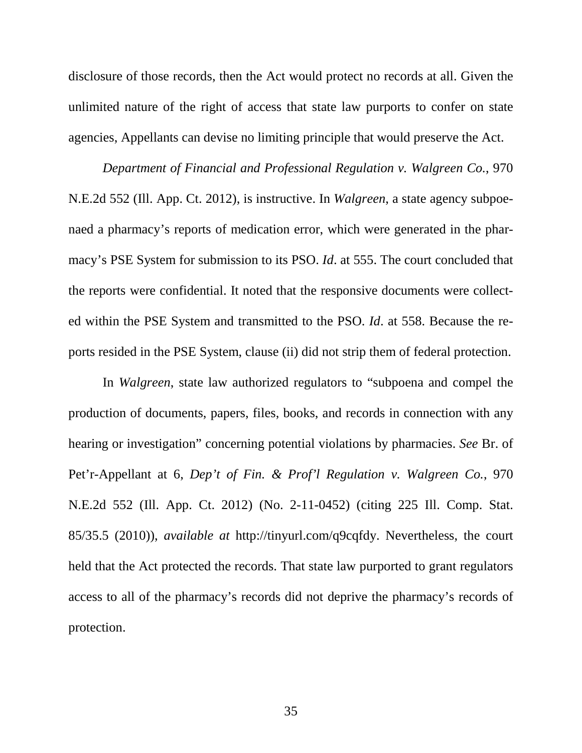disclosure of those records, then the Act would protect no records at all. Given the unlimited nature of the right of access that state law purports to confer on state agencies, Appellants can devise no limiting principle that would preserve the Act.

*Department of Financial and Professional Regulation v. Walgreen Co.*, 970 N.E.2d 552 (Ill. App. Ct. 2012), is instructive. In *Walgreen*, a state agency subpoenaed a pharmacy's reports of medication error, which were generated in the pharmacy's PSE System for submission to its PSO. *Id*. at 555. The court concluded that the reports were confidential. It noted that the responsive documents were collected within the PSE System and transmitted to the PSO. *Id*. at 558. Because the reports resided in the PSE System, clause (ii) did not strip them of federal protection.

In *Walgreen*, state law authorized regulators to "subpoena and compel the production of documents, papers, files, books, and records in connection with any hearing or investigation" concerning potential violations by pharmacies. *See* Br. of Pet'r-Appellant at 6, *Dep't of Fin. & Prof'l Regulation v. Walgreen Co.*, 970 N.E.2d 552 (Ill. App. Ct. 2012) (No. 2-11-0452) (citing 225 Ill. Comp. Stat. 85/35.5 (2010)), *available at* http://tinyurl.com/q9cqfdy. Nevertheless, the court held that the Act protected the records. That state law purported to grant regulators access to all of the pharmacy's records did not deprive the pharmacy's records of protection.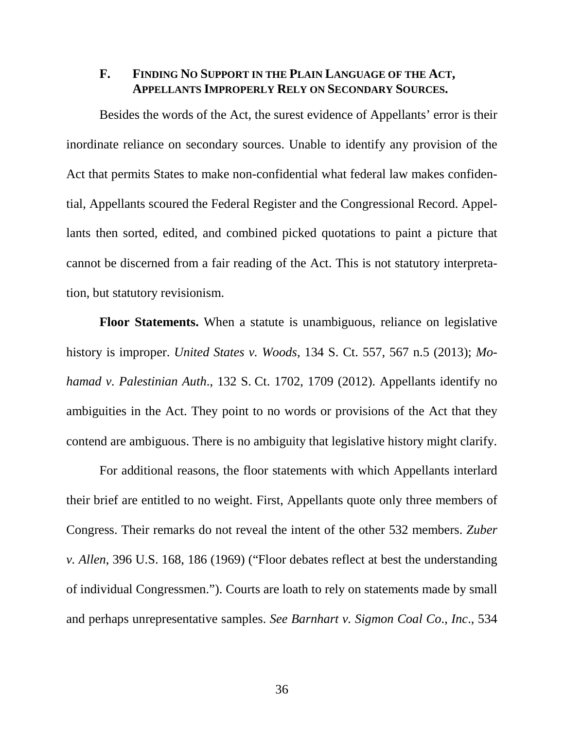### F. FINDING NO SUPPORT IN THE PLAIN LANGUAGE OF THE ACT, APPELLANTS IMPROPERLY RELY ON SECONDARY SOURCES.

Besides the words of the Act, the surest evidence of Appellants' error is their inordinate reliance on secondary sources. Unable to identify any provision of the Act that permits States to make non-confidential what federal law makes confidential, Appellants scoured the Federal Register and the Congressional Record. Appellants then sorted, edited, and combined picked quotations to paint a picture that cannot be discerned from a fair reading of the Act. This is not statutory interpretation, but statutory revisionism.

**Floor Statements.** When a statute is unambiguous, reliance on legislative history is improper. *United States v. Woods*, 134 S. Ct. 557, 567 n.5 (2013); *Mohamad v. Palestinian Auth.*, 132 S. Ct. 1702, 1709 (2012). Appellants identify no ambiguities in the Act. They point to no words or provisions of the Act that they contend are ambiguous. There is no ambiguity that legislative history might clarify.

For additional reasons, the floor statements with which Appellants interlard their brief are entitled to no weight. First, Appellants quote only three members of Congress. Their remarks do not reveal the intent of the other 532 members. *Zuber v. Allen*, 396 U.S. 168, 186 (1969) ("Floor debates reflect at best the understanding of individual Congressmen."). Courts are loath to rely on statements made by small and perhaps unrepresentative samples. *See Barnhart v. Sigmon Coal Co., Inc.*, 534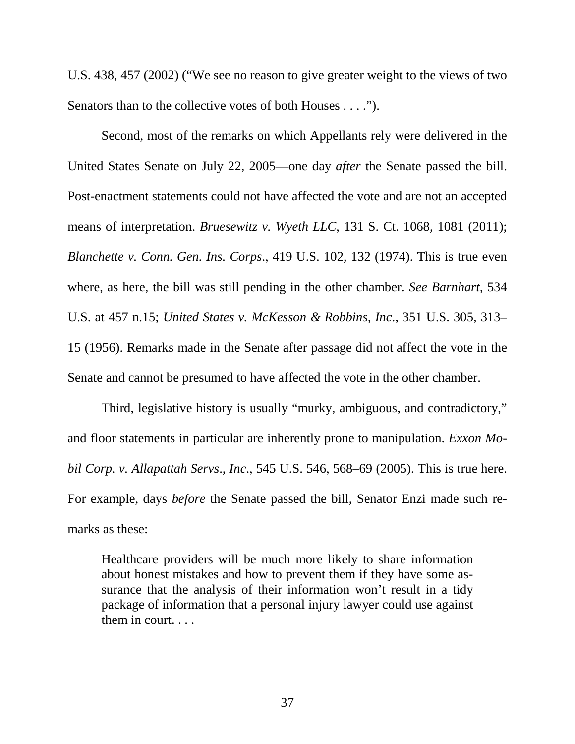U.S. 438, 457 (2002) ("We see no reason to give greater weight to the views of two Senators than to the collective votes of both Houses . . . .").

Second, most of the remarks on which Appellants rely were delivered in the United States Senate on July 22, 2005—one day *after* the Senate passed the bill. Post-enactment statements could not have affected the vote and are not an accepted means of interpretation. *Bruesewitz v. Wyeth LLC*, 131 S. Ct. 1068, 1081 (2011); *Blanchette v. Conn. Gen. Ins. Corps*., 419 U.S. 102, 132 (1974). This is true even where, as here, the bill was still pending in the other chamber. *See Barnhart*, 534 U.S. at 457 n.15; *United States v. McKesson & Robbins, Inc*., 351 U.S. 305, 313–15 (1956). Remarks made in the Senate after passage did not affect the vote in the Senate and cannot be presumed to have affected the vote in the other chamber.

Third, legislative history is usually "murky, ambiguous, and contradictory," and floor statements in particular are inherently prone to manipulation. *Exxon Mobil Corp. v. Allapattah Servs., Inc*., 545 U.S. 546, 568–69 (2005). This is true here. For example, days *before* the Senate passed the bill, Senator Enzi made such remarks as these:

> Healthcare providers will be much more likely to share information about honest mistakes and how to prevent them if they have some assurance that the analysis of their information won't result in a tidy package of information that a personal injury lawyer could use against them in court. . . .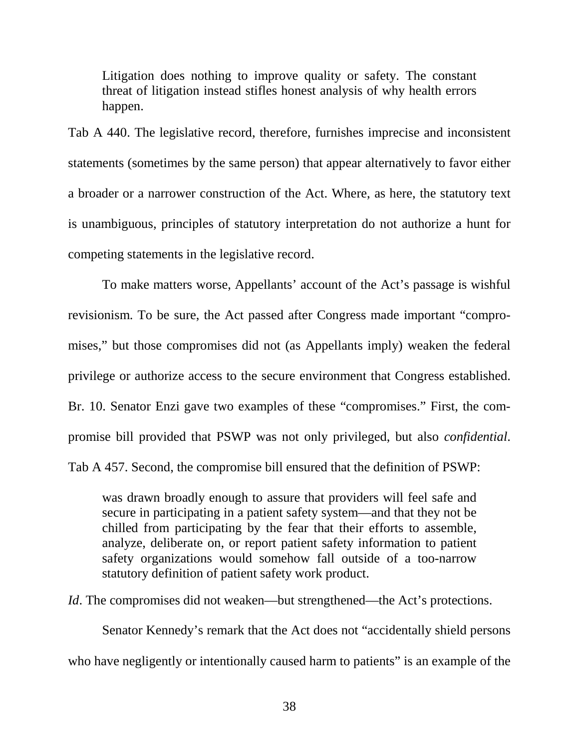> Litigation does nothing to improve quality or safety. The constant threat of litigation instead stifles honest analysis of why health errors happen.

Tab A 440. The legislative record, therefore, furnishes imprecise and inconsistent statements (sometimes by the same person) that appear alternatively to favor either a broader or a narrower construction of the Act. Where, as here, the statutory text is unambiguous, principles of statutory interpretation do not authorize a hunt for competing statements in the legislative record.

To make matters worse, Appellants' account of the Act's passage is wishful revisionism. To be sure, the Act passed after Congress made important "compromises," but those compromises did not (as Appellants imply) weaken the federal privilege or authorize access to the secure environment that Congress established. Br. 10. Senator Enzi gave two examples of these "compromises." First, the compromise bill provided that PSWP was not only privileged, but also *confidential*. Tab A 457. Second, the compromise bill ensured that the definition of PSWP:

> was drawn broadly enough to assure that providers will feel safe and secure in participating in a patient safety system—and that they not be chilled from participating by the fear that their efforts to assemble, analyze, deliberate on, or report patient safety information to patient safety organizations would somehow fall outside of a too-narrow statutory definition of patient safety work product.

*Id*. The compromises did not weaken—but strengthened—the Act's protections.

Senator Kennedy's remark that the Act does not "accidentally shield persons who have negligently or intentionally caused harm to patients" is an example of the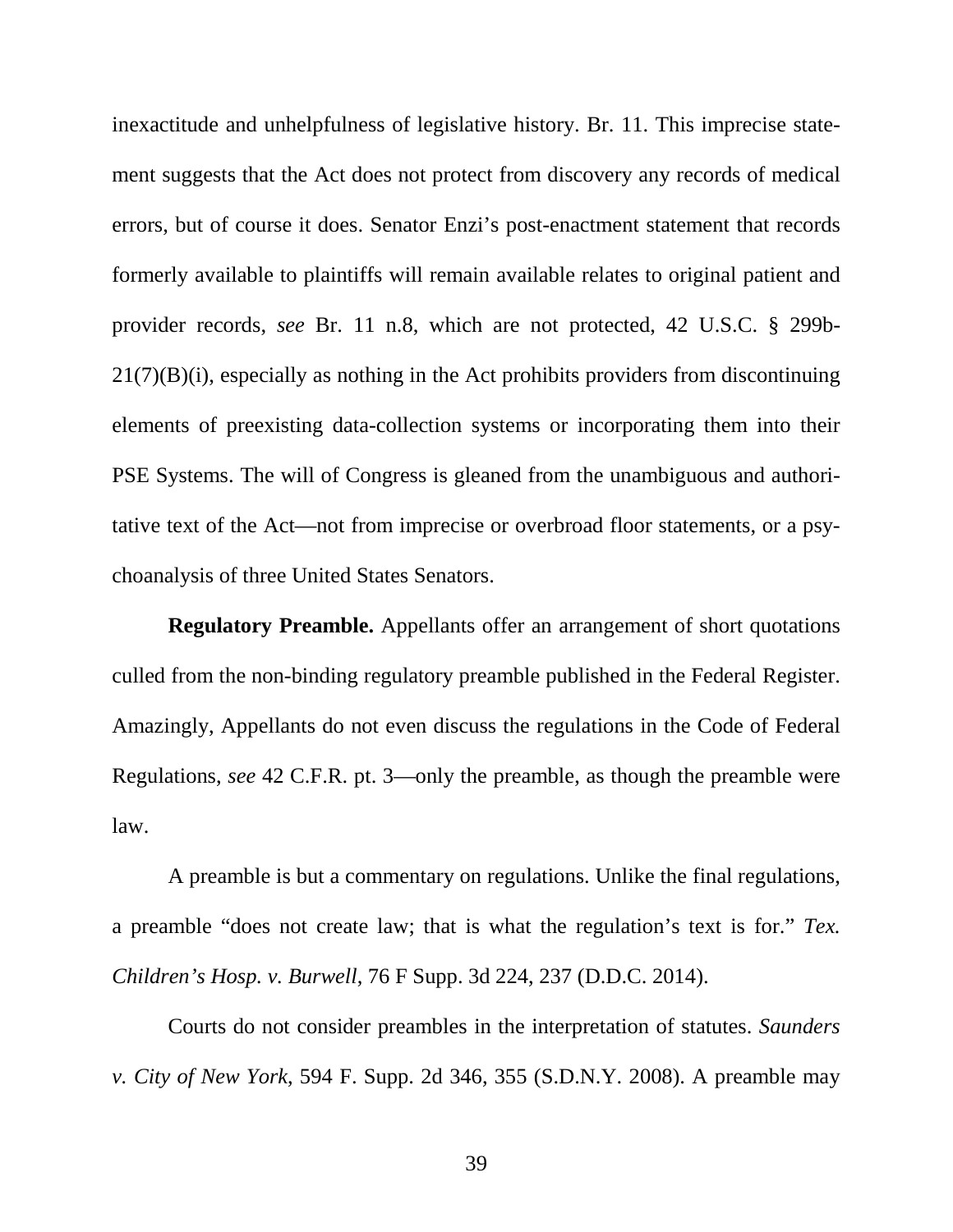inexactitude and unhelpfulness of legislative history. Br. 11. This imprecise statement suggests that the Act does not protect from discovery any records of medical errors, but of course it does. Senator Enzi's post-enactment statement that records formerly available to plaintiffs will remain available relates to original patient and provider records, *see* Br. 11 n.8, which are not protected, 42 U.S.C. § 299b-21(7)(B)(i), especially as nothing in the Act prohibits providers from discontinuing elements of preexisting data-collection systems or incorporating them into their PSE Systems. The will of Congress is gleaned from the unambiguous and authoritative text of the Act—not from imprecise or overbroad floor statements, or a psychoanalysis of three United States Senators.

**Regulatory Preamble.** Appellants offer an arrangement of short quotations culled from the non-binding regulatory preamble published in the Federal Register. Amazingly, Appellants do not even discuss the regulations in the Code of Federal Regulations, *see* 42 C.F.R. pt. 3—only the preamble, as though the preamble were law.

A preamble is but a commentary on regulations. Unlike the final regulations, a preamble "does not create law; that is what the regulation's text is for." *Tex. Children's Hosp. v. Burwell*, 76 F Supp. 3d 224, 237 (D.D.C. 2014).

Courts do not consider preambles in the interpretation of statutes. *Saunders v. City of New York*, 594 F. Supp. 2d 346, 355 (S.D.N.Y. 2008). A preamble may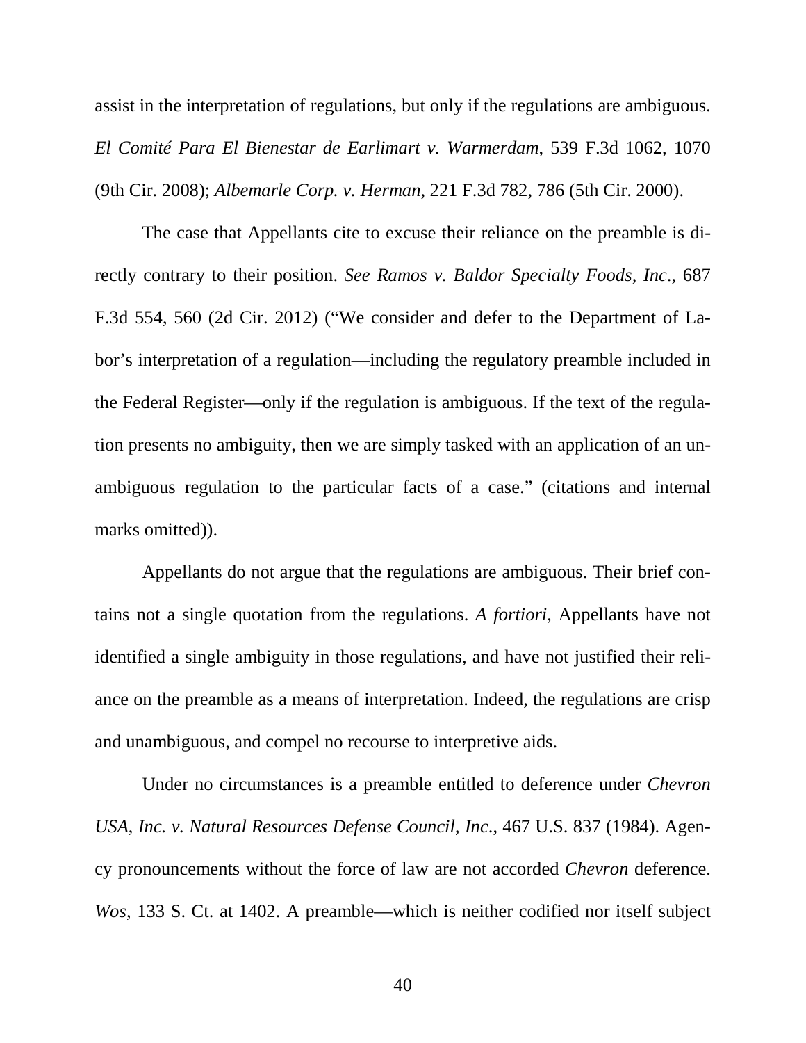assist in the interpretation of regulations, but only if the regulations are ambiguous. *El Comité Para El Bienestar de Earlimart v. Warmerdam*, 539 F.3d 1062, 1070 (9th Cir. 2008); *Albemarle Corp. v. Herman*, 221 F.3d 782, 786 (5th Cir. 2000).

The case that Appellants cite to excuse their reliance on the preamble is directly contrary to their position. *See Ramos v. Baldor Specialty Foods, Inc*., 687 F.3d 554, 560 (2d Cir. 2012) ("We consider and defer to the Department of Labor's interpretation of a regulation—including the regulatory preamble included in the Federal Register—only if the regulation is ambiguous. If the text of the regulation presents no ambiguity, then we are simply tasked with an application of an unambiguous regulation to the particular facts of a case." (citations and internal marks omitted)).

Appellants do not argue that the regulations are ambiguous. Their brief contains not a single quotation from the regulations. *A fortiori*, Appellants have not identified a single ambiguity in those regulations, and have not justified their reliance on the preamble as a means of interpretation. Indeed, the regulations are crisp and unambiguous, and compel no recourse to interpretive aids.

Under no circumstances is a preamble entitled to deference under *Chevron USA, Inc. v. Natural Resources Defense Council, Inc*., 467 U.S. 837 (1984). Agency pronouncements without the force of law are not accorded *Chevron* deference. *Wos*, 133 S. Ct. at 1402. A preamble—which is neither codified nor itself subject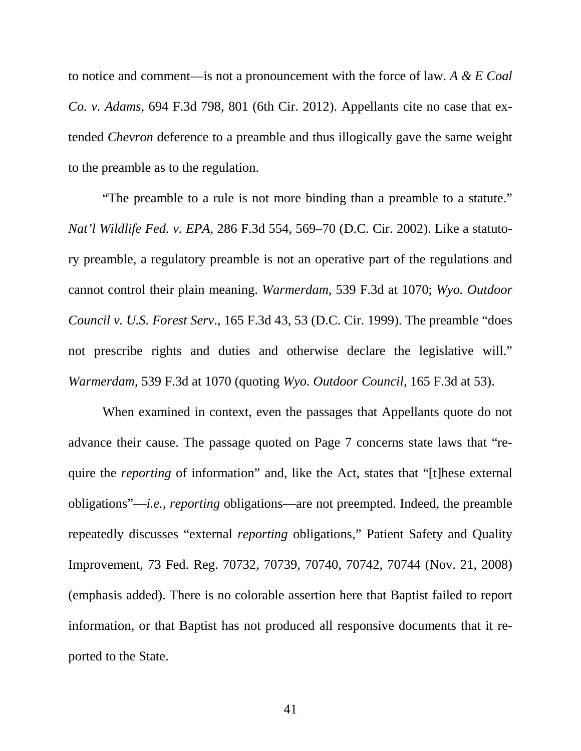to notice and comment—is not a pronouncement with the force of law. *A & E Coal Co. v. Adams*, 694 F.3d 798, 801 (6th Cir. 2012). Appellants cite no case that extended *Chevron* deference to a preamble and thus illogically gave the same weight to the preamble as to the regulation.

"The preamble to a rule is not more binding than a preamble to a statute." *Nat'l Wildlife Fed. v. EPA*, 286 F.3d 554, 569–70 (D.C. Cir. 2002). Like a statutory preamble, a regulatory preamble is not an operative part of the regulations and cannot control their plain meaning. *Warmerdam*, 539 F.3d at 1070; *Wyo. Outdoor Council v. U.S. Forest Serv.*, 165 F.3d 43, 53 (D.C. Cir. 1999). The preamble "does not prescribe rights and duties and otherwise declare the legislative will." *Warmerdam*, 539 F.3d at 1070 (quoting *Wyo. Outdoor Council*, 165 F.3d at 53).

When examined in context, even the passages that Appellants quote do not advance their cause. The passage quoted on Page 7 concerns state laws that "require the *reporting* of information" and, like the Act, states that "[t]hese external obligations"—*i.e.*, *reporting* obligations—are not preempted. Indeed, the preamble repeatedly discusses "external *reporting* obligations," Patient Safety and Quality Improvement, 73 Fed. Reg. 70732, 70739, 70740, 70742, 70744 (Nov. 21, 2008) (emphasis added). There is no colorable assertion here that Baptist failed to report information, or that Baptist has not produced all responsive documents that it reported to the State.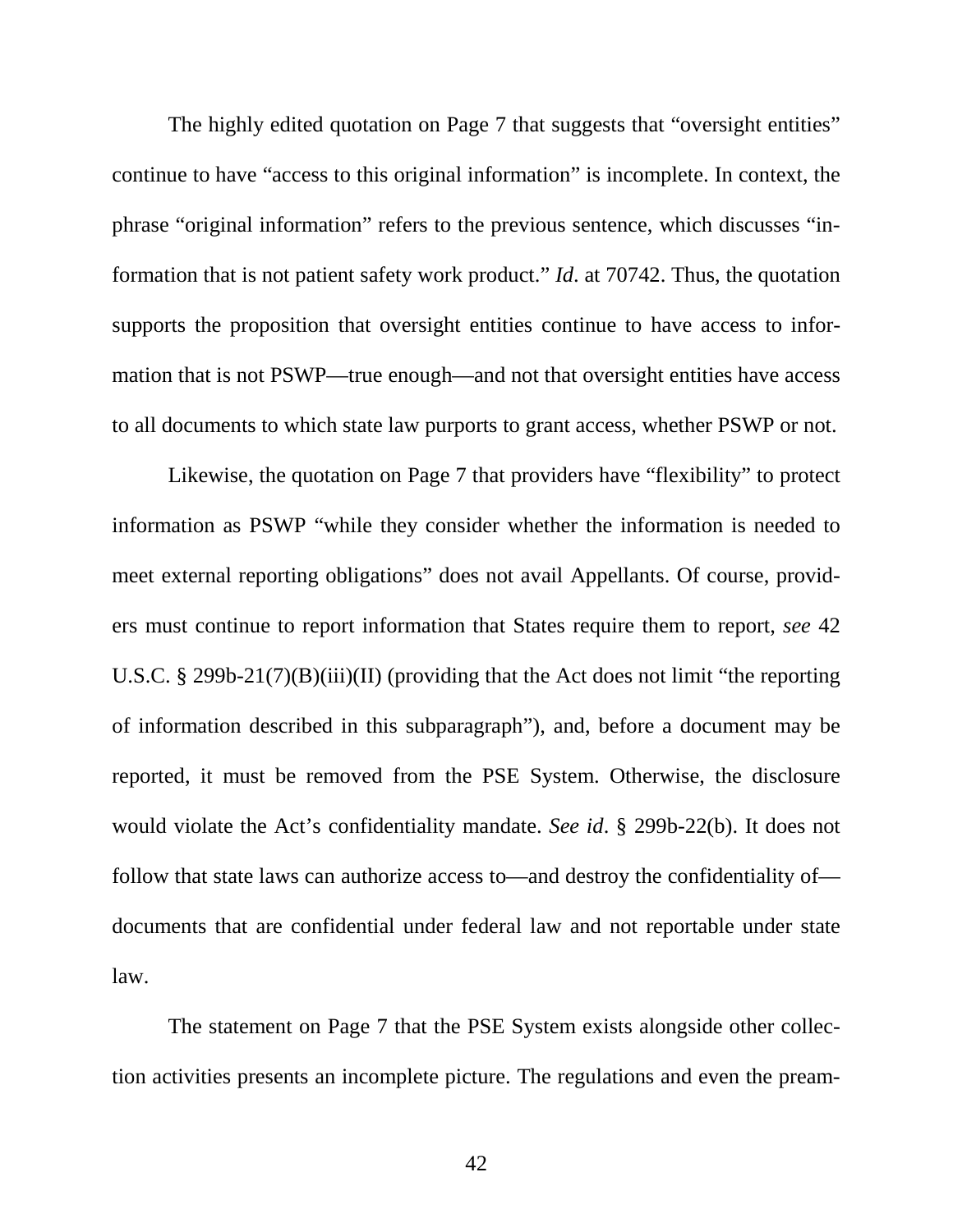The highly edited quotation on Page 7 that suggests that "oversight entities" continue to have "access to this original information" is incomplete. In context, the phrase "original information" refers to the previous sentence, which discusses "information that is not patient safety work product." *Id*. at 70742. Thus, the quotation supports the proposition that oversight entities continue to have access to information that is not PSWP—true enough—and not that oversight entities have access to all documents to which state law purports to grant access, whether PSWP or not.

Likewise, the quotation on Page 7 that providers have "flexibility" to protect information as PSWP "while they consider whether the information is needed to meet external reporting obligations" does not avail Appellants. Of course, providers must continue to report information that States require them to report, *see* 42 U.S.C. § 299b-21(7)(B)(iii)(II) (providing that the Act does not limit "the reporting of information described in this subparagraph"), and, before a document may be reported, it must be removed from the PSE System. Otherwise, the disclosure would violate the Act's confidentiality mandate. *See id*. § 299b-22(b). It does not follow that state laws can authorize access to—and destroy the confidentiality of—documents that are confidential under federal law and not reportable under state law.

The statement on Page 7 that the PSE System exists alongside other collection activities presents an incomplete picture. The regulations and even the pream-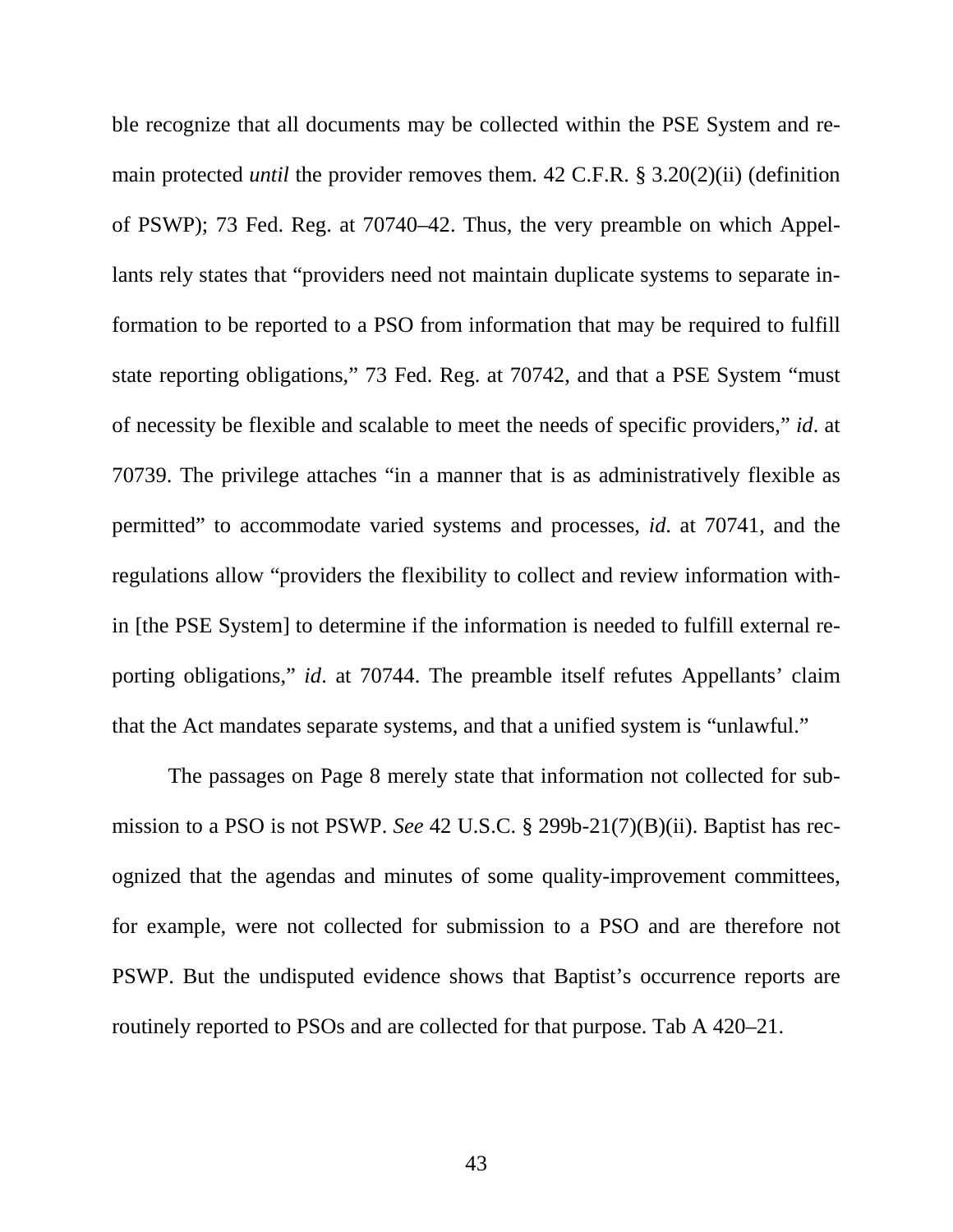ble recognize that all documents may be collected within the PSE System and remain protected *until* the provider removes them. 42 C.F.R. § 3.20(2)(ii) (definition of PSWP); 73 Fed. Reg. at 70740–42. Thus, the very preamble on which Appellants rely states that "providers need not maintain duplicate systems to separate information to be reported to a PSO from information that may be required to fulfill state reporting obligations," 73 Fed. Reg. at 70742, and that a PSE System "must of necessity be flexible and scalable to meet the needs of specific providers," *id*. at 70739. The privilege attaches "in a manner that is as administratively flexible as permitted" to accommodate varied systems and processes, *id*. at 70741, and the regulations allow "providers the flexibility to collect and review information within [the PSE System] to determine if the information is needed to fulfill external reporting obligations," *id*. at 70744. The preamble itself refutes Appellants' claim that the Act mandates separate systems, and that a unified system is "unlawful."

The passages on Page 8 merely state that information not collected for submission to a PSO is not PSWP. *See* 42 U.S.C. § 299b-21(7)(B)(ii). Baptist has recognized that the agendas and minutes of some quality-improvement committees, for example, were not collected for submission to a PSO and are therefore not PSWP. But the undisputed evidence shows that Baptist's occurrence reports are routinely reported to PSOs and are collected for that purpose. Tab A 420–21.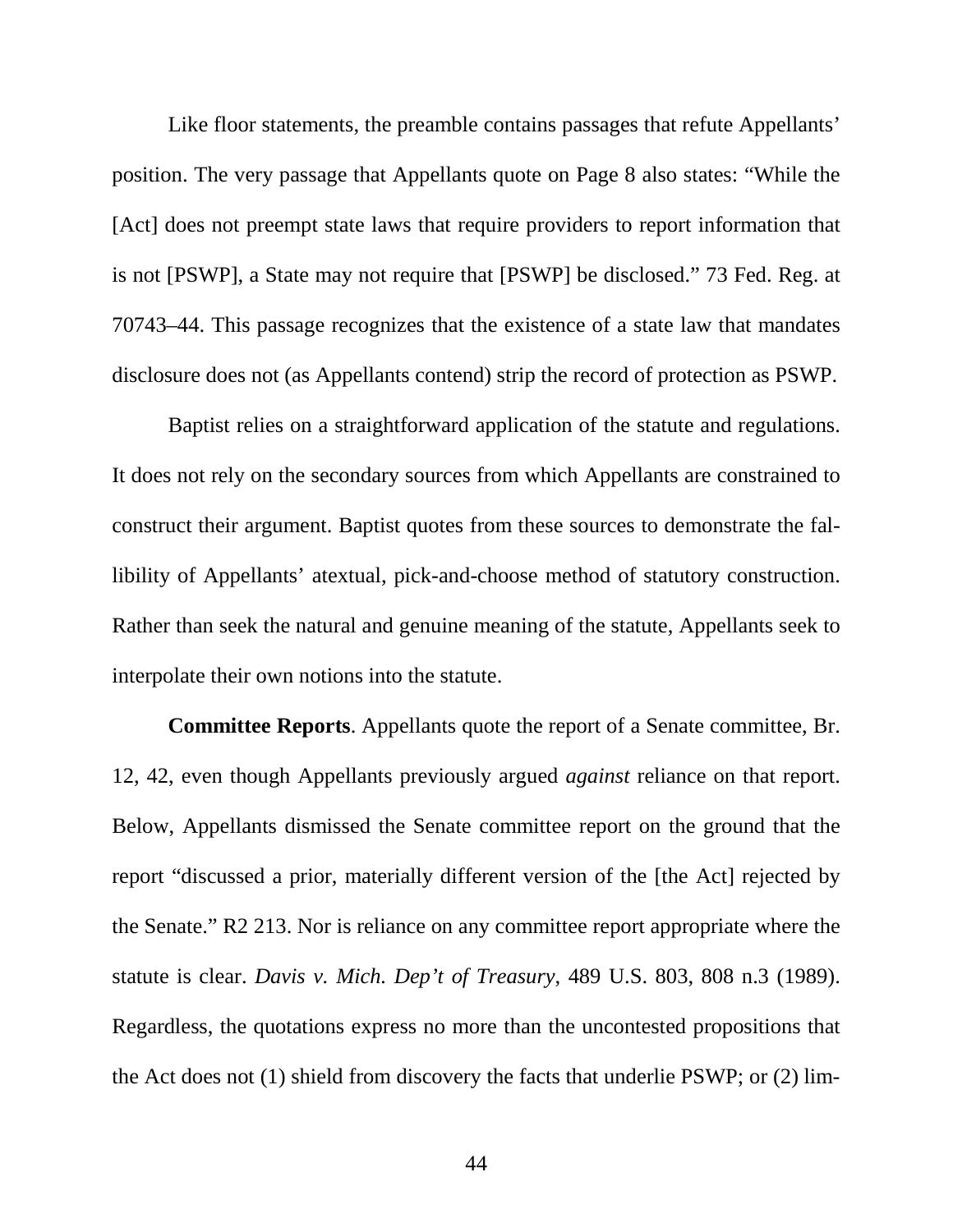Like floor statements, the preamble contains passages that refute Appellants' position. The very passage that Appellants quote on Page 8 also states: "While the [Act] does not preempt state laws that require providers to report information that is not [PSWP], a State may not require that [PSWP] be disclosed." 73 Fed. Reg. at 70743–44. This passage recognizes that the existence of a state law that mandates disclosure does not (as Appellants contend) strip the record of protection as PSWP.

Baptist relies on a straightforward application of the statute and regulations. It does not rely on the secondary sources from which Appellants are constrained to construct their argument. Baptist quotes from these sources to demonstrate the fallibility of Appellants' atextual, pick-and-choose method of statutory construction. Rather than seek the natural and genuine meaning of the statute, Appellants seek to interpolate their own notions into the statute.

**Committee Reports**. Appellants quote the report of a Senate committee, Br. 12, 42, even though Appellants previously argued *against* reliance on that report. Below, Appellants dismissed the Senate committee report on the ground that the report "discussed a prior, materially different version of the [the Act] rejected by the Senate." R2 213. Nor is reliance on any committee report appropriate where the statute is clear. *Davis v. Mich. Dep't of Treasury*, 489 U.S. 803, 808 n.3 (1989). Regardless, the quotations express no more than the uncontested propositions that the Act does not (1) shield from discovery the facts that underlie PSWP; or (2) lim-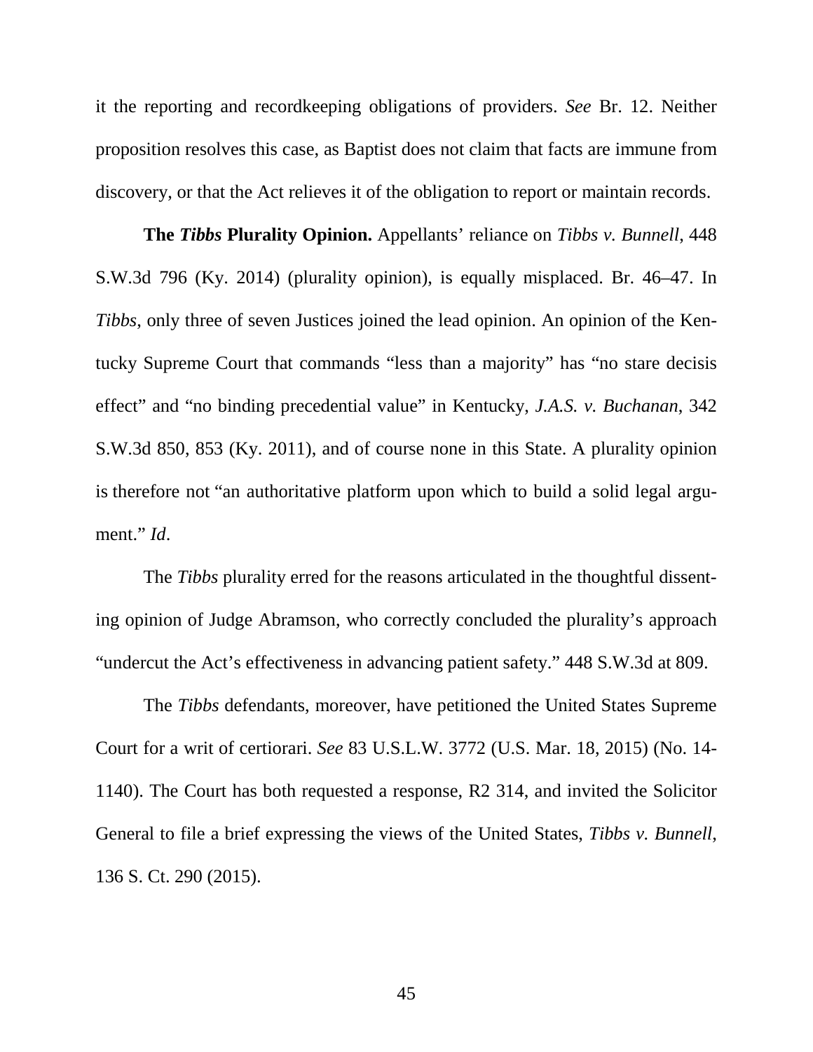it the reporting and recordkeeping obligations of providers. *See* Br. 12. Neither proposition resolves this case, as Baptist does not claim that facts are immune from discovery, or that the Act relieves it of the obligation to report or maintain records.

**The *Tibbs* Plurality Opinion.** Appellants' reliance on *Tibbs v. Bunnell*, 448 S.W.3d 796 (Ky. 2014) (plurality opinion), is equally misplaced. Br. 46–47. In *Tibbs*, only three of seven Justices joined the lead opinion. An opinion of the Kentucky Supreme Court that commands "less than a majority" has "no stare decisis effect" and "no binding precedential value" in Kentucky, *J.A.S. v. Buchanan*, 342 S.W.3d 850, 853 (Ky. 2011), and of course none in this State. A plurality opinion is therefore not "an authoritative platform upon which to build a solid legal argument." *Id*.

The *Tibbs* plurality erred for the reasons articulated in the thoughtful dissenting opinion of Judge Abramson, who correctly concluded the plurality's approach "undercut the Act's effectiveness in advancing patient safety." 448 S.W.3d at 809.

The *Tibbs* defendants, moreover, have petitioned the United States Supreme Court for a writ of certiorari. *See* 83 U.S.L.W. 3772 (U.S. Mar. 18, 2015) (No. 14-1140). The Court has both requested a response, R2 314, and invited the Solicitor General to file a brief expressing the views of the United States, *Tibbs v. Bunnell*, 136 S. Ct. 290 (2015).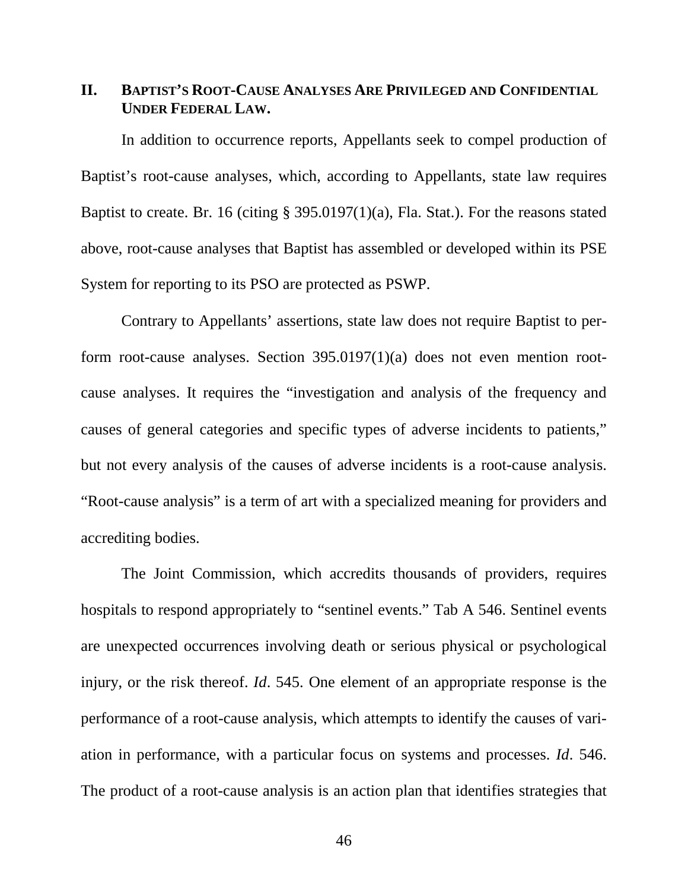## II. BAPTIST'S ROOT-CAUSE ANALYSES ARE PRIVILEGED AND CONFIDENTIAL UNDER FEDERAL LAW.

In addition to occurrence reports, Appellants seek to compel production of Baptist's root-cause analyses, which, according to Appellants, state law requires Baptist to create. Br. 16 (citing § 395.0197(1)(a), Fla. Stat.). For the reasons stated above, root-cause analyses that Baptist has assembled or developed within its PSE System for reporting to its PSO are protected as PSWP.

Contrary to Appellants' assertions, state law does not require Baptist to perform root-cause analyses. Section 395.0197(1)(a) does not even mention root-cause analyses. It requires the "investigation and analysis of the frequency and causes of general categories and specific types of adverse incidents to patients," but not every analysis of the causes of adverse incidents is a root-cause analysis. "Root-cause analysis" is a term of art with a specialized meaning for providers and accrediting bodies.

The Joint Commission, which accredits thousands of providers, requires hospitals to respond appropriately to "sentinel events." Tab A 546. Sentinel events are unexpected occurrences involving death or serious physical or psychological injury, or the risk thereof. *Id*. 545. One element of an appropriate response is the performance of a root-cause analysis, which attempts to identify the causes of variation in performance, with a particular focus on systems and processes. *Id*. 546. The product of a root-cause analysis is an action plan that identifies strategies that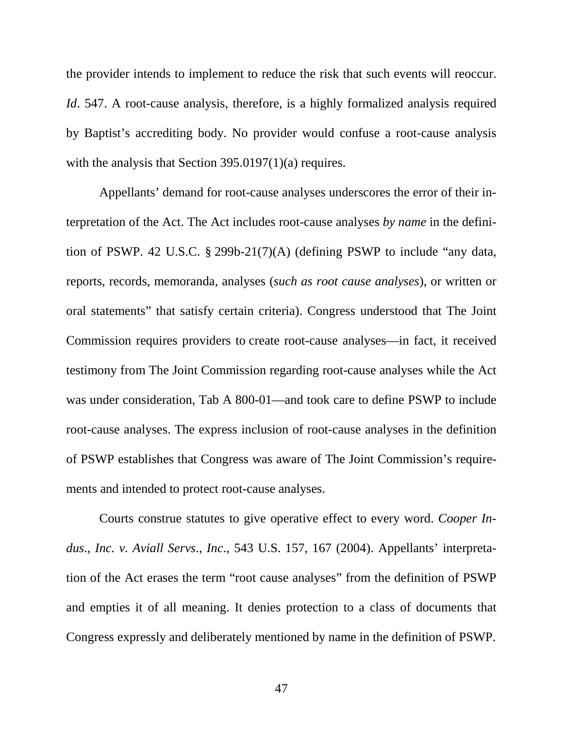the provider intends to implement to reduce the risk that such events will reoccur. *Id*. 547. A root-cause analysis, therefore, is a highly formalized analysis required by Baptist's accrediting body. No provider would confuse a root-cause analysis with the analysis that Section 395.0197(1)(a) requires.

Appellants' demand for root-cause analyses underscores the error of their interpretation of the Act. The Act includes root-cause analyses *by name* in the definition of PSWP. 42 U.S.C. § 299b-21(7)(A) (defining PSWP to include "any data, reports, records, memoranda, analyses (*such as root cause analyses*), or written or oral statements" that satisfy certain criteria). Congress understood that The Joint Commission requires providers to create root-cause analyses—in fact, it received testimony from The Joint Commission regarding root-cause analyses while the Act was under consideration, Tab A 800-01—and took care to define PSWP to include root-cause analyses. The express inclusion of root-cause analyses in the definition of PSWP establishes that Congress was aware of The Joint Commission's requirements and intended to protect root-cause analyses.

Courts construe statutes to give operative effect to every word. *Cooper Indus., Inc. v. Aviall Servs., Inc.*, 543 U.S. 157, 167 (2004). Appellants' interpretation of the Act erases the term "root cause analyses" from the definition of PSWP and empties it of all meaning. It denies protection to a class of documents that Congress expressly and deliberately mentioned by name in the definition of PSWP.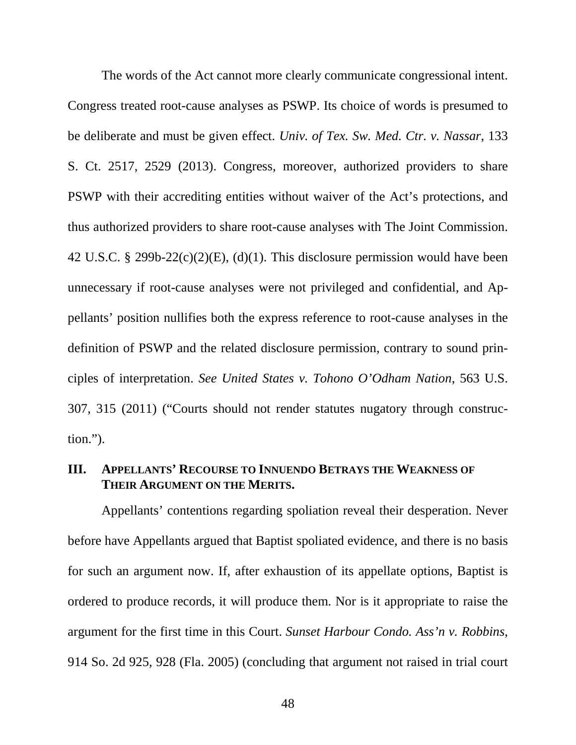The words of the Act cannot more clearly communicate congressional intent. Congress treated root-cause analyses as PSWP. Its choice of words is presumed to be deliberate and must be given effect. *Univ. of Tex. Sw. Med. Ctr. v. Nassar*, 133 S. Ct. 2517, 2529 (2013). Congress, moreover, authorized providers to share PSWP with their accrediting entities without waiver of the Act's protections, and thus authorized providers to share root-cause analyses with The Joint Commission. 42 U.S.C. § 299b-22(c)(2)(E), (d)(1). This disclosure permission would have been unnecessary if root-cause analyses were not privileged and confidential, and Appellants' position nullifies both the express reference to root-cause analyses in the definition of PSWP and the related disclosure permission, contrary to sound principles of interpretation. *See United States v. Tohono O'Odham Nation*, 563 U.S. 307, 315 (2011) ("Courts should not render statutes nugatory through construction.").

## III. Appellants' Recourse to Innuendo Betrays the Weakness of Their Argument on the Merits.

Appellants' contentions regarding spoliation reveal their desperation. Never before have Appellants argued that Baptist spoliated evidence, and there is no basis for such an argument now. If, after exhaustion of its appellate options, Baptist is ordered to produce records, it will produce them. Nor is it appropriate to raise the argument for the first time in this Court. *Sunset Harbour Condo. Ass'n v. Robbins*, 914 So. 2d 925, 928 (Fla. 2005) (concluding that argument not raised in trial court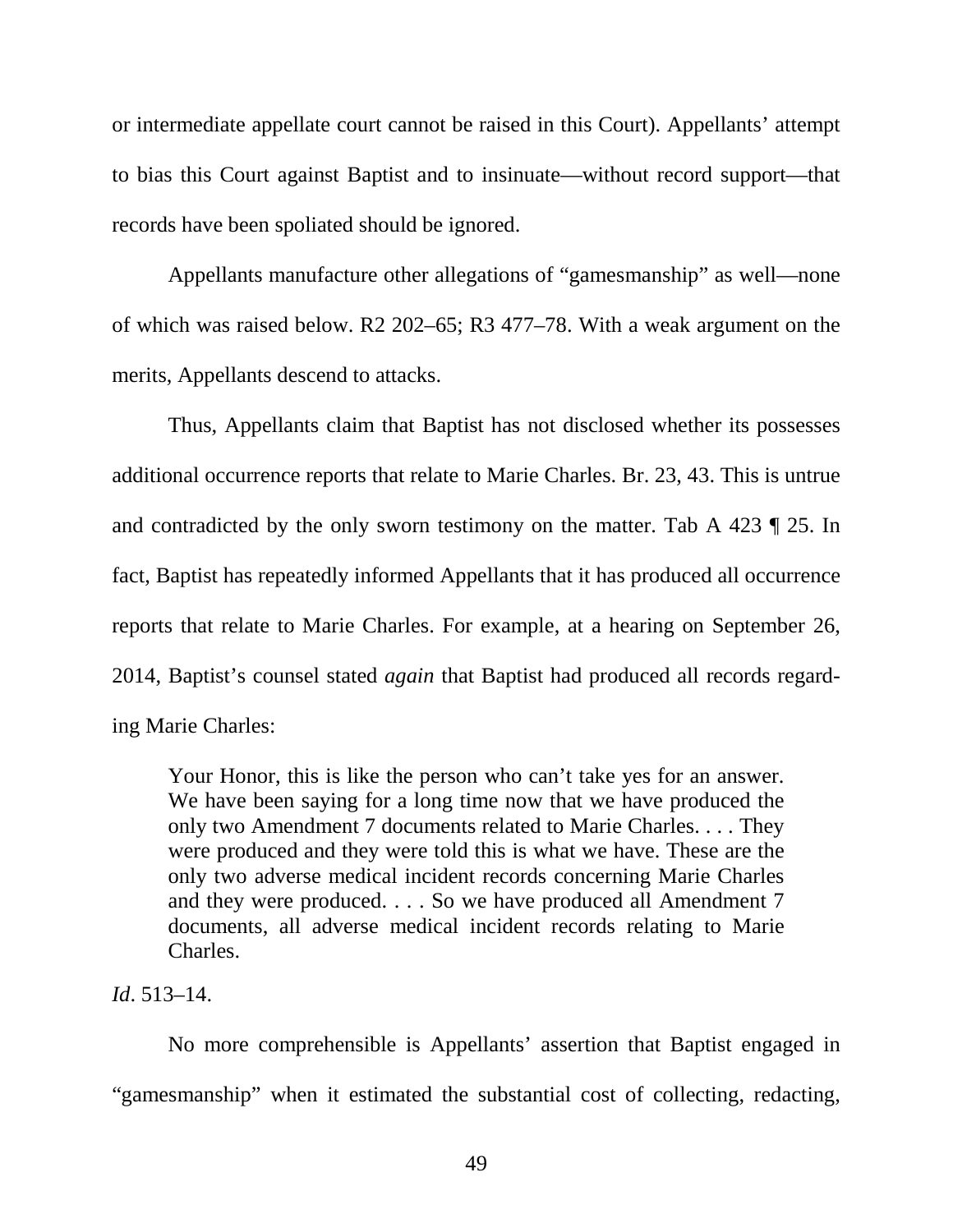or intermediate appellate court cannot be raised in this Court). Appellants' attempt to bias this Court against Baptist and to insinuate—without record support—that records have been spoliated should be ignored.

Appellants manufacture other allegations of "gamesmanship" as well—none of which was raised below. R2 202–65; R3 477–78. With a weak argument on the merits, Appellants descend to attacks.

Thus, Appellants claim that Baptist has not disclosed whether its possesses additional occurrence reports that relate to Marie Charles. Br. 23, 43. This is untrue and contradicted by the only sworn testimony on the matter. Tab A 423 ¶ 25. In fact, Baptist has repeatedly informed Appellants that it has produced all occurrence reports that relate to Marie Charles. For example, at a hearing on September 26, 2014, Baptist's counsel stated *again* that Baptist had produced all records regarding Marie Charles:

> Your Honor, this is like the person who can't take yes for an answer. We have been saying for a long time now that we have produced the only two Amendment 7 documents related to Marie Charles. . . . They were produced and they were told this is what we have. These are the only two adverse medical incident records concerning Marie Charles and they were produced. . . . So we have produced all Amendment 7 documents, all adverse medical incident records relating to Marie Charles.

*Id*. 513–14.

No more comprehensible is Appellants' assertion that Baptist engaged in "gamesmanship" when it estimated the substantial cost of collecting, redacting,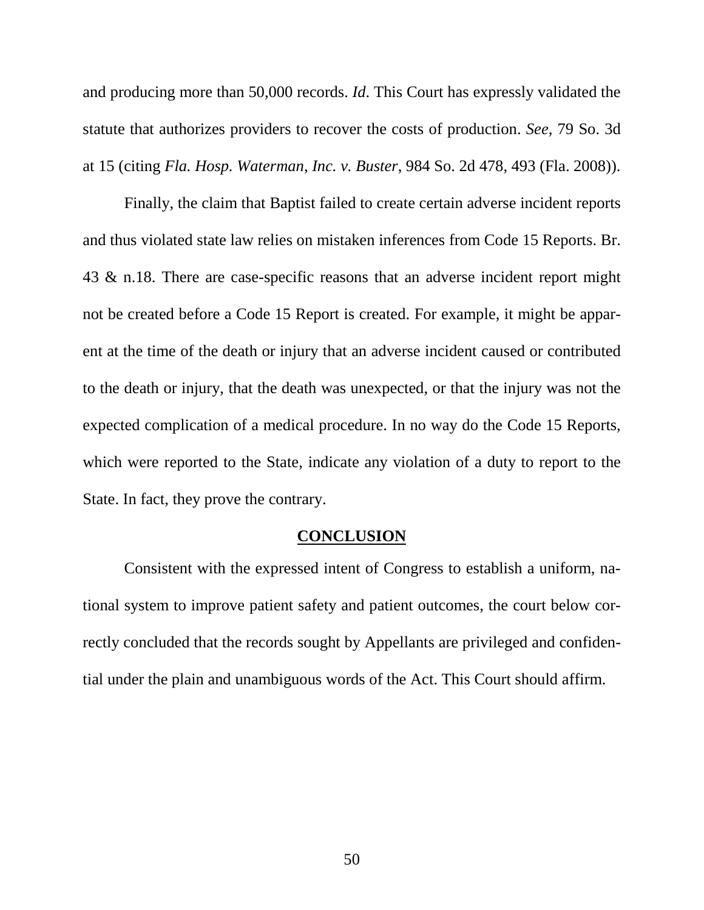and producing more than 50,000 records. *Id*. This Court has expressly validated the statute that authorizes providers to recover the costs of production. *See*, 79 So. 3d at 15 (citing *Fla. Hosp. Waterman, Inc. v. Buster*, 984 So. 2d 478, 493 (Fla. 2008)).

Finally, the claim that Baptist failed to create certain adverse incident reports and thus violated state law relies on mistaken inferences from Code 15 Reports. Br. 43 & n.18. There are case-specific reasons that an adverse incident report might not be created before a Code 15 Report is created. For example, it might be apparent at the time of the death or injury that an adverse incident caused or contributed to the death or injury, that the death was unexpected, or that the injury was not the expected complication of a medical procedure. In no way do the Code 15 Reports, which were reported to the State, indicate any violation of a duty to report to the State. In fact, they prove the contrary.

## CONCLUSION

Consistent with the expressed intent of Congress to establish a uniform, national system to improve patient safety and patient outcomes, the court below correctly concluded that the records sought by Appellants are privileged and confidential under the plain and unambiguous words of the Act. This Court should affirm.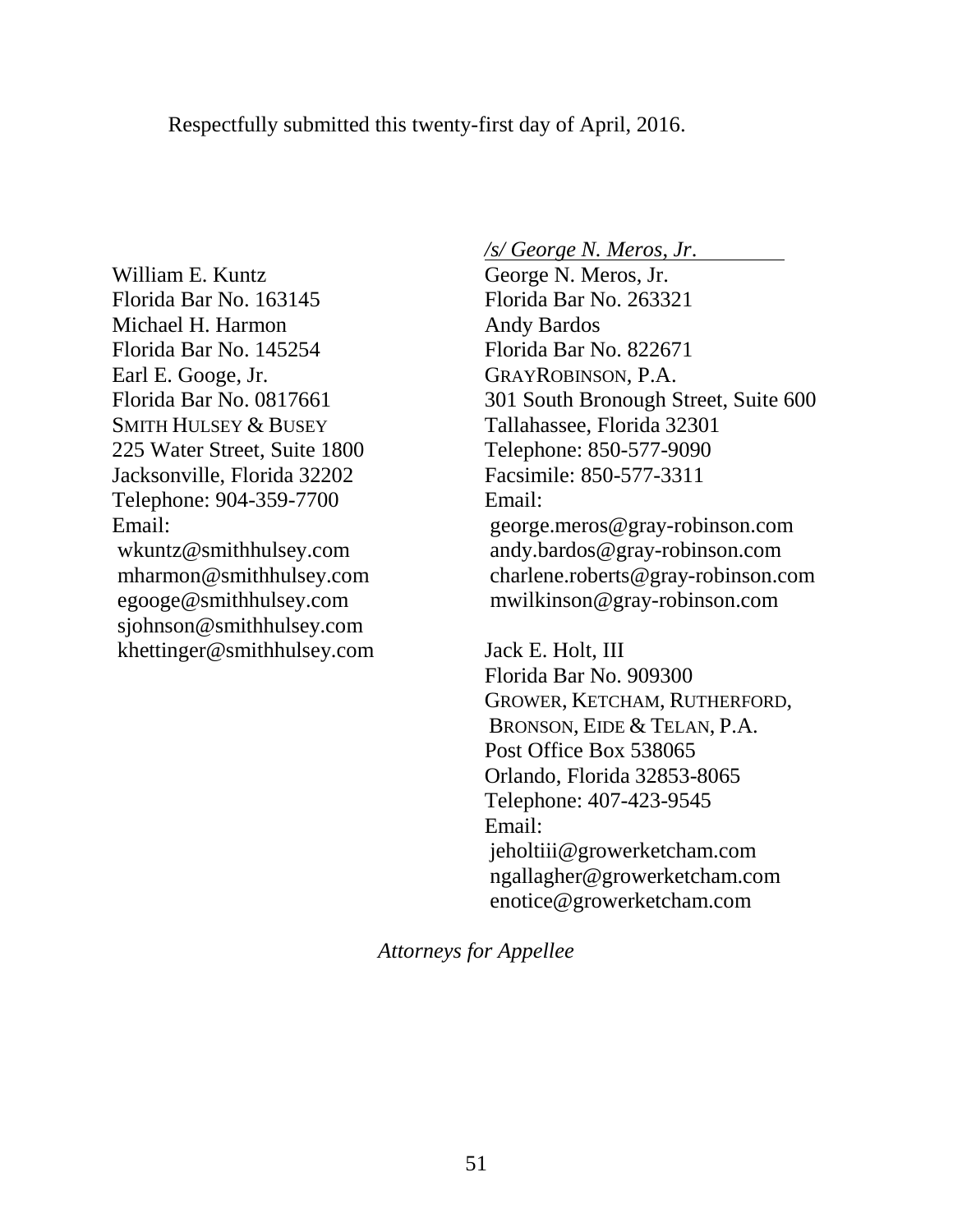Respectfully submitted this twenty-first day of April, 2016.

William E. Kuntz
Florida Bar No. 163145
Michael H. Harmon
Florida Bar No. 145254
Earl E. Googe, Jr.
Florida Bar No. 0817661
SMITH HULSEY & BUSEY
225 Water Street, Suite 1800
Jacksonville, Florida 32202
Telephone: 904-359-7700
Email:
wkuntz@smithhulsey.com
mharmon@smithhulsey.com
egooge@smithhulsey.com
sjohnson@smithhulsey.com
khettinger@smithhulsey.com

*/s/ George N. Meros, Jr.*
George N. Meros, Jr.
Florida Bar No. 263321
Andy Bardos
Florida Bar No. 822671
GRAYROBINSON, P.A.
301 South Bronough Street, Suite 600
Tallahassee, Florida 32301
Telephone: 850-577-9090
Facsimile: 850-577-3311
Email:
george.meros@gray-robinson.com
andy.bardos@gray-robinson.com
charlene.roberts@gray-robinson.com
mwilkinson@gray-robinson.com

Jack E. Holt, III
Florida Bar No. 909300
GROWER, KETCHAM, RUTHERFORD, BRONSON, EIDE & TELAN, P.A.
Post Office Box 538065
Orlando, Florida 32853-8065
Telephone: 407-423-9545
Email:
jeholtiii@growerketcham.com
ngallagher@growerketcham.com
enotice@growerketcham.com

*Attorneys for Appellee*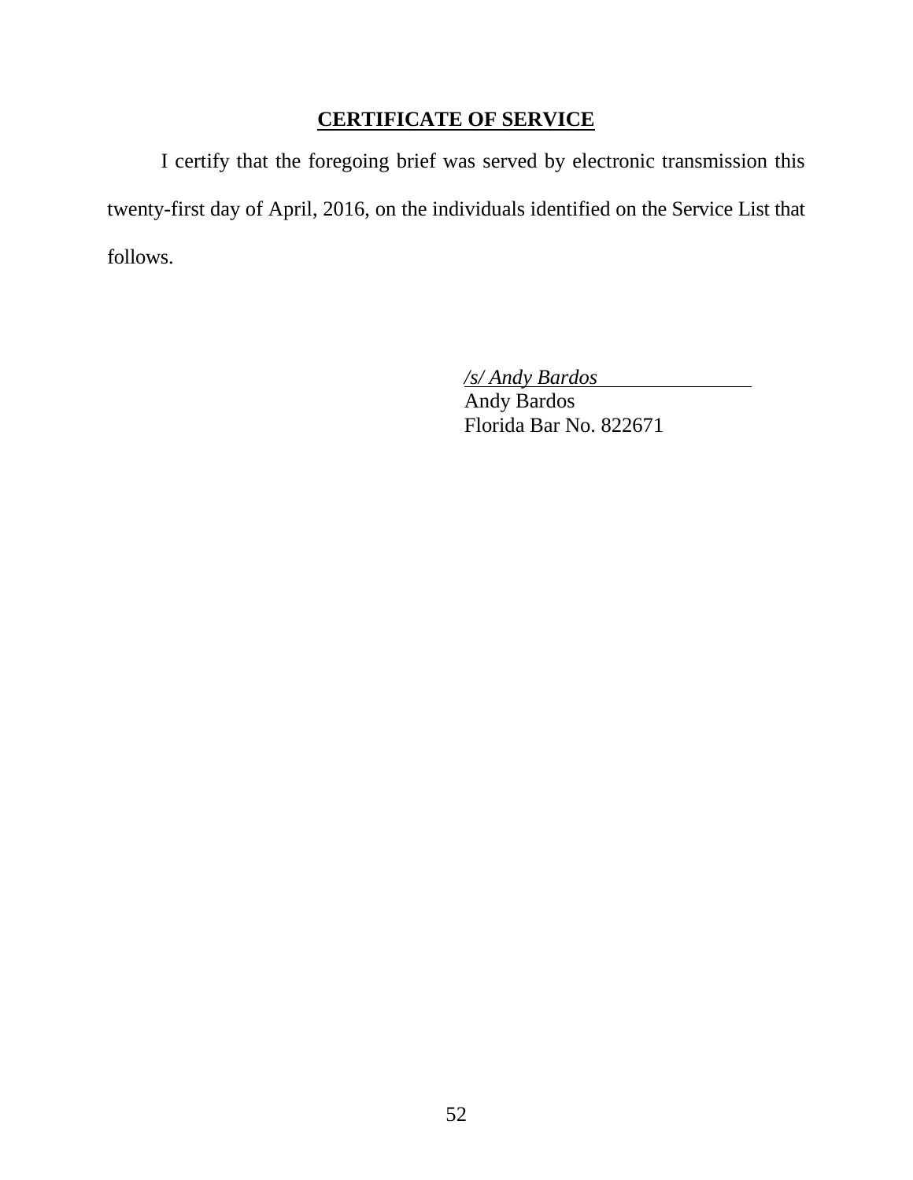**CERTIFICATE OF SERVICE**

I certify that the foregoing brief was served by electronic transmission this twenty-first day of April, 2016, on the individuals identified on the Service List that follows.

*/s/ Andy Bardos*
Andy Bardos
Florida Bar No. 822671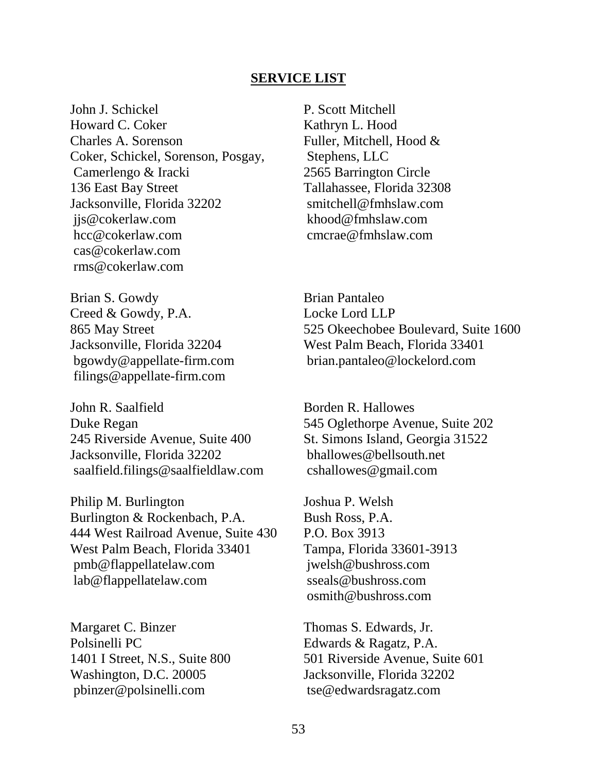## SERVICE LIST

John J. Schickel
Howard C. Coker
Charles A. Sorenson
Coker, Schickel, Sorenson, Posgay,
 Camerlengo & Iracki
136 East Bay Street
Jacksonville, Florida 32202
 jjs@cokerlaw.com
 hcc@cokerlaw.com
 cas@cokerlaw.com
 rms@cokerlaw.com

P. Scott Mitchell
Kathryn L. Hood
Fuller, Mitchell, Hood &
 Stephens, LLC
2565 Barrington Circle
Tallahassee, Florida 32308
 smitchell@fmhslaw.com
 khood@fmhslaw.com
 cmcrae@fmhslaw.com

Brian S. Gowdy
Creed & Gowdy, P.A.
865 May Street
Jacksonville, Florida 32204
 bgowdy@appellate-firm.com
 filings@appellate-firm.com

Brian Pantaleo
Locke Lord LLP
525 Okeechobee Boulevard, Suite 1600
West Palm Beach, Florida 33401
 brian.pantaleo@lockelord.com

John R. Saalfield
Duke Regan
245 Riverside Avenue, Suite 400
Jacksonville, Florida 32202
 saalfield.filings@saalfieldlaw.com

Borden R. Hallowes
545 Oglethorpe Avenue, Suite 202
St. Simons Island, Georgia 31522
 bhallowes@bellsouth.net
 cshallowes@gmail.com

Philip M. Burlington
Burlington & Rockenbach, P.A.
444 West Railroad Avenue, Suite 430
West Palm Beach, Florida 33401
 pmb@flappellatelaw.com
 lab@flappellatelaw.com

Joshua P. Welsh
Bush Ross, P.A.
P.O. Box 3913
Tampa, Florida 33601-3913
 jwelsh@bushross.com
 sseals@bushross.com
 osmith@bushross.com

Margaret C. Binzer
Polsinelli PC
1401 I Street, N.S., Suite 800
Washington, D.C. 20005
 pbinzer@polsinelli.com

Thomas S. Edwards, Jr.
Edwards & Ragatz, P.A.
501 Riverside Avenue, Suite 601
Jacksonville, Florida 32202
 tse@edwardsragatz.com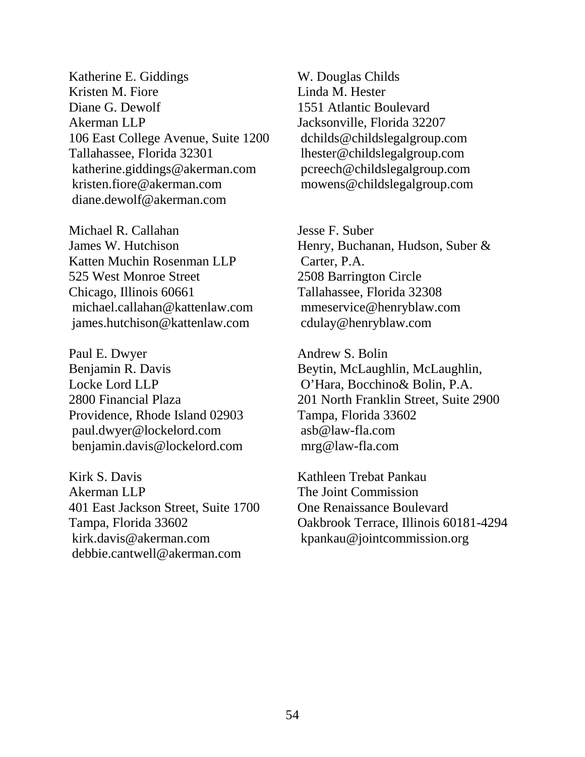Katherine E. Giddings  
Kristen M. Fiore  
Diane G. Dewolf  
Akerman LLP  
106 East College Avenue, Suite 1200  
Tallahassee, Florida 32301  
katherine.giddings@akerman.com  
kristen.fiore@akerman.com  
diane.dewolf@akerman.com

Michael R. Callahan  
James W. Hutchison  
Katten Muchin Rosenman LLP  
525 West Monroe Street  
Chicago, Illinois 60661  
michael.callahan@kattenlaw.com  
james.hutchison@kattenlaw.com

Paul E. Dwyer  
Benjamin R. Davis  
Locke Lord LLP  
2800 Financial Plaza  
Providence, Rhode Island 02903  
paul.dwyer@lockelord.com  
benjamin.davis@lockelord.com

Kirk S. Davis  
Akerman LLP  
401 East Jackson Street, Suite 1700  
Tampa, Florida 33602  
kirk.davis@akerman.com  
debbie.cantwell@akerman.com

W. Douglas Childs  
Linda M. Hester  
1551 Atlantic Boulevard  
Jacksonville, Florida 32207  
dchilds@childslegalgroup.com  
lhester@childslegalgroup.com  
pcreech@childslegalgroup.com  
mowens@childslegalgroup.com

Jesse F. Suber  
Henry, Buchanan, Hudson, Suber & Carter, P.A.  
2508 Barrington Circle  
Tallahassee, Florida 32308  
mmeservice@henryblaw.com  
cdulay@henryblaw.com

Andrew S. Bolin  
Beytin, McLaughlin, McLaughlin, O'Hara, Bocchino& Bolin, P.A.  
201 North Franklin Street, Suite 2900  
Tampa, Florida 33602  
asb@law-fla.com  
mrg@law-fla.com

Kathleen Trebat Pankau  
The Joint Commission  
One Renaissance Boulevard  
Oakbrook Terrace, Illinois 60181-4294  
kpankau@jointcommission.org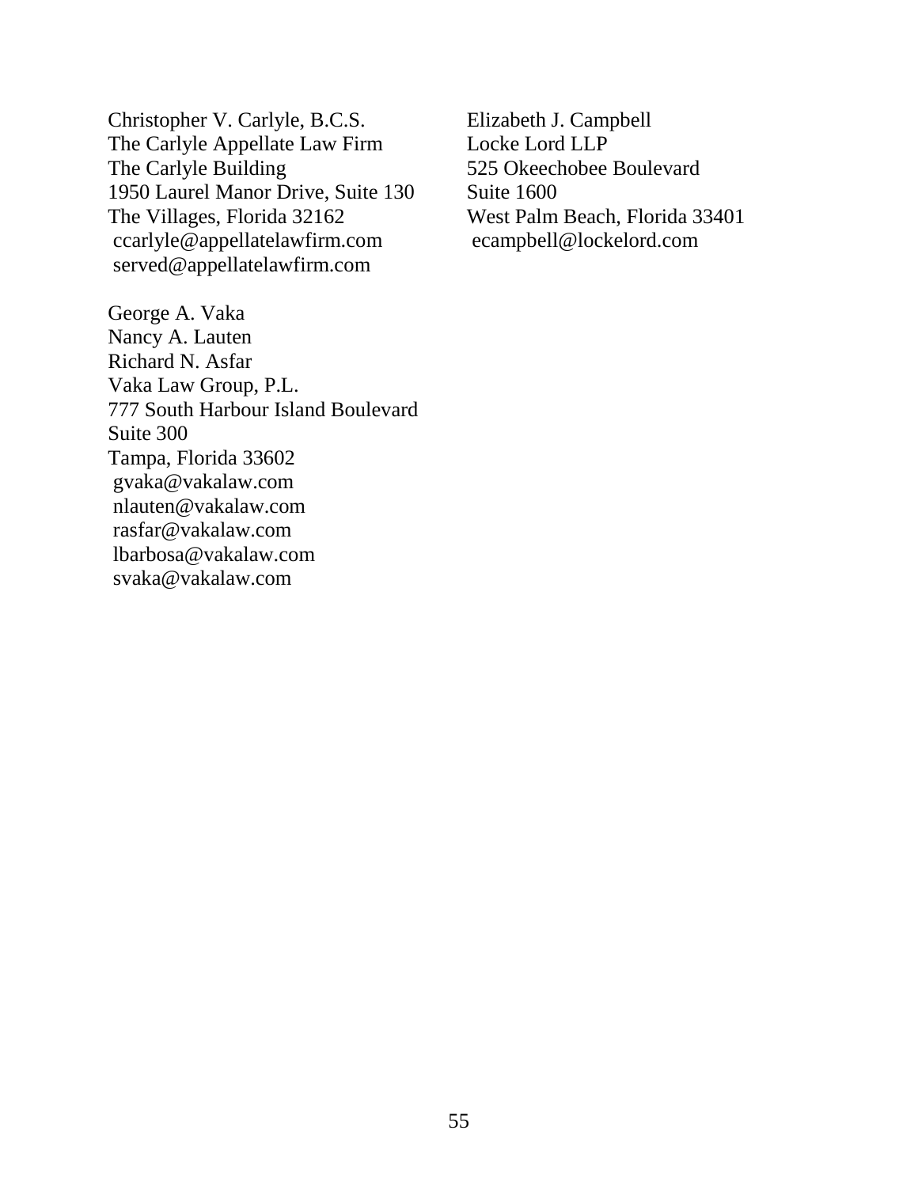Christopher V. Carlyle, B.C.S.
The Carlyle Appellate Law Firm
The Carlyle Building
1950 Laurel Manor Drive, Suite 130
The Villages, Florida 32162
ccarlyle@appellatelawfirm.com
served@appellatelawfirm.com

George A. Vaka
Nancy A. Lauten
Richard N. Asfar
Vaka Law Group, P.L.
777 South Harbour Island Boulevard
Suite 300
Tampa, Florida 33602
gvaka@vakalaw.com
nlauten@vakalaw.com
rasfar@vakalaw.com
lbarbosa@vakalaw.com
svaka@vakalaw.com

Elizabeth J. Campbell
Locke Lord LLP
525 Okeechobee Boulevard
Suite 1600
West Palm Beach, Florida 33401
ecampbell@lockelord.com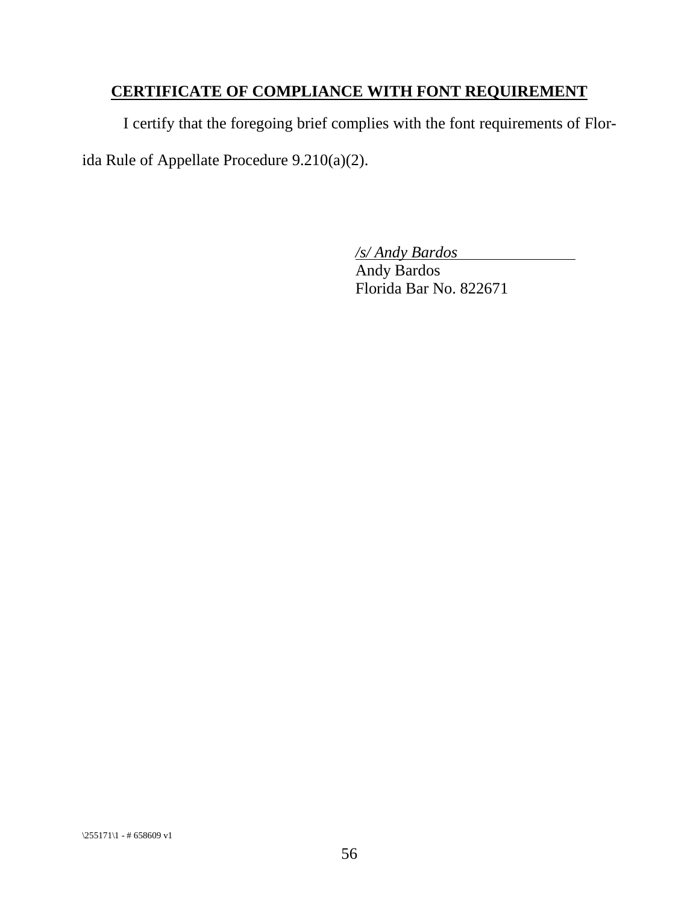**CERTIFICATE OF COMPLIANCE WITH FONT REQUIREMENT**

I certify that the foregoing brief complies with the font requirements of Florida Rule of Appellate Procedure 9.210(a)(2).

*/s/ Andy Bardos*
Andy Bardos
Florida Bar No. 822671

\255171\1 - # 658609 v1